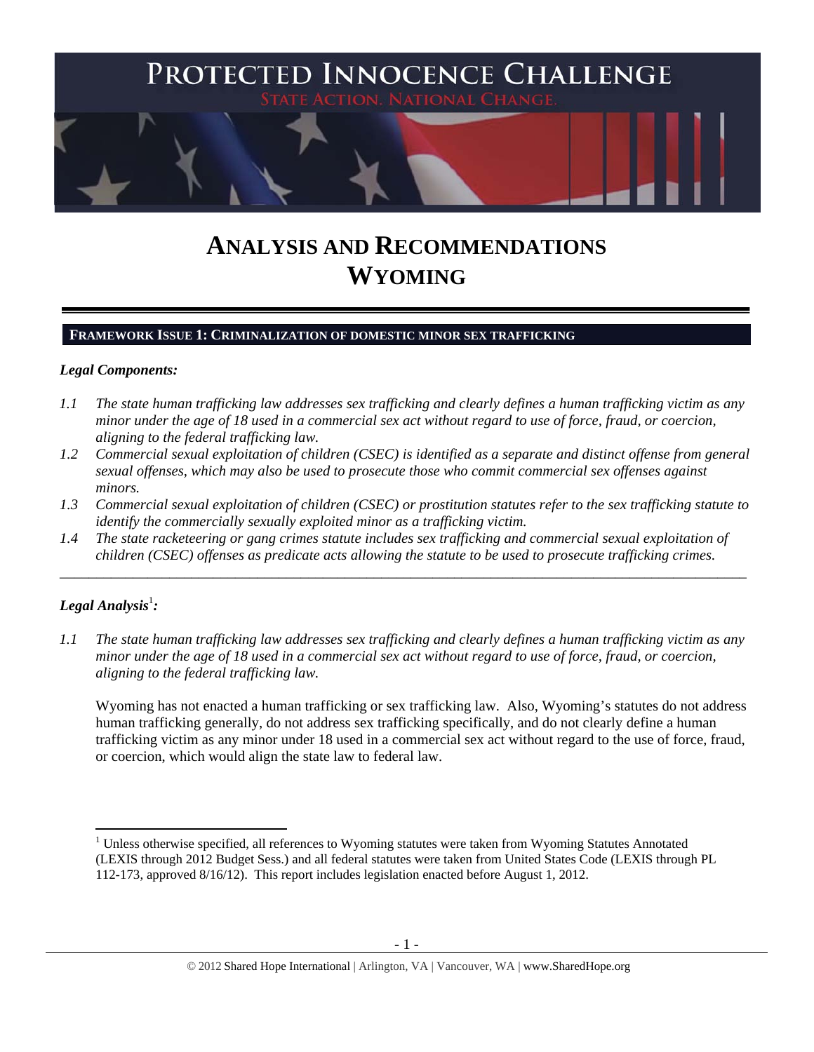# PROTECTED INNOCENCE CHALLENGE

STATE ACTION. NATIONAL CHANGE.

# ANALYSIS AND RECOMMENDATIONS WYOMING

## FRAMEWORK ISSUE 1: CRIMINALIZATION OF DOMESTIC MINOR SEX TRAFFICKING

### *Legal Components:*

*1.1 The state human trafficking law addresses sex trafficking and clearly defines a human trafficking victim as any minor under the age of 18 used in a commercial sex act without regard to use of force, fraud, or coercion, aligning to the federal trafficking law.*

*1.2 Commercial sexual exploitation of children (CSEC) is identified as a separate and distinct offense from general sexual offenses, which may also be used to prosecute those who commit commercial sex offenses against minors.*

*1.3 Commercial sexual exploitation of children (CSEC) or prostitution statutes refer to the sex trafficking statute to identify the commercially sexually exploited minor as a trafficking victim.*

*1.4 The state racketeering or gang crimes statute includes sex trafficking and commercial sexual exploitation of children (CSEC) offenses as predicate acts allowing the statute to be used to prosecute trafficking crimes.*

---

### *Legal Analysis*[1]*:*

*1.1 The state human trafficking law addresses sex trafficking and clearly defines a human trafficking victim as any minor under the age of 18 used in a commercial sex act without regard to use of force, fraud, or coercion, aligning to the federal trafficking law.*

Wyoming has not enacted a human trafficking or sex trafficking law. Also, Wyoming's statutes do not address human trafficking generally, do not address sex trafficking specifically, and do not clearly define a human trafficking victim as any minor under 18 used in a commercial sex act without regard to the use of force, fraud, or coercion, which would align the state law to federal law.

---

[1] Unless otherwise specified, all references to Wyoming statutes were taken from Wyoming Statutes Annotated (LEXIS through 2012 Budget Sess.) and all federal statutes were taken from United States Code (LEXIS through PL 112-173, approved 8/16/12). This report includes legislation enacted before August 1, 2012.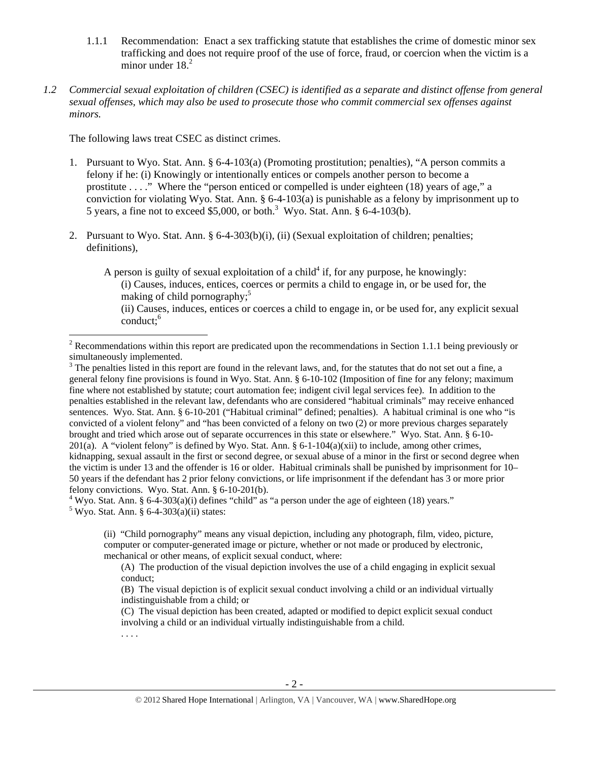1.1.1 Recommendation: Enact a sex trafficking statute that establishes the crime of domestic minor sex trafficking and does not require proof of the use of force, fraud, or coercion when the victim is a minor under 18.[2]

*1.2 Commercial sexual exploitation of children (CSEC) is identified as a separate and distinct offense from general sexual offenses, which may also be used to prosecute those who commit commercial sex offenses against minors.*

The following laws treat CSEC as distinct crimes.

1. Pursuant to Wyo. Stat. Ann. § 6-4-103(a) (Promoting prostitution; penalties), "A person commits a felony if he: (i) Knowingly or intentionally entices or compels another person to become a prostitute . . . ." Where the "person enticed or compelled is under eighteen (18) years of age," a conviction for violating Wyo. Stat. Ann. § 6-4-103(a) is punishable as a felony by imprisonment up to 5 years, a fine not to exceed $5,000, or both.[3] Wyo. Stat. Ann. § 6-4-103(b).

2. Pursuant to Wyo. Stat. Ann. § 6-4-303(b)(i), (ii) (Sexual exploitation of children; penalties; definitions),

   A person is guilty of sexual exploitation of a child[4] if, for any purpose, he knowingly:
   (i) Causes, induces, entices, coerces or permits a child to engage in, or be used for, the making of child pornography;[5]
   (ii) Causes, induces, entices or coerces a child to engage in, or be used for, any explicit sexual conduct;[6]

---

[2] Recommendations within this report are predicated upon the recommendations in Section 1.1.1 being previously or simultaneously implemented.

[3] The penalties listed in this report are found in the relevant laws, and, for the statutes that do not set out a fine, a general felony fine provisions is found in Wyo. Stat. Ann. § 6-10-102 (Imposition of fine for any felony; maximum fine where not established by statute; court automation fee; indigent civil legal services fee). In addition to the penalties established in the relevant law, defendants who are considered "habitual criminals" may receive enhanced sentences. Wyo. Stat. Ann. § 6-10-201 ("Habitual criminal" defined; penalties). A habitual criminal is one who "is convicted of a violent felony" and "has been convicted of a felony on two (2) or more previous charges separately brought and tried which arose out of separate occurrences in this state or elsewhere." Wyo. Stat. Ann. § 6-10-201(a). A "violent felony" is defined by Wyo. Stat. Ann. § 6-1-104(a)(xii) to include, among other crimes, kidnapping, sexual assault in the first or second degree, or sexual abuse of a minor in the first or second degree when the victim is under 13 and the offender is 16 or older. Habitual criminals shall be punished by imprisonment for 10–50 years if the defendant has 2 prior felony convictions, or life imprisonment if the defendant has 3 or more prior felony convictions. Wyo. Stat. Ann. § 6-10-201(b).

[4] Wyo. Stat. Ann. § 6-4-303(a)(i) defines "child" as "a person under the age of eighteen (18) years."

[5] Wyo. Stat. Ann. § 6-4-303(a)(ii) states:

> (ii) "Child pornography" means any visual depiction, including any photograph, film, video, picture, computer or computer-generated image or picture, whether or not made or produced by electronic, mechanical or other means, of explicit sexual conduct, where:
> (A) The production of the visual depiction involves the use of a child engaging in explicit sexual conduct;
> (B) The visual depiction is of explicit sexual conduct involving a child or an individual virtually indistinguishable from a child; or
> (C) The visual depiction has been created, adapted or modified to depict explicit sexual conduct involving a child or an individual virtually indistinguishable from a child.
> . . . .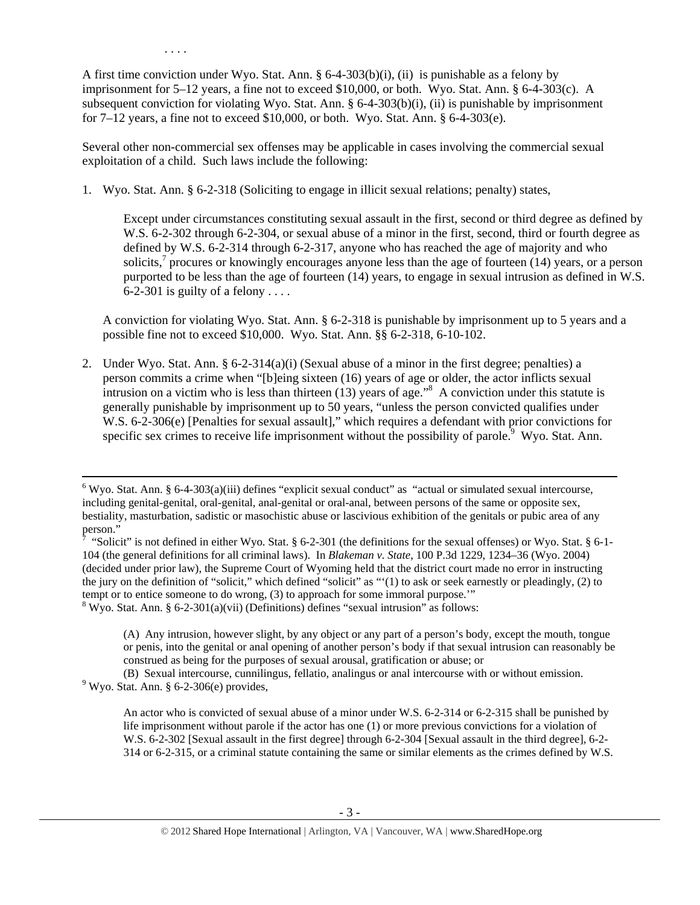. . . .

A first time conviction under Wyo. Stat. Ann. § 6-4-303(b)(i), (ii) is punishable as a felony by imprisonment for 5–12 years, a fine not to exceed $10,000, or both. Wyo. Stat. Ann. § 6-4-303(c). A subsequent conviction for violating Wyo. Stat. Ann. § 6-4-303(b)(i), (ii) is punishable by imprisonment for 7–12 years, a fine not to exceed $10,000, or both. Wyo. Stat. Ann. § 6-4-303(e).

Several other non-commercial sex offenses may be applicable in cases involving the commercial sexual exploitation of a child. Such laws include the following:

1. Wyo. Stat. Ann. § 6-2-318 (Soliciting to engage in illicit sexual relations; penalty) states,

   > Except under circumstances constituting sexual assault in the first, second or third degree as defined by W.S. 6-2-302 through 6-2-304, or sexual abuse of a minor in the first, second, third or fourth degree as defined by W.S. 6-2-314 through 6-2-317, anyone who has reached the age of majority and who solicits,[7] procures or knowingly encourages anyone less than the age of fourteen (14) years, or a person purported to be less than the age of fourteen (14) years, to engage in sexual intrusion as defined in W.S. 6-2-301 is guilty of a felony . . . .

   A conviction for violating Wyo. Stat. Ann. § 6-2-318 is punishable by imprisonment up to 5 years and a possible fine not to exceed $10,000. Wyo. Stat. Ann. §§ 6-2-318, 6-10-102.

2. Under Wyo. Stat. Ann. § 6-2-314(a)(i) (Sexual abuse of a minor in the first degree; penalties) a person commits a crime when "[b]eing sixteen (16) years of age or older, the actor inflicts sexual intrusion on a victim who is less than thirteen (13) years of age."[8] A conviction under this statute is generally punishable by imprisonment up to 50 years, "unless the person convicted qualifies under W.S. 6-2-306(e) [Penalties for sexual assault]," which requires a defendant with prior convictions for specific sex crimes to receive life imprisonment without the possibility of parole.[9] Wyo. Stat. Ann.

---

[6] Wyo. Stat. Ann. § 6-4-303(a)(iii) defines "explicit sexual conduct" as "actual or simulated sexual intercourse, including genital-genital, oral-genital, anal-genital or oral-anal, between persons of the same or opposite sex, bestiality, masturbation, sadistic or masochistic abuse or lascivious exhibition of the genitals or pubic area of any person."

[7] "Solicit" is not defined in either Wyo. Stat. § 6-2-301 (the definitions for the sexual offenses) or Wyo. Stat. § 6-1-104 (the general definitions for all criminal laws). In *Blakeman v. State*, 100 P.3d 1229, 1234–36 (Wyo. 2004) (decided under prior law), the Supreme Court of Wyoming held that the district court made no error in instructing the jury on the definition of "solicit," which defined "solicit" as "'(1) to ask or seek earnestly or pleadingly, (2) to tempt or to entice someone to do wrong, (3) to approach for some immoral purpose.'"

[8] Wyo. Stat. Ann. § 6-2-301(a)(vii) (Definitions) defines "sexual intrusion" as follows:

> (A) Any intrusion, however slight, by any object or any part of a person's body, except the mouth, tongue or penis, into the genital or anal opening of another person's body if that sexual intrusion can reasonably be construed as being for the purposes of sexual arousal, gratification or abuse; or
>
> (B) Sexual intercourse, cunnilingus, fellatio, analingus or anal intercourse with or without emission.

[9] Wyo. Stat. Ann. § 6-2-306(e) provides,

> An actor who is convicted of sexual abuse of a minor under W.S. 6-2-314 or 6-2-315 shall be punished by life imprisonment without parole if the actor has one (1) or more previous convictions for a violation of W.S. 6-2-302 [Sexual assault in the first degree] through 6-2-304 [Sexual assault in the third degree], 6-2-314 or 6-2-315, or a criminal statute containing the same or similar elements as the crimes defined by W.S.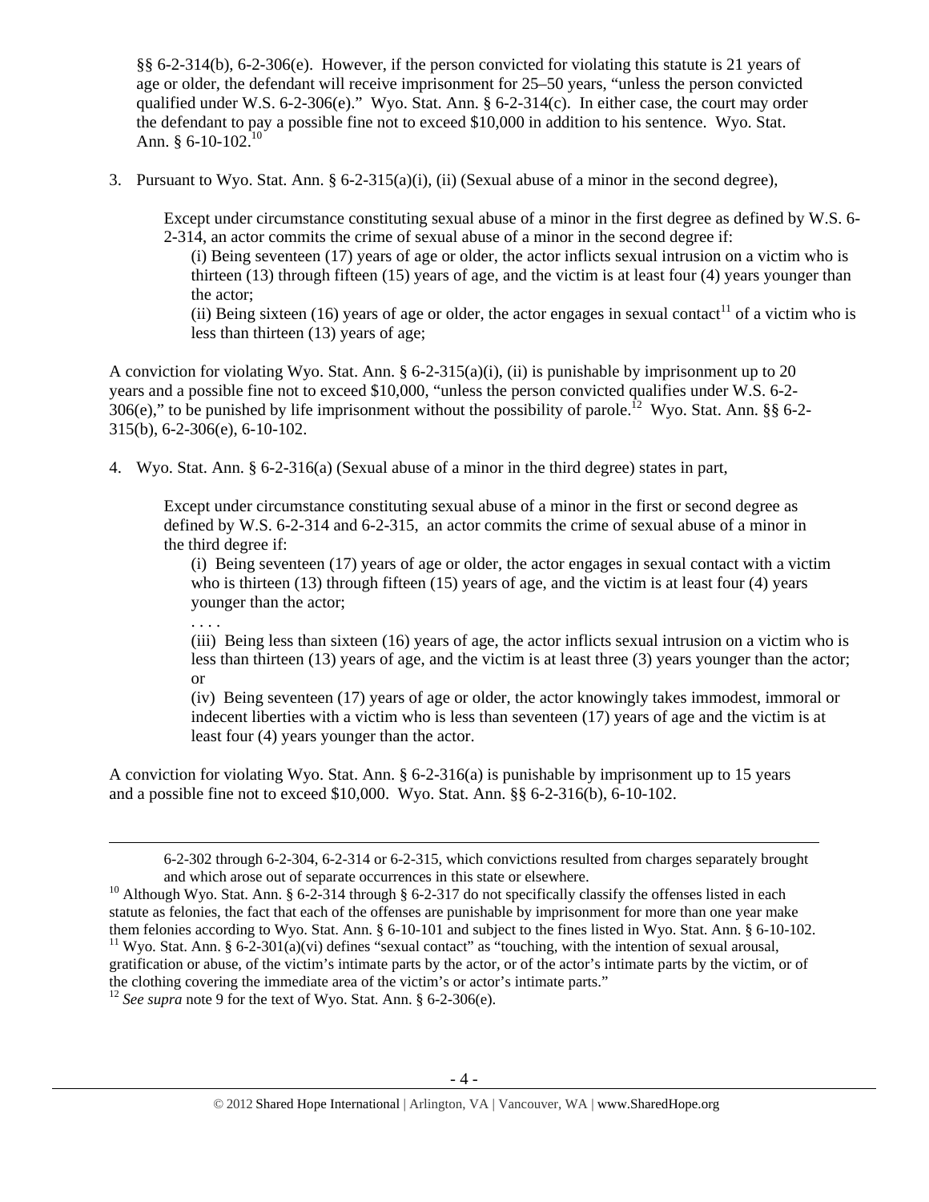§§ 6-2-314(b), 6-2-306(e). However, if the person convicted for violating this statute is 21 years of age or older, the defendant will receive imprisonment for 25–50 years, "unless the person convicted qualified under W.S. 6-2-306(e)." Wyo. Stat. Ann. § 6-2-314(c). In either case, the court may order the defendant to pay a possible fine not to exceed $10,000 in addition to his sentence. Wyo. Stat. Ann. § 6-10-102.[10]

3. Pursuant to Wyo. Stat. Ann. § 6-2-315(a)(i), (ii) (Sexual abuse of a minor in the second degree),

> Except under circumstance constituting sexual abuse of a minor in the first degree as defined by W.S. 6-2-314, an actor commits the crime of sexual abuse of a minor in the second degree if:
>
> (i) Being seventeen (17) years of age or older, the actor inflicts sexual intrusion on a victim who is thirteen (13) through fifteen (15) years of age, and the victim is at least four (4) years younger than the actor;
>
> (ii) Being sixteen (16) years of age or older, the actor engages in sexual contact[11] of a victim who is less than thirteen (13) years of age;

A conviction for violating Wyo. Stat. Ann. § 6-2-315(a)(i), (ii) is punishable by imprisonment up to 20 years and a possible fine not to exceed $10,000, "unless the person convicted qualifies under W.S. 6-2-306(e)," to be punished by life imprisonment without the possibility of parole.[12] Wyo. Stat. Ann. §§ 6-2-315(b), 6-2-306(e), 6-10-102.

4. Wyo. Stat. Ann. § 6-2-316(a) (Sexual abuse of a minor in the third degree) states in part,

> Except under circumstance constituting sexual abuse of a minor in the first or second degree as defined by W.S. 6-2-314 and 6-2-315, an actor commits the crime of sexual abuse of a minor in the third degree if:
>
> (i) Being seventeen (17) years of age or older, the actor engages in sexual contact with a victim who is thirteen (13) through fifteen (15) years of age, and the victim is at least four (4) years younger than the actor;
>
> . . . .
>
> (iii) Being less than sixteen (16) years of age, the actor inflicts sexual intrusion on a victim who is less than thirteen (13) years of age, and the victim is at least three (3) years younger than the actor; or
>
> (iv) Being seventeen (17) years of age or older, the actor knowingly takes immodest, immoral or indecent liberties with a victim who is less than seventeen (17) years of age and the victim is at least four (4) years younger than the actor.

A conviction for violating Wyo. Stat. Ann. § 6-2-316(a) is punishable by imprisonment up to 15 years and a possible fine not to exceed $10,000. Wyo. Stat. Ann. §§ 6-2-316(b), 6-10-102.

---

6-2-302 through 6-2-304, 6-2-314 or 6-2-315, which convictions resulted from charges separately brought and which arose out of separate occurrences in this state or elsewhere.

[10] Although Wyo. Stat. Ann. § 6-2-314 through § 6-2-317 do not specifically classify the offenses listed in each statute as felonies, the fact that each of the offenses are punishable by imprisonment for more than one year make them felonies according to Wyo. Stat. Ann. § 6-10-101 and subject to the fines listed in Wyo. Stat. Ann. § 6-10-102.

[11] Wyo. Stat. Ann. § 6-2-301(a)(vi) defines "sexual contact" as "touching, with the intention of sexual arousal, gratification or abuse, of the victim's intimate parts by the actor, or of the actor's intimate parts by the victim, or of the clothing covering the immediate area of the victim's or actor's intimate parts."

[12] *See supra* note 9 for the text of Wyo. Stat. Ann. § 6-2-306(e).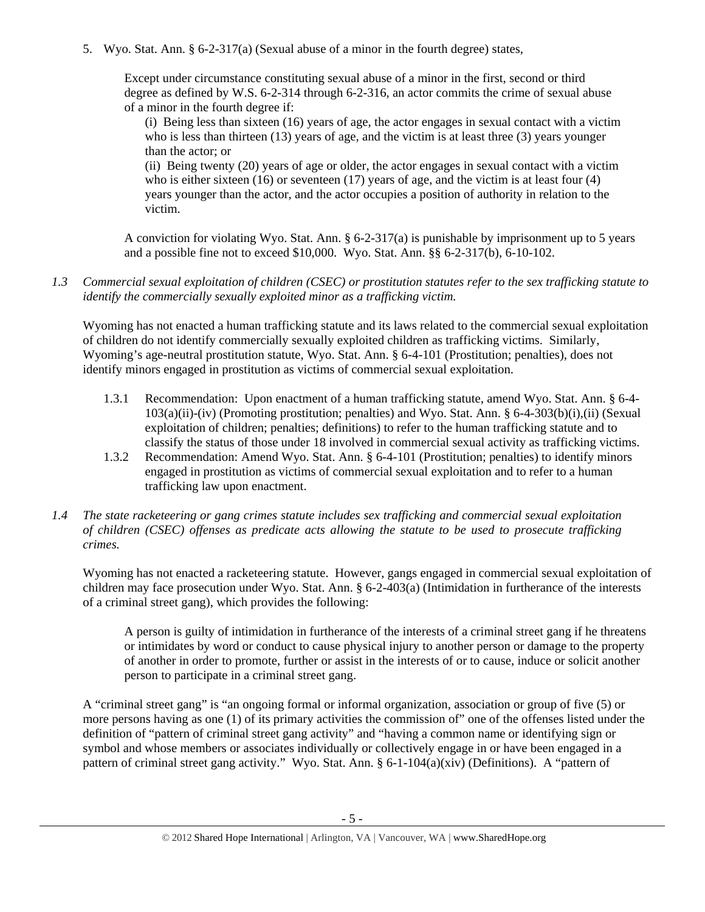5. Wyo. Stat. Ann. § 6-2-317(a) (Sexual abuse of a minor in the fourth degree) states,

> Except under circumstance constituting sexual abuse of a minor in the first, second or third degree as defined by W.S. 6-2-314 through 6-2-316, an actor commits the crime of sexual abuse of a minor in the fourth degree if:
>
> (i) Being less than sixteen (16) years of age, the actor engages in sexual contact with a victim who is less than thirteen (13) years of age, and the victim is at least three (3) years younger than the actor; or
>
> (ii) Being twenty (20) years of age or older, the actor engages in sexual contact with a victim who is either sixteen (16) or seventeen (17) years of age, and the victim is at least four (4) years younger than the actor, and the actor occupies a position of authority in relation to the victim.
>
> A conviction for violating Wyo. Stat. Ann. § 6-2-317(a) is punishable by imprisonment up to 5 years and a possible fine not to exceed $10,000. Wyo. Stat. Ann. §§ 6-2-317(b), 6-10-102.

*1.3 Commercial sexual exploitation of children (CSEC) or prostitution statutes refer to the sex trafficking statute to identify the commercially sexually exploited minor as a trafficking victim.*

Wyoming has not enacted a human trafficking statute and its laws related to the commercial sexual exploitation of children do not identify commercially sexually exploited children as trafficking victims. Similarly, Wyoming's age-neutral prostitution statute, Wyo. Stat. Ann. § 6-4-101 (Prostitution; penalties), does not identify minors engaged in prostitution as victims of commercial sexual exploitation.

1.3.1 Recommendation: Upon enactment of a human trafficking statute, amend Wyo. Stat. Ann. § 6-4-103(a)(ii)-(iv) (Promoting prostitution; penalties) and Wyo. Stat. Ann. § 6-4-303(b)(i),(ii) (Sexual exploitation of children; penalties; definitions) to refer to the human trafficking statute and to classify the status of those under 18 involved in commercial sexual activity as trafficking victims.

1.3.2 Recommendation: Amend Wyo. Stat. Ann. § 6-4-101 (Prostitution; penalties) to identify minors engaged in prostitution as victims of commercial sexual exploitation and to refer to a human trafficking law upon enactment.

*1.4 The state racketeering or gang crimes statute includes sex trafficking and commercial sexual exploitation of children (CSEC) offenses as predicate acts allowing the statute to be used to prosecute trafficking crimes.*

Wyoming has not enacted a racketeering statute. However, gangs engaged in commercial sexual exploitation of children may face prosecution under Wyo. Stat. Ann. § 6-2-403(a) (Intimidation in furtherance of the interests of a criminal street gang), which provides the following:

> A person is guilty of intimidation in furtherance of the interests of a criminal street gang if he threatens or intimidates by word or conduct to cause physical injury to another person or damage to the property of another in order to promote, further or assist in the interests of or to cause, induce or solicit another person to participate in a criminal street gang.

A "criminal street gang" is "an ongoing formal or informal organization, association or group of five (5) or more persons having as one (1) of its primary activities the commission of" one of the offenses listed under the definition of "pattern of criminal street gang activity" and "having a common name or identifying sign or symbol and whose members or associates individually or collectively engage in or have been engaged in a pattern of criminal street gang activity." Wyo. Stat. Ann. § 6-1-104(a)(xiv) (Definitions). A "pattern of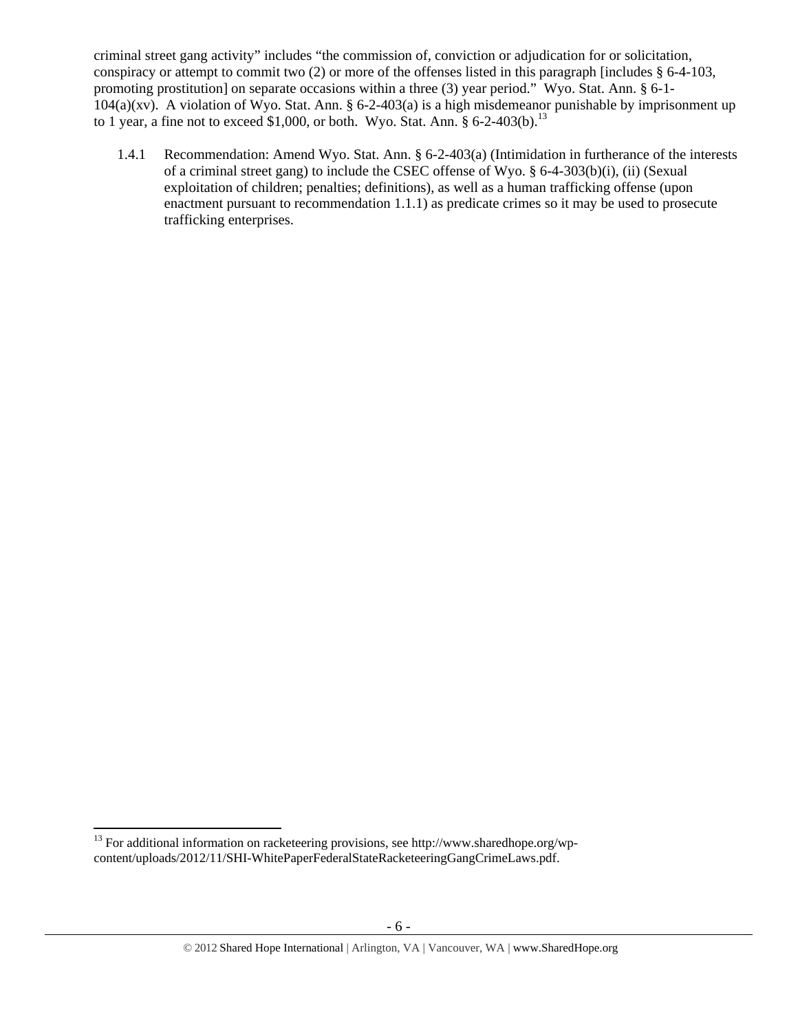criminal street gang activity" includes "the commission of, conviction or adjudication for or solicitation, conspiracy or attempt to commit two (2) or more of the offenses listed in this paragraph [includes § 6-4-103, promoting prostitution] on separate occasions within a three (3) year period." Wyo. Stat. Ann. § 6-1-104(a)(xv). A violation of Wyo. Stat. Ann. § 6-2-403(a) is a high misdemeanor punishable by imprisonment up to 1 year, a fine not to exceed $1,000, or both. Wyo. Stat. Ann. § 6-2-403(b).[13]

1.4.1 Recommendation: Amend Wyo. Stat. Ann. § 6-2-403(a) (Intimidation in furtherance of the interests of a criminal street gang) to include the CSEC offense of Wyo. § 6-4-303(b)(i), (ii) (Sexual exploitation of children; penalties; definitions), as well as a human trafficking offense (upon enactment pursuant to recommendation 1.1.1) as predicate crimes so it may be used to prosecute trafficking enterprises.

[13] For additional information on racketeering provisions, see http://www.sharedhope.org/wp-content/uploads/2012/11/SHI-WhitePaperFederalStateRacketeeringGangCrimeLaws.pdf.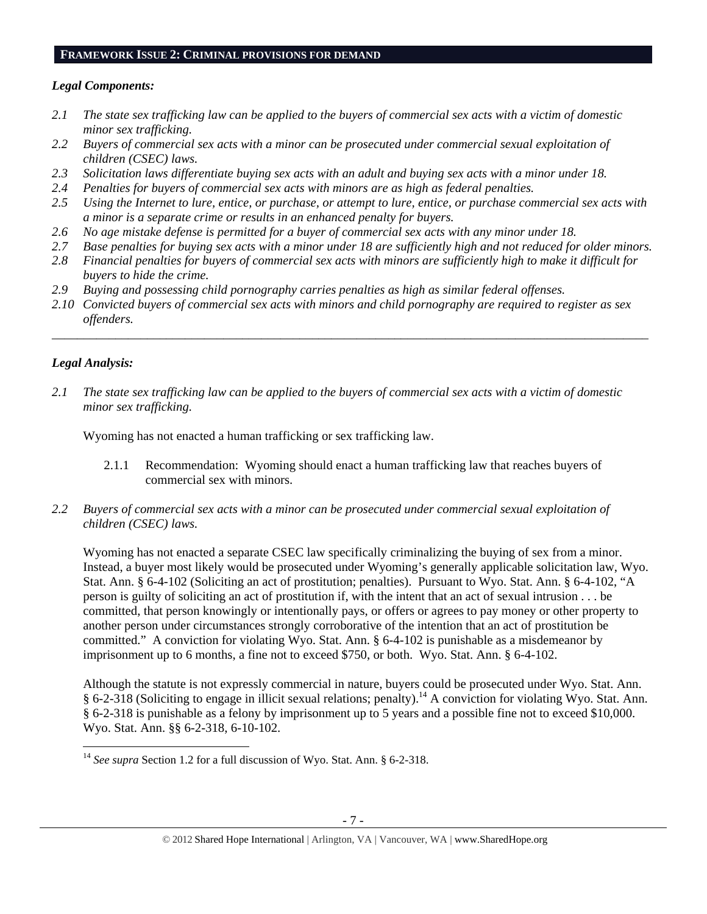## FRAMEWORK ISSUE 2: CRIMINAL PROVISIONS FOR DEMAND

***Legal Components:***

*2.1 The state sex trafficking law can be applied to the buyers of commercial sex acts with a victim of domestic minor sex trafficking.*

*2.2 Buyers of commercial sex acts with a minor can be prosecuted under commercial sexual exploitation of children (CSEC) laws.*

*2.3 Solicitation laws differentiate buying sex acts with an adult and buying sex acts with a minor under 18.*

*2.4 Penalties for buyers of commercial sex acts with minors are as high as federal penalties.*

*2.5 Using the Internet to lure, entice, or purchase, or attempt to lure, entice, or purchase commercial sex acts with a minor is a separate crime or results in an enhanced penalty for buyers.*

*2.6 No age mistake defense is permitted for a buyer of commercial sex acts with any minor under 18.*

*2.7 Base penalties for buying sex acts with a minor under 18 are sufficiently high and not reduced for older minors.*

*2.8 Financial penalties for buyers of commercial sex acts with minors are sufficiently high to make it difficult for buyers to hide the crime.*

*2.9 Buying and possessing child pornography carries penalties as high as similar federal offenses.*

*2.10 Convicted buyers of commercial sex acts with minors and child pornography are required to register as sex offenders.*

---

***Legal Analysis:***

*2.1 The state sex trafficking law can be applied to the buyers of commercial sex acts with a victim of domestic minor sex trafficking.*

Wyoming has not enacted a human trafficking or sex trafficking law.

2.1.1 Recommendation: Wyoming should enact a human trafficking law that reaches buyers of commercial sex with minors.

*2.2 Buyers of commercial sex acts with a minor can be prosecuted under commercial sexual exploitation of children (CSEC) laws.*

Wyoming has not enacted a separate CSEC law specifically criminalizing the buying of sex from a minor. Instead, a buyer most likely would be prosecuted under Wyoming's generally applicable solicitation law, Wyo. Stat. Ann. § 6-4-102 (Soliciting an act of prostitution; penalties). Pursuant to Wyo. Stat. Ann. § 6-4-102, "A person is guilty of soliciting an act of prostitution if, with the intent that an act of sexual intrusion . . . be committed, that person knowingly or intentionally pays, or offers or agrees to pay money or other property to another person under circumstances strongly corroborative of the intention that an act of prostitution be committed." A conviction for violating Wyo. Stat. Ann. § 6-4-102 is punishable as a misdemeanor by imprisonment up to 6 months, a fine not to exceed $750, or both. Wyo. Stat. Ann. § 6-4-102.

Although the statute is not expressly commercial in nature, buyers could be prosecuted under Wyo. Stat. Ann. § 6-2-318 (Soliciting to engage in illicit sexual relations; penalty).[14] A conviction for violating Wyo. Stat. Ann. § 6-2-318 is punishable as a felony by imprisonment up to 5 years and a possible fine not to exceed $10,000. Wyo. Stat. Ann. §§ 6-2-318, 6-10-102.

[14] *See supra* Section 1.2 for a full discussion of Wyo. Stat. Ann. § 6-2-318.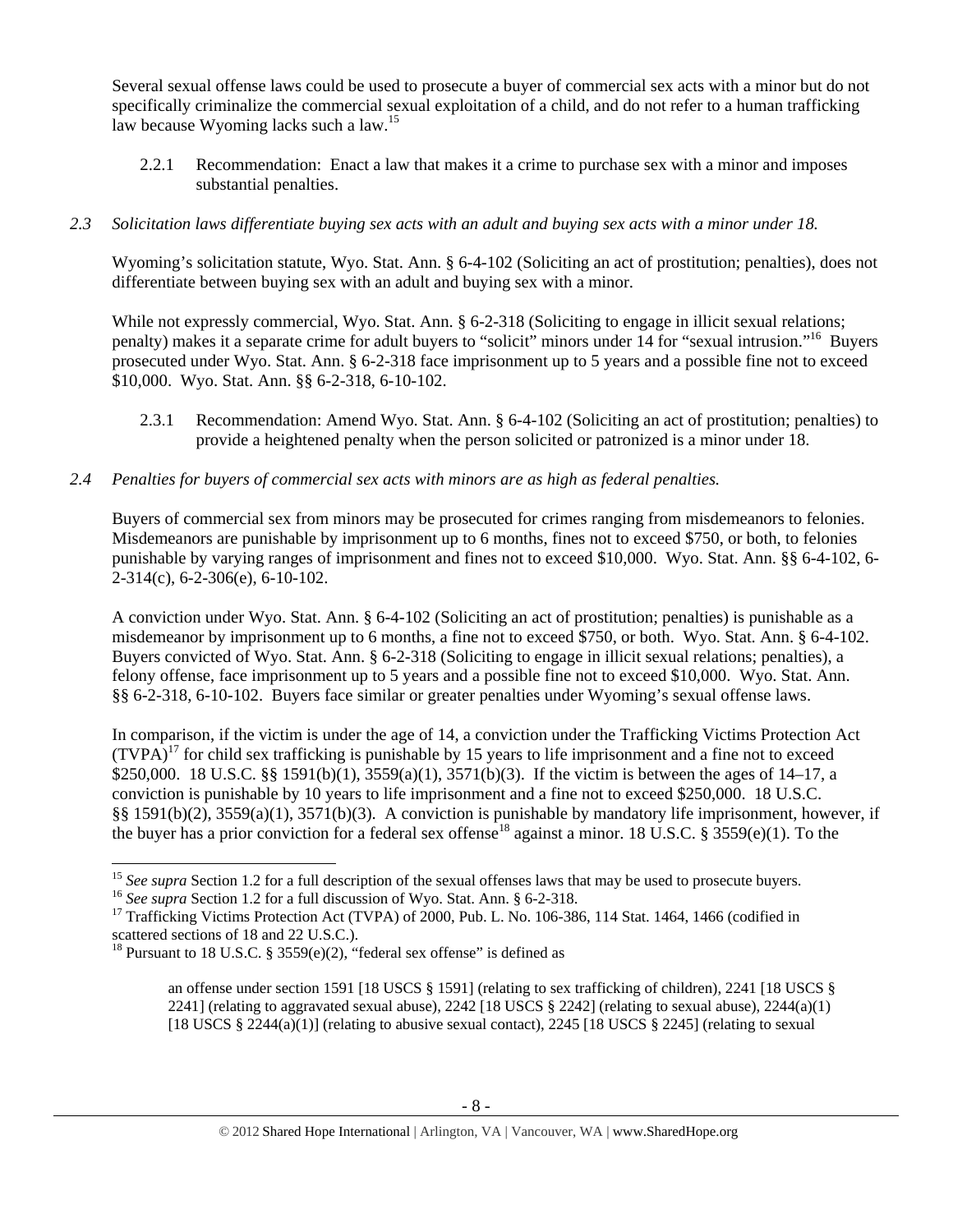Several sexual offense laws could be used to prosecute a buyer of commercial sex acts with a minor but do not specifically criminalize the commercial sexual exploitation of a child, and do not refer to a human trafficking law because Wyoming lacks such a law.[15]

2.2.1 Recommendation: Enact a law that makes it a crime to purchase sex with a minor and imposes substantial penalties.

*2.3 Solicitation laws differentiate buying sex acts with an adult and buying sex acts with a minor under 18.*

Wyoming's solicitation statute, Wyo. Stat. Ann. § 6-4-102 (Soliciting an act of prostitution; penalties), does not differentiate between buying sex with an adult and buying sex with a minor.

While not expressly commercial, Wyo. Stat. Ann. § 6-2-318 (Soliciting to engage in illicit sexual relations; penalty) makes it a separate crime for adult buyers to "solicit" minors under 14 for "sexual intrusion."[16] Buyers prosecuted under Wyo. Stat. Ann. § 6-2-318 face imprisonment up to 5 years and a possible fine not to exceed $10,000. Wyo. Stat. Ann. §§ 6-2-318, 6-10-102.

2.3.1 Recommendation: Amend Wyo. Stat. Ann. § 6-4-102 (Soliciting an act of prostitution; penalties) to provide a heightened penalty when the person solicited or patronized is a minor under 18.

*2.4 Penalties for buyers of commercial sex acts with minors are as high as federal penalties.*

Buyers of commercial sex from minors may be prosecuted for crimes ranging from misdemeanors to felonies. Misdemeanors are punishable by imprisonment up to 6 months, fines not to exceed $750, or both, to felonies punishable by varying ranges of imprisonment and fines not to exceed $10,000. Wyo. Stat. Ann. §§ 6-4-102, 6-2-314(c), 6-2-306(e), 6-10-102.

A conviction under Wyo. Stat. Ann. § 6-4-102 (Soliciting an act of prostitution; penalties) is punishable as a misdemeanor by imprisonment up to 6 months, a fine not to exceed $750, or both. Wyo. Stat. Ann. § 6-4-102. Buyers convicted of Wyo. Stat. Ann. § 6-2-318 (Soliciting to engage in illicit sexual relations; penalties), a felony offense, face imprisonment up to 5 years and a possible fine not to exceed $10,000. Wyo. Stat. Ann. §§ 6-2-318, 6-10-102. Buyers face similar or greater penalties under Wyoming's sexual offense laws.

In comparison, if the victim is under the age of 14, a conviction under the Trafficking Victims Protection Act (TVPA)[17] for child sex trafficking is punishable by 15 years to life imprisonment and a fine not to exceed $250,000. 18 U.S.C. §§ 1591(b)(1), 3559(a)(1), 3571(b)(3). If the victim is between the ages of 14–17, a conviction is punishable by 10 years to life imprisonment and a fine not to exceed $250,000. 18 U.S.C. §§ 1591(b)(2), 3559(a)(1), 3571(b)(3). A conviction is punishable by mandatory life imprisonment, however, if the buyer has a prior conviction for a federal sex offense[18] against a minor. 18 U.S.C. § 3559(e)(1). To the

[15] *See supra* Section 1.2 for a full description of the sexual offenses laws that may be used to prosecute buyers.

[16] *See supra* Section 1.2 for a full discussion of Wyo. Stat. Ann. § 6-2-318.

[17] Trafficking Victims Protection Act (TVPA) of 2000, Pub. L. No. 106-386, 114 Stat. 1464, 1466 (codified in scattered sections of 18 and 22 U.S.C.).

[18] Pursuant to 18 U.S.C. § 3559(e)(2), "federal sex offense" is defined as

> an offense under section 1591 [18 USCS § 1591] (relating to sex trafficking of children), 2241 [18 USCS § 2241] (relating to aggravated sexual abuse), 2242 [18 USCS § 2242] (relating to sexual abuse), 2244(a)(1) [18 USCS § 2244(a)(1)] (relating to abusive sexual contact), 2245 [18 USCS § 2245] (relating to sexual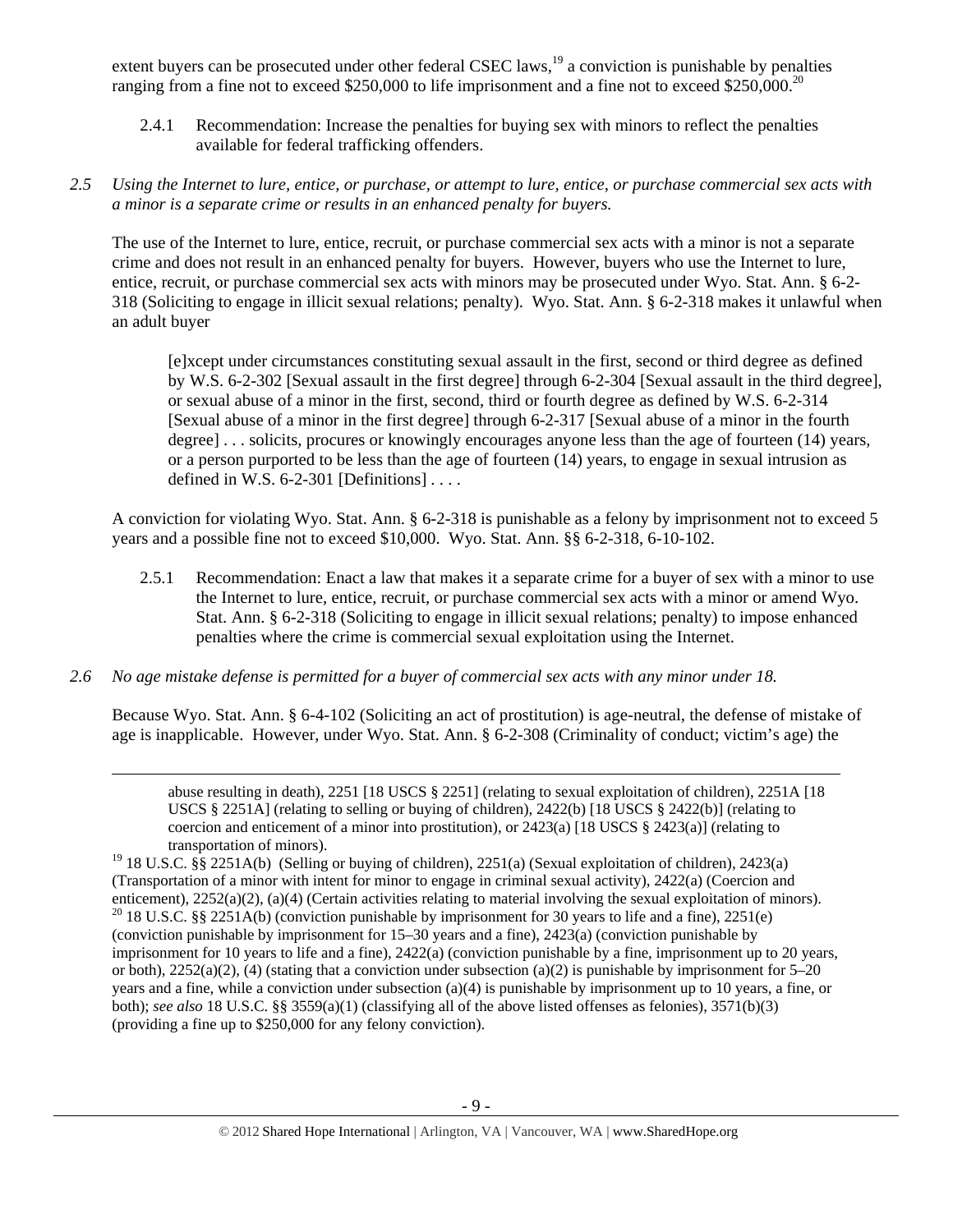extent buyers can be prosecuted under other federal CSEC laws,[19] a conviction is punishable by penalties ranging from a fine not to exceed $250,000 to life imprisonment and a fine not to exceed $250,000.[20]

2.4.1 Recommendation: Increase the penalties for buying sex with minors to reflect the penalties available for federal trafficking offenders.

*2.5 Using the Internet to lure, entice, or purchase, or attempt to lure, entice, or purchase commercial sex acts with a minor is a separate crime or results in an enhanced penalty for buyers.*

The use of the Internet to lure, entice, recruit, or purchase commercial sex acts with a minor is not a separate crime and does not result in an enhanced penalty for buyers. However, buyers who use the Internet to lure, entice, recruit, or purchase commercial sex acts with minors may be prosecuted under Wyo. Stat. Ann. § 6-2-318 (Soliciting to engage in illicit sexual relations; penalty). Wyo. Stat. Ann. § 6-2-318 makes it unlawful when an adult buyer

> [e]xcept under circumstances constituting sexual assault in the first, second or third degree as defined by W.S. 6-2-302 [Sexual assault in the first degree] through 6-2-304 [Sexual assault in the third degree], or sexual abuse of a minor in the first, second, third or fourth degree as defined by W.S. 6-2-314 [Sexual abuse of a minor in the first degree] through 6-2-317 [Sexual abuse of a minor in the fourth degree] . . . solicits, procures or knowingly encourages anyone less than the age of fourteen (14) years, or a person purported to be less than the age of fourteen (14) years, to engage in sexual intrusion as defined in W.S. 6-2-301 [Definitions] . . . .

A conviction for violating Wyo. Stat. Ann. § 6-2-318 is punishable as a felony by imprisonment not to exceed 5 years and a possible fine not to exceed $10,000. Wyo. Stat. Ann. §§ 6-2-318, 6-10-102.

2.5.1 Recommendation: Enact a law that makes it a separate crime for a buyer of sex with a minor to use the Internet to lure, entice, recruit, or purchase commercial sex acts with a minor or amend Wyo. Stat. Ann. § 6-2-318 (Soliciting to engage in illicit sexual relations; penalty) to impose enhanced penalties where the crime is commercial sexual exploitation using the Internet.

*2.6 No age mistake defense is permitted for a buyer of commercial sex acts with any minor under 18.*

Because Wyo. Stat. Ann. § 6-4-102 (Soliciting an act of prostitution) is age-neutral, the defense of mistake of age is inapplicable. However, under Wyo. Stat. Ann. § 6-2-308 (Criminality of conduct; victim's age) the

---

abuse resulting in death), 2251 [18 USCS § 2251] (relating to sexual exploitation of children), 2251A [18 USCS § 2251A] (relating to selling or buying of children), 2422(b) [18 USCS § 2422(b)] (relating to coercion and enticement of a minor into prostitution), or 2423(a) [18 USCS § 2423(a)] (relating to transportation of minors).

[19] 18 U.S.C. §§ 2251A(b) (Selling or buying of children), 2251(a) (Sexual exploitation of children), 2423(a) (Transportation of a minor with intent for minor to engage in criminal sexual activity), 2422(a) (Coercion and enticement), 2252(a)(2), (a)(4) (Certain activities relating to material involving the sexual exploitation of minors).

[20] 18 U.S.C. §§ 2251A(b) (conviction punishable by imprisonment for 30 years to life and a fine), 2251(e) (conviction punishable by imprisonment for 15–30 years and a fine), 2423(a) (conviction punishable by imprisonment for 10 years to life and a fine), 2422(a) (conviction punishable by a fine, imprisonment up to 20 years, or both), 2252(a)(2), (4) (stating that a conviction under subsection (a)(2) is punishable by imprisonment for 5–20 years and a fine, while a conviction under subsection (a)(4) is punishable by imprisonment up to 10 years, a fine, or both); *see also* 18 U.S.C. §§ 3559(a)(1) (classifying all of the above listed offenses as felonies), 3571(b)(3) (providing a fine up to $250,000 for any felony conviction).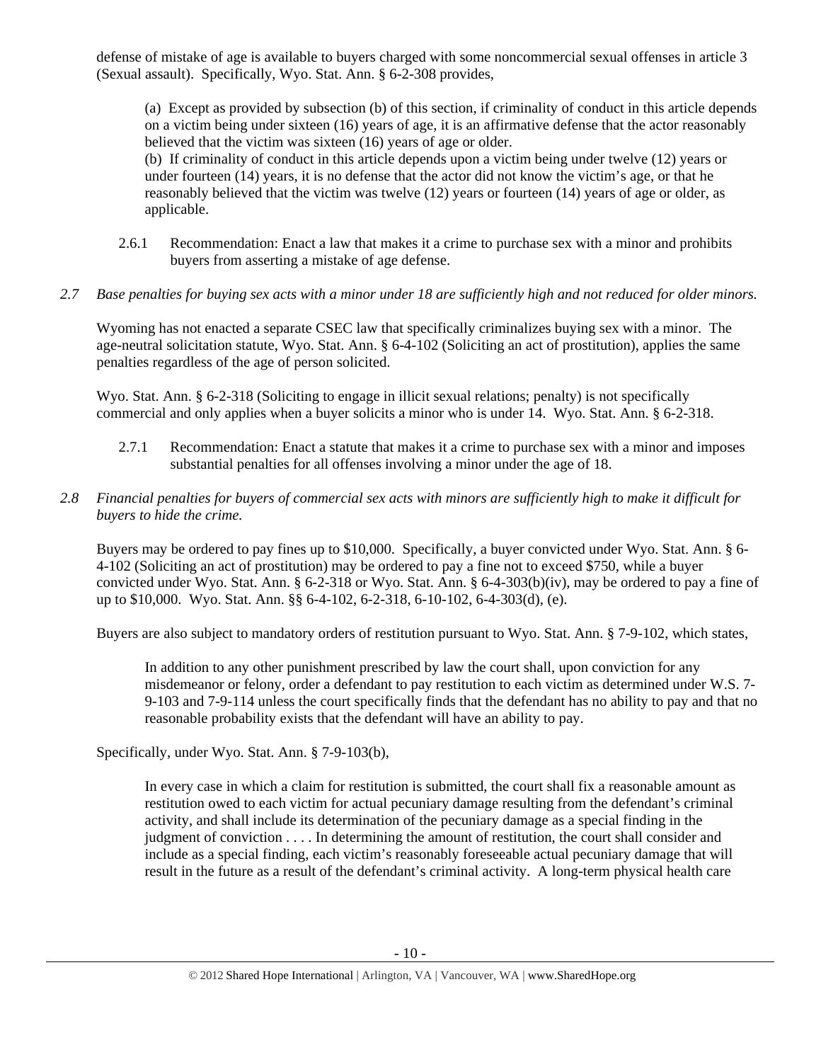defense of mistake of age is available to buyers charged with some noncommercial sexual offenses in article 3 (Sexual assault). Specifically, Wyo. Stat. Ann. § 6-2-308 provides,

> (a) Except as provided by subsection (b) of this section, if criminality of conduct in this article depends on a victim being under sixteen (16) years of age, it is an affirmative defense that the actor reasonably believed that the victim was sixteen (16) years of age or older.
> (b) If criminality of conduct in this article depends upon a victim being under twelve (12) years or under fourteen (14) years, it is no defense that the actor did not know the victim's age, or that he reasonably believed that the victim was twelve (12) years or fourteen (14) years of age or older, as applicable.

2.6.1 Recommendation: Enact a law that makes it a crime to purchase sex with a minor and prohibits buyers from asserting a mistake of age defense.

*2.7 Base penalties for buying sex acts with a minor under 18 are sufficiently high and not reduced for older minors.*

Wyoming has not enacted a separate CSEC law that specifically criminalizes buying sex with a minor. The age-neutral solicitation statute, Wyo. Stat. Ann. § 6-4-102 (Soliciting an act of prostitution), applies the same penalties regardless of the age of person solicited.

Wyo. Stat. Ann. § 6-2-318 (Soliciting to engage in illicit sexual relations; penalty) is not specifically commercial and only applies when a buyer solicits a minor who is under 14. Wyo. Stat. Ann. § 6-2-318.

2.7.1 Recommendation: Enact a statute that makes it a crime to purchase sex with a minor and imposes substantial penalties for all offenses involving a minor under the age of 18.

*2.8 Financial penalties for buyers of commercial sex acts with minors are sufficiently high to make it difficult for buyers to hide the crime.*

Buyers may be ordered to pay fines up to $10,000. Specifically, a buyer convicted under Wyo. Stat. Ann. § 6-4-102 (Soliciting an act of prostitution) may be ordered to pay a fine not to exceed $750, while a buyer convicted under Wyo. Stat. Ann. § 6-2-318 or Wyo. Stat. Ann. § 6-4-303(b)(iv), may be ordered to pay a fine of up to $10,000. Wyo. Stat. Ann. §§ 6-4-102, 6-2-318, 6-10-102, 6-4-303(d), (e).

Buyers are also subject to mandatory orders of restitution pursuant to Wyo. Stat. Ann. § 7-9-102, which states,

> In addition to any other punishment prescribed by law the court shall, upon conviction for any misdemeanor or felony, order a defendant to pay restitution to each victim as determined under W.S. 7-9-103 and 7-9-114 unless the court specifically finds that the defendant has no ability to pay and that no reasonable probability exists that the defendant will have an ability to pay.

Specifically, under Wyo. Stat. Ann. § 7-9-103(b),

> In every case in which a claim for restitution is submitted, the court shall fix a reasonable amount as restitution owed to each victim for actual pecuniary damage resulting from the defendant's criminal activity, and shall include its determination of the pecuniary damage as a special finding in the judgment of conviction . . . . In determining the amount of restitution, the court shall consider and include as a special finding, each victim's reasonably foreseeable actual pecuniary damage that will result in the future as a result of the defendant's criminal activity. A long-term physical health care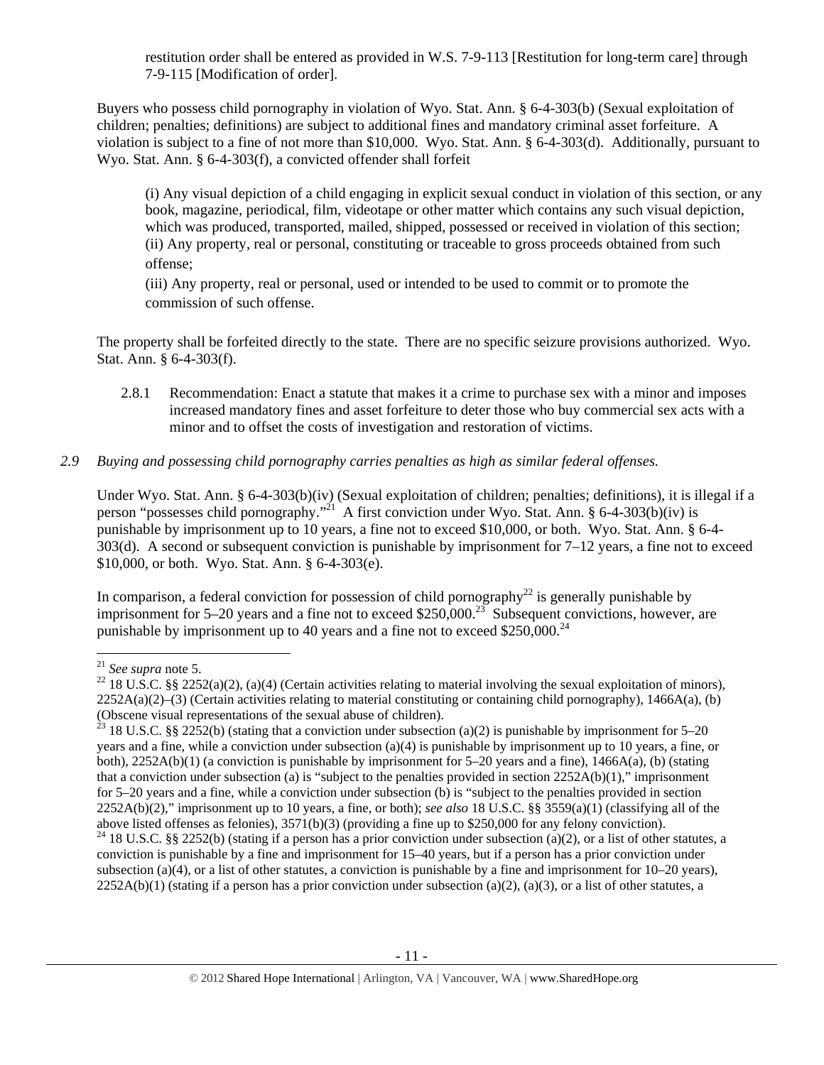restitution order shall be entered as provided in W.S. 7-9-113 [Restitution for long-term care] through 7-9-115 [Modification of order].

Buyers who possess child pornography in violation of Wyo. Stat. Ann. § 6-4-303(b) (Sexual exploitation of children; penalties; definitions) are subject to additional fines and mandatory criminal asset forfeiture. A violation is subject to a fine of not more than $10,000. Wyo. Stat. Ann. § 6-4-303(d). Additionally, pursuant to Wyo. Stat. Ann. § 6-4-303(f), a convicted offender shall forfeit

> (i) Any visual depiction of a child engaging in explicit sexual conduct in violation of this section, or any book, magazine, periodical, film, videotape or other matter which contains any such visual depiction, which was produced, transported, mailed, shipped, possessed or received in violation of this section;
> (ii) Any property, real or personal, constituting or traceable to gross proceeds obtained from such offense;
> (iii) Any property, real or personal, used or intended to be used to commit or to promote the commission of such offense.

The property shall be forfeited directly to the state. There are no specific seizure provisions authorized. Wyo. Stat. Ann. § 6-4-303(f).

2.8.1 Recommendation: Enact a statute that makes it a crime to purchase sex with a minor and imposes increased mandatory fines and asset forfeiture to deter those who buy commercial sex acts with a minor and to offset the costs of investigation and restoration of victims.

*2.9 Buying and possessing child pornography carries penalties as high as similar federal offenses.*

Under Wyo. Stat. Ann. § 6-4-303(b)(iv) (Sexual exploitation of children; penalties; definitions), it is illegal if a person "possesses child pornography."[21] A first conviction under Wyo. Stat. Ann. § 6-4-303(b)(iv) is punishable by imprisonment up to 10 years, a fine not to exceed $10,000, or both. Wyo. Stat. Ann. § 6-4-303(d). A second or subsequent conviction is punishable by imprisonment for 7–12 years, a fine not to exceed $10,000, or both. Wyo. Stat. Ann. § 6-4-303(e).

In comparison, a federal conviction for possession of child pornography[22] is generally punishable by imprisonment for 5–20 years and a fine not to exceed $250,000.[23] Subsequent convictions, however, are punishable by imprisonment up to 40 years and a fine not to exceed $250,000.[24]

---

[21] *See supra* note 5.

[22] 18 U.S.C. §§ 2252(a)(2), (a)(4) (Certain activities relating to material involving the sexual exploitation of minors), 2252A(a)(2)–(3) (Certain activities relating to material constituting or containing child pornography), 1466A(a), (b) (Obscene visual representations of the sexual abuse of children).

[23] 18 U.S.C. §§ 2252(b) (stating that a conviction under subsection (a)(2) is punishable by imprisonment for 5–20 years and a fine, while a conviction under subsection (a)(4) is punishable by imprisonment up to 10 years, a fine, or both), 2252A(b)(1) (a conviction is punishable by imprisonment for 5–20 years and a fine), 1466A(a), (b) (stating that a conviction under subsection (a) is "subject to the penalties provided in section 2252A(b)(1)," imprisonment for 5–20 years and a fine, while a conviction under subsection (b) is "subject to the penalties provided in section 2252A(b)(2)," imprisonment up to 10 years, a fine, or both); *see also* 18 U.S.C. §§ 3559(a)(1) (classifying all of the above listed offenses as felonies), 3571(b)(3) (providing a fine up to $250,000 for any felony conviction).

[24] 18 U.S.C. §§ 2252(b) (stating if a person has a prior conviction under subsection (a)(2), or a list of other statutes, a conviction is punishable by a fine and imprisonment for 15–40 years, but if a person has a prior conviction under subsection (a)(4), or a list of other statutes, a conviction is punishable by a fine and imprisonment for 10–20 years), 2252A(b)(1) (stating if a person has a prior conviction under subsection (a)(2), (a)(3), or a list of other statutes, a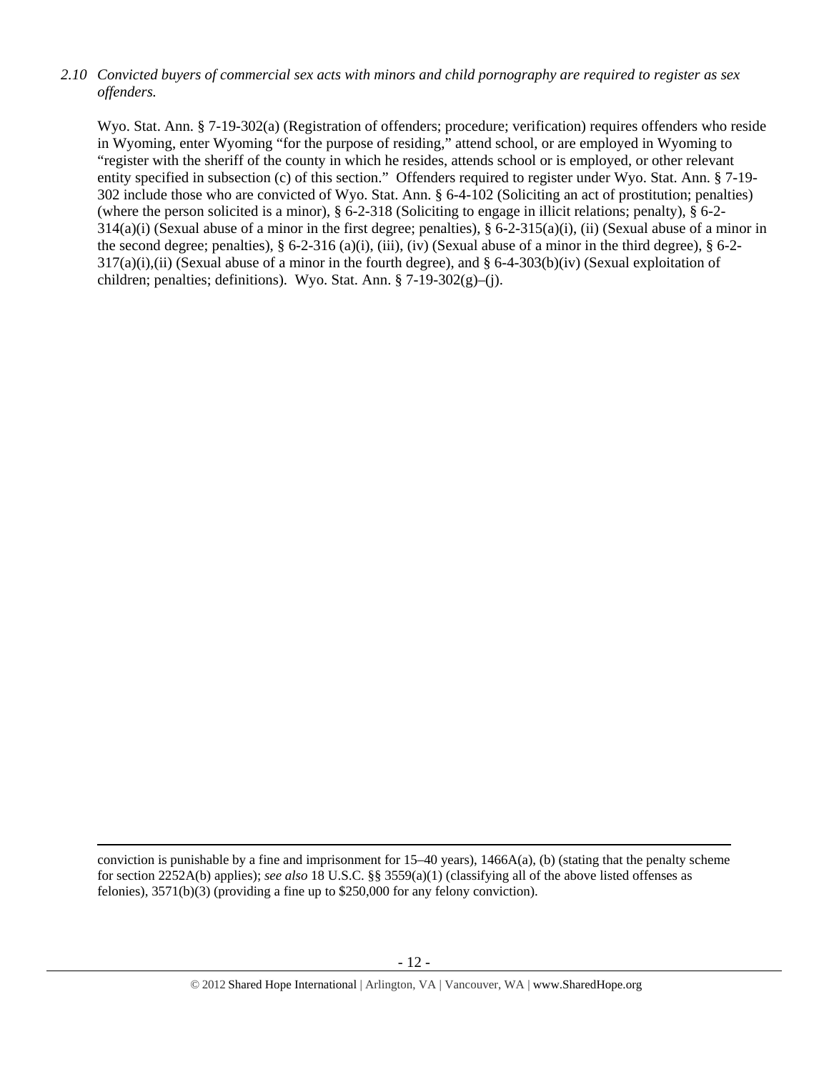*2.10 Convicted buyers of commercial sex acts with minors and child pornography are required to register as sex offenders.*

Wyo. Stat. Ann. § 7-19-302(a) (Registration of offenders; procedure; verification) requires offenders who reside in Wyoming, enter Wyoming "for the purpose of residing," attend school, or are employed in Wyoming to "register with the sheriff of the county in which he resides, attends school or is employed, or other relevant entity specified in subsection (c) of this section." Offenders required to register under Wyo. Stat. Ann. § 7-19-302 include those who are convicted of Wyo. Stat. Ann. § 6-4-102 (Soliciting an act of prostitution; penalties) (where the person solicited is a minor), § 6-2-318 (Soliciting to engage in illicit relations; penalty), § 6-2-314(a)(i) (Sexual abuse of a minor in the first degree; penalties), § 6-2-315(a)(i), (ii) (Sexual abuse of a minor in the second degree; penalties), § 6-2-316 (a)(i), (iii), (iv) (Sexual abuse of a minor in the third degree), § 6-2-317(a)(i),(ii) (Sexual abuse of a minor in the fourth degree), and § 6-4-303(b)(iv) (Sexual exploitation of children; penalties; definitions). Wyo. Stat. Ann. § 7-19-302(g)–(j).

---

conviction is punishable by a fine and imprisonment for 15–40 years), 1466A(a), (b) (stating that the penalty scheme for section 2252A(b) applies); *see also* 18 U.S.C. §§ 3559(a)(1) (classifying all of the above listed offenses as felonies), 3571(b)(3) (providing a fine up to $250,000 for any felony conviction).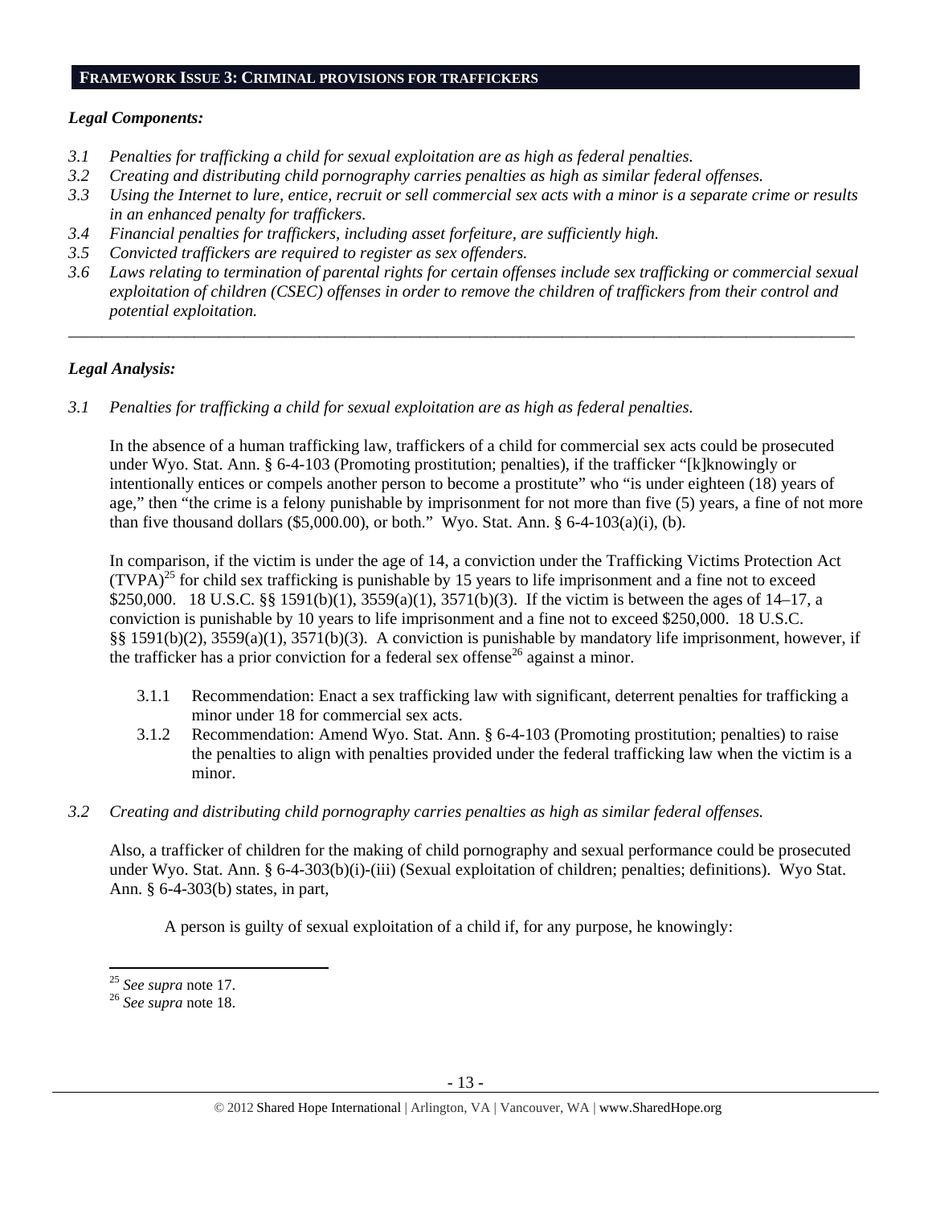## FRAMEWORK ISSUE 3: CRIMINAL PROVISIONS FOR TRAFFICKERS

***Legal Components:***

*3.1 Penalties for trafficking a child for sexual exploitation are as high as federal penalties.*
*3.2 Creating and distributing child pornography carries penalties as high as similar federal offenses.*
*3.3 Using the Internet to lure, entice, recruit or sell commercial sex acts with a minor is a separate crime or results in an enhanced penalty for traffickers.*
*3.4 Financial penalties for traffickers, including asset forfeiture, are sufficiently high.*
*3.5 Convicted traffickers are required to register as sex offenders.*
*3.6 Laws relating to termination of parental rights for certain offenses include sex trafficking or commercial sexual exploitation of children (CSEC) offenses in order to remove the children of traffickers from their control and potential exploitation.*

---

***Legal Analysis:***

*3.1 Penalties for trafficking a child for sexual exploitation are as high as federal penalties.*

In the absence of a human trafficking law, traffickers of a child for commercial sex acts could be prosecuted under Wyo. Stat. Ann. § 6-4-103 (Promoting prostitution; penalties), if the trafficker "[k]knowingly or intentionally entices or compels another person to become a prostitute" who "is under eighteen (18) years of age," then "the crime is a felony punishable by imprisonment for not more than five (5) years, a fine of not more than five thousand dollars ($5,000.00), or both." Wyo. Stat. Ann. § 6-4-103(a)(i), (b).

In comparison, if the victim is under the age of 14, a conviction under the Trafficking Victims Protection Act (TVPA)[25] for child sex trafficking is punishable by 15 years to life imprisonment and a fine not to exceed $250,000. 18 U.S.C. §§ 1591(b)(1), 3559(a)(1), 3571(b)(3). If the victim is between the ages of 14–17, a conviction is punishable by 10 years to life imprisonment and a fine not to exceed $250,000. 18 U.S.C. §§ 1591(b)(2), 3559(a)(1), 3571(b)(3). A conviction is punishable by mandatory life imprisonment, however, if the trafficker has a prior conviction for a federal sex offense[26] against a minor.

3.1.1 Recommendation: Enact a sex trafficking law with significant, deterrent penalties for trafficking a minor under 18 for commercial sex acts.
3.1.2 Recommendation: Amend Wyo. Stat. Ann. § 6-4-103 (Promoting prostitution; penalties) to raise the penalties to align with penalties provided under the federal trafficking law when the victim is a minor.

*3.2 Creating and distributing child pornography carries penalties as high as similar federal offenses.*

Also, a trafficker of children for the making of child pornography and sexual performance could be prosecuted under Wyo. Stat. Ann. § 6-4-303(b)(i)-(iii) (Sexual exploitation of children; penalties; definitions). Wyo Stat. Ann. § 6-4-303(b) states, in part,

> A person is guilty of sexual exploitation of a child if, for any purpose, he knowingly:

---

[25] *See supra* note 17.
[26] *See supra* note 18.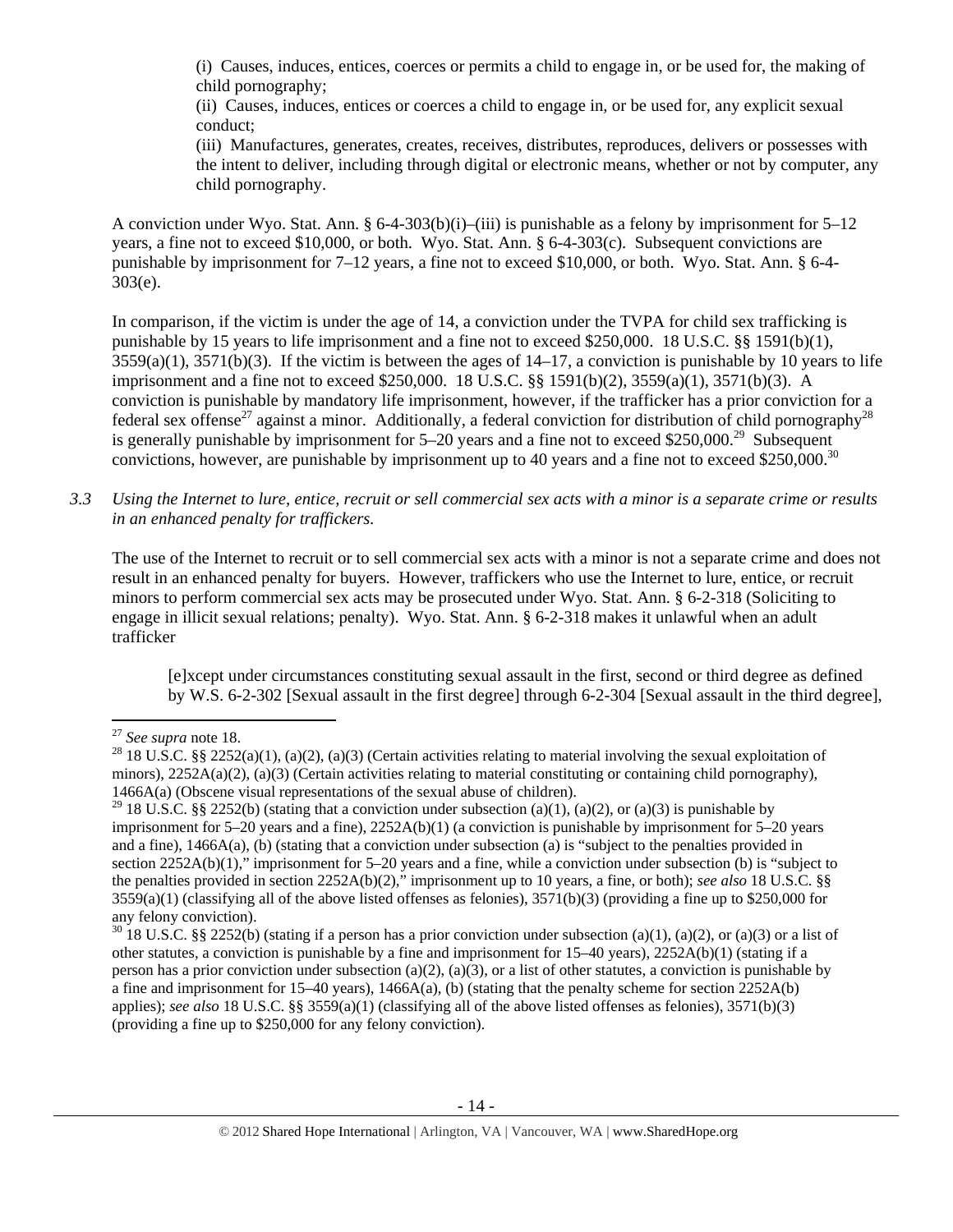(i) Causes, induces, entices, coerces or permits a child to engage in, or be used for, the making of child pornography;

(ii) Causes, induces, entices or coerces a child to engage in, or be used for, any explicit sexual conduct;

(iii) Manufactures, generates, creates, receives, distributes, reproduces, delivers or possesses with the intent to deliver, including through digital or electronic means, whether or not by computer, any child pornography.

A conviction under Wyo. Stat. Ann. § 6-4-303(b)(i)–(iii) is punishable as a felony by imprisonment for 5–12 years, a fine not to exceed $10,000, or both. Wyo. Stat. Ann. § 6-4-303(c). Subsequent convictions are punishable by imprisonment for 7–12 years, a fine not to exceed $10,000, or both. Wyo. Stat. Ann. § 6-4-303(e).

In comparison, if the victim is under the age of 14, a conviction under the TVPA for child sex trafficking is punishable by 15 years to life imprisonment and a fine not to exceed $250,000. 18 U.S.C. §§ 1591(b)(1), 3559(a)(1), 3571(b)(3). If the victim is between the ages of 14–17, a conviction is punishable by 10 years to life imprisonment and a fine not to exceed $250,000. 18 U.S.C. §§ 1591(b)(2), 3559(a)(1), 3571(b)(3). A conviction is punishable by mandatory life imprisonment, however, if the trafficker has a prior conviction for a federal sex offense[27] against a minor. Additionally, a federal conviction for distribution of child pornography[28] is generally punishable by imprisonment for 5–20 years and a fine not to exceed $250,000.[29] Subsequent convictions, however, are punishable by imprisonment up to 40 years and a fine not to exceed $250,000.[30]

*3.3 Using the Internet to lure, entice, recruit or sell commercial sex acts with a minor is a separate crime or results in an enhanced penalty for traffickers.*

The use of the Internet to recruit or to sell commercial sex acts with a minor is not a separate crime and does not result in an enhanced penalty for buyers. However, traffickers who use the Internet to lure, entice, or recruit minors to perform commercial sex acts may be prosecuted under Wyo. Stat. Ann. § 6-2-318 (Soliciting to engage in illicit sexual relations; penalty). Wyo. Stat. Ann. § 6-2-318 makes it unlawful when an adult trafficker

> [e]xcept under circumstances constituting sexual assault in the first, second or third degree as defined by W.S. 6-2-302 [Sexual assault in the first degree] through 6-2-304 [Sexual assault in the third degree],

---

[27] *See supra* note 18.

[28] 18 U.S.C. §§ 2252(a)(1), (a)(2), (a)(3) (Certain activities relating to material involving the sexual exploitation of minors), 2252A(a)(2), (a)(3) (Certain activities relating to material constituting or containing child pornography), 1466A(a) (Obscene visual representations of the sexual abuse of children).

[29] 18 U.S.C. §§ 2252(b) (stating that a conviction under subsection (a)(1), (a)(2), or (a)(3) is punishable by imprisonment for 5–20 years and a fine), 2252A(b)(1) (a conviction is punishable by imprisonment for 5–20 years and a fine), 1466A(a), (b) (stating that a conviction under subsection (a) is "subject to the penalties provided in section 2252A(b)(1)," imprisonment for 5–20 years and a fine, while a conviction under subsection (b) is "subject to the penalties provided in section 2252A(b)(2)," imprisonment up to 10 years, a fine, or both); *see also* 18 U.S.C. §§ 3559(a)(1) (classifying all of the above listed offenses as felonies), 3571(b)(3) (providing a fine up to $250,000 for any felony conviction).

[30] 18 U.S.C. §§ 2252(b) (stating if a person has a prior conviction under subsection (a)(1), (a)(2), or (a)(3) or a list of other statutes, a conviction is punishable by a fine and imprisonment for 15–40 years), 2252A(b)(1) (stating if a person has a prior conviction under subsection (a)(2), (a)(3), or a list of other statutes, a conviction is punishable by a fine and imprisonment for 15–40 years), 1466A(a), (b) (stating that the penalty scheme for section 2252A(b) applies); *see also* 18 U.S.C. §§ 3559(a)(1) (classifying all of the above listed offenses as felonies), 3571(b)(3) (providing a fine up to $250,000 for any felony conviction).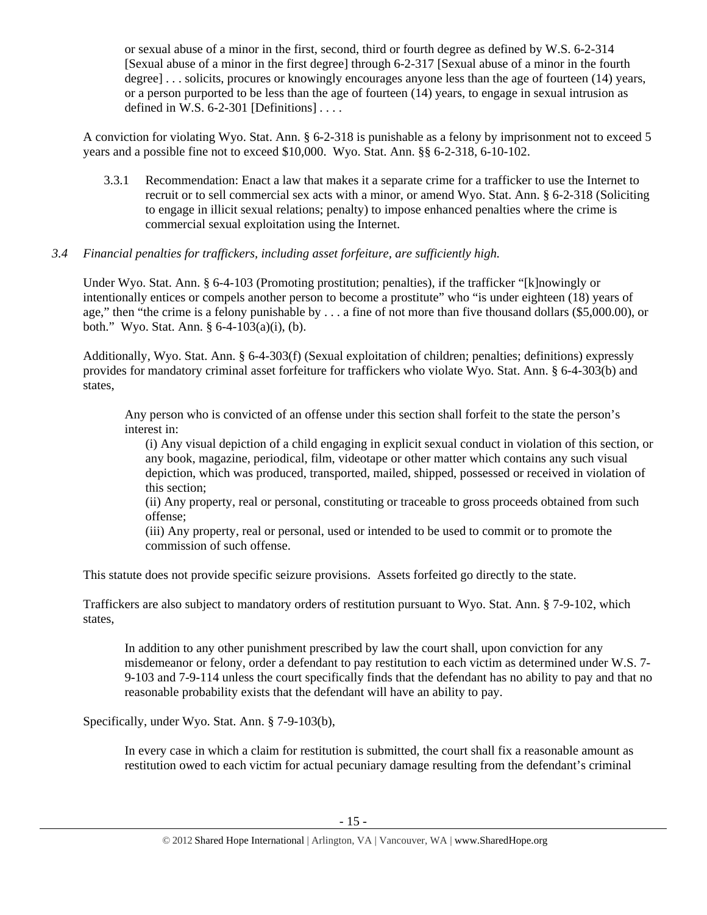> or sexual abuse of a minor in the first, second, third or fourth degree as defined by W.S. 6-2-314 [Sexual abuse of a minor in the first degree] through 6-2-317 [Sexual abuse of a minor in the fourth degree] . . . solicits, procures or knowingly encourages anyone less than the age of fourteen (14) years, or a person purported to be less than the age of fourteen (14) years, to engage in sexual intrusion as defined in W.S. 6-2-301 [Definitions] . . . .

A conviction for violating Wyo. Stat. Ann. § 6-2-318 is punishable as a felony by imprisonment not to exceed 5 years and a possible fine not to exceed $10,000. Wyo. Stat. Ann. §§ 6-2-318, 6-10-102.

3.3.1 Recommendation: Enact a law that makes it a separate crime for a trafficker to use the Internet to recruit or to sell commercial sex acts with a minor, or amend Wyo. Stat. Ann. § 6-2-318 (Soliciting to engage in illicit sexual relations; penalty) to impose enhanced penalties where the crime is commercial sexual exploitation using the Internet.

*3.4 Financial penalties for traffickers, including asset forfeiture, are sufficiently high.*

Under Wyo. Stat. Ann. § 6-4-103 (Promoting prostitution; penalties), if the trafficker "[k]nowingly or intentionally entices or compels another person to become a prostitute" who "is under eighteen (18) years of age," then "the crime is a felony punishable by . . . a fine of not more than five thousand dollars ($5,000.00), or both." Wyo. Stat. Ann. § 6-4-103(a)(i), (b).

Additionally, Wyo. Stat. Ann. § 6-4-303(f) (Sexual exploitation of children; penalties; definitions) expressly provides for mandatory criminal asset forfeiture for traffickers who violate Wyo. Stat. Ann. § 6-4-303(b) and states,

> Any person who is convicted of an offense under this section shall forfeit to the state the person's interest in:
>
> (i) Any visual depiction of a child engaging in explicit sexual conduct in violation of this section, or any book, magazine, periodical, film, videotape or other matter which contains any such visual depiction, which was produced, transported, mailed, shipped, possessed or received in violation of this section;
>
> (ii) Any property, real or personal, constituting or traceable to gross proceeds obtained from such offense;
>
> (iii) Any property, real or personal, used or intended to be used to commit or to promote the commission of such offense.

This statute does not provide specific seizure provisions. Assets forfeited go directly to the state.

Traffickers are also subject to mandatory orders of restitution pursuant to Wyo. Stat. Ann. § 7-9-102, which states,

> In addition to any other punishment prescribed by law the court shall, upon conviction for any misdemeanor or felony, order a defendant to pay restitution to each victim as determined under W.S. 7-9-103 and 7-9-114 unless the court specifically finds that the defendant has no ability to pay and that no reasonable probability exists that the defendant will have an ability to pay.

Specifically, under Wyo. Stat. Ann. § 7-9-103(b),

> In every case in which a claim for restitution is submitted, the court shall fix a reasonable amount as restitution owed to each victim for actual pecuniary damage resulting from the defendant's criminal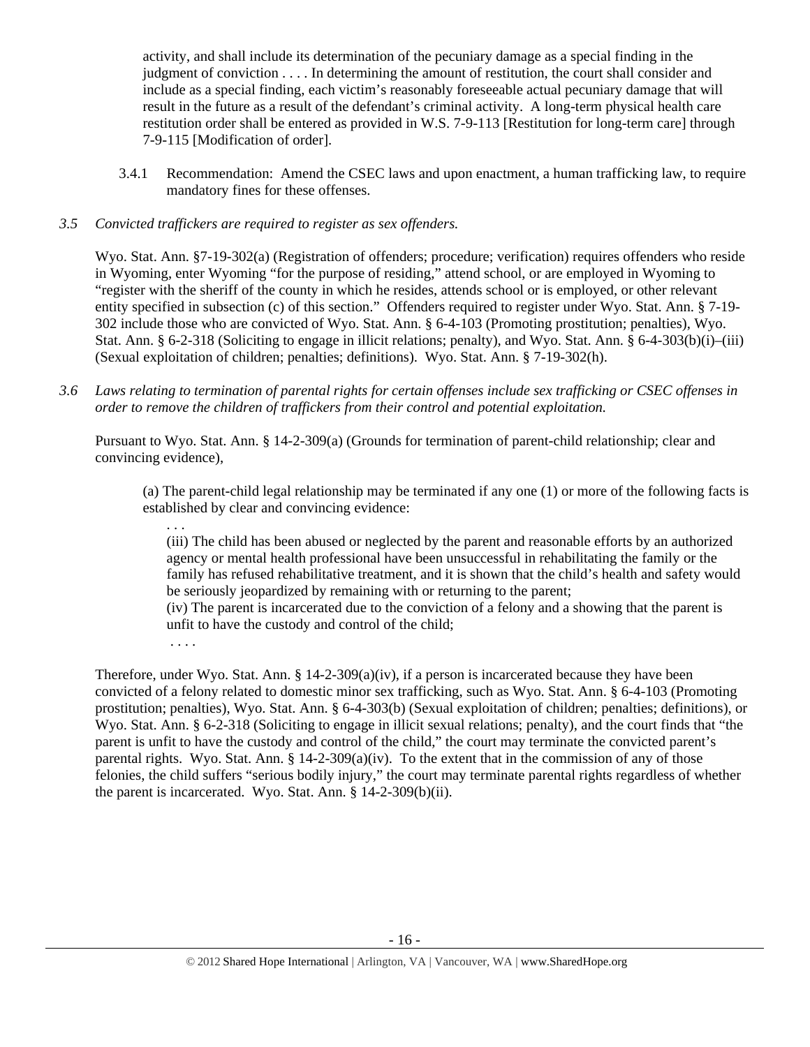activity, and shall include its determination of the pecuniary damage as a special finding in the judgment of conviction . . . . In determining the amount of restitution, the court shall consider and include as a special finding, each victim's reasonably foreseeable actual pecuniary damage that will result in the future as a result of the defendant's criminal activity. A long-term physical health care restitution order shall be entered as provided in W.S. 7-9-113 [Restitution for long-term care] through 7-9-115 [Modification of order].

3.4.1 Recommendation: Amend the CSEC laws and upon enactment, a human trafficking law, to require mandatory fines for these offenses.

*3.5 Convicted traffickers are required to register as sex offenders.*

Wyo. Stat. Ann. §7-19-302(a) (Registration of offenders; procedure; verification) requires offenders who reside in Wyoming, enter Wyoming "for the purpose of residing," attend school, or are employed in Wyoming to "register with the sheriff of the county in which he resides, attends school or is employed, or other relevant entity specified in subsection (c) of this section." Offenders required to register under Wyo. Stat. Ann. § 7-19-302 include those who are convicted of Wyo. Stat. Ann. § 6-4-103 (Promoting prostitution; penalties), Wyo. Stat. Ann. § 6-2-318 (Soliciting to engage in illicit relations; penalty), and Wyo. Stat. Ann. § 6-4-303(b)(i)–(iii) (Sexual exploitation of children; penalties; definitions). Wyo. Stat. Ann. § 7-19-302(h).

*3.6 Laws relating to termination of parental rights for certain offenses include sex trafficking or CSEC offenses in order to remove the children of traffickers from their control and potential exploitation.*

Pursuant to Wyo. Stat. Ann. § 14-2-309(a) (Grounds for termination of parent-child relationship; clear and convincing evidence),

> (a) The parent-child legal relationship may be terminated if any one (1) or more of the following facts is established by clear and convincing evidence:
>
> . . .
>
> (iii) The child has been abused or neglected by the parent and reasonable efforts by an authorized agency or mental health professional have been unsuccessful in rehabilitating the family or the family has refused rehabilitative treatment, and it is shown that the child's health and safety would be seriously jeopardized by remaining with or returning to the parent;
>
> (iv) The parent is incarcerated due to the conviction of a felony and a showing that the parent is unfit to have the custody and control of the child;
>
> . . . .

Therefore, under Wyo. Stat. Ann. § 14-2-309(a)(iv), if a person is incarcerated because they have been convicted of a felony related to domestic minor sex trafficking, such as Wyo. Stat. Ann. § 6-4-103 (Promoting prostitution; penalties), Wyo. Stat. Ann. § 6-4-303(b) (Sexual exploitation of children; penalties; definitions), or Wyo. Stat. Ann. § 6-2-318 (Soliciting to engage in illicit sexual relations; penalty), and the court finds that "the parent is unfit to have the custody and control of the child," the court may terminate the convicted parent's parental rights. Wyo. Stat. Ann. § 14-2-309(a)(iv). To the extent that in the commission of any of those felonies, the child suffers "serious bodily injury," the court may terminate parental rights regardless of whether the parent is incarcerated. Wyo. Stat. Ann. § 14-2-309(b)(ii).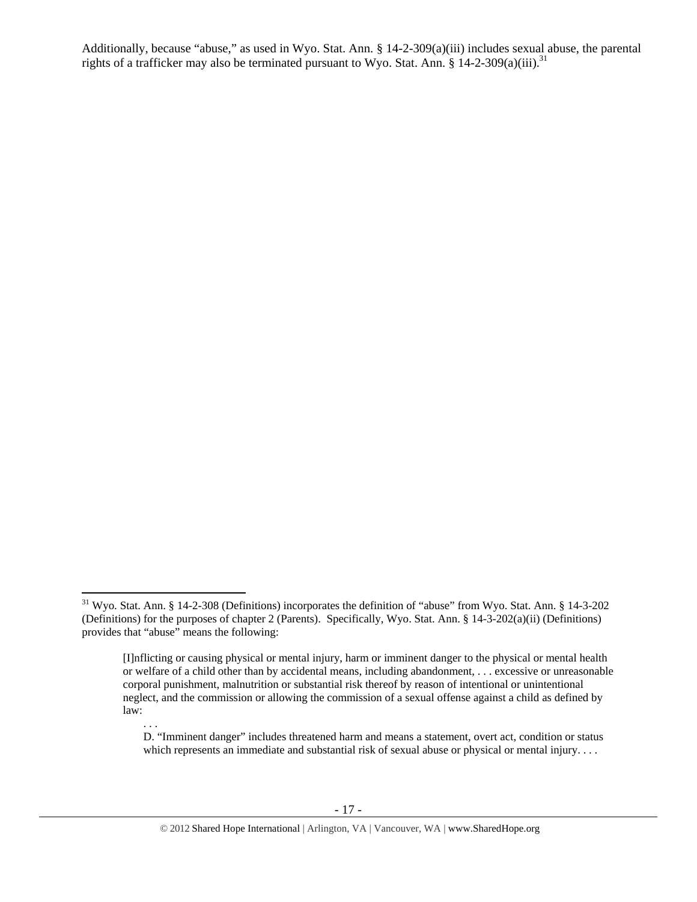Additionally, because "abuse," as used in Wyo. Stat. Ann. § 14-2-309(a)(iii) includes sexual abuse, the parental rights of a trafficker may also be terminated pursuant to Wyo. Stat. Ann. § 14-2-309(a)(iii).[31]

---

[31] Wyo. Stat. Ann. § 14-2-308 (Definitions) incorporates the definition of "abuse" from Wyo. Stat. Ann. § 14-3-202 (Definitions) for the purposes of chapter 2 (Parents). Specifically, Wyo. Stat. Ann. § 14-3-202(a)(ii) (Definitions) provides that "abuse" means the following:

> [I]nflicting or causing physical or mental injury, harm or imminent danger to the physical or mental health or welfare of a child other than by accidental means, including abandonment, . . . excessive or unreasonable corporal punishment, malnutrition or substantial risk thereof by reason of intentional or unintentional neglect, and the commission or allowing the commission of a sexual offense against a child as defined by law:
>
> . . .
>
> D. "Imminent danger" includes threatened harm and means a statement, overt act, condition or status which represents an immediate and substantial risk of sexual abuse or physical or mental injury. . . .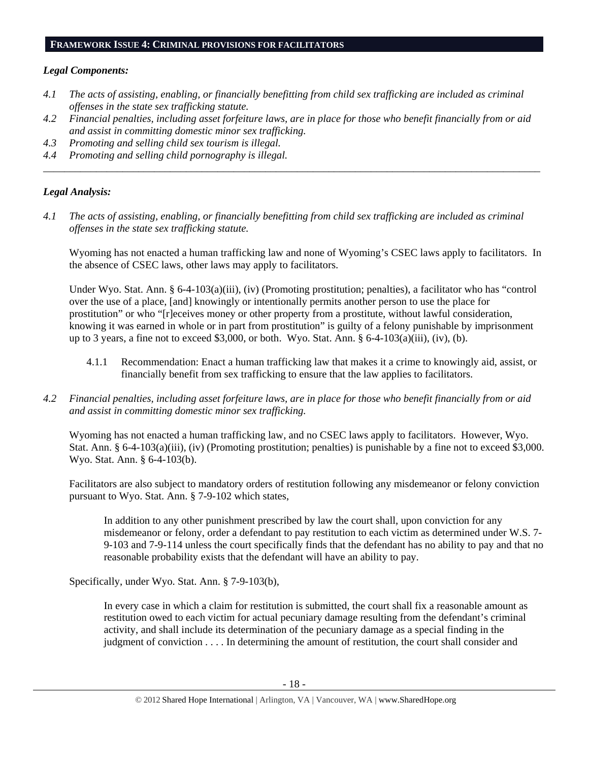## FRAMEWORK ISSUE 4: CRIMINAL PROVISIONS FOR FACILITATORS

### *Legal Components:*

*4.1 The acts of assisting, enabling, or financially benefitting from child sex trafficking are included as criminal offenses in the state sex trafficking statute.*

*4.2 Financial penalties, including asset forfeiture laws, are in place for those who benefit financially from or aid and assist in committing domestic minor sex trafficking.*

*4.3 Promoting and selling child sex tourism is illegal.*

*4.4 Promoting and selling child pornography is illegal.*

---

### *Legal Analysis:*

*4.1 The acts of assisting, enabling, or financially benefitting from child sex trafficking are included as criminal offenses in the state sex trafficking statute.*

Wyoming has not enacted a human trafficking law and none of Wyoming's CSEC laws apply to facilitators. In the absence of CSEC laws, other laws may apply to facilitators.

Under Wyo. Stat. Ann. § 6-4-103(a)(iii), (iv) (Promoting prostitution; penalties), a facilitator who has "control over the use of a place, [and] knowingly or intentionally permits another person to use the place for prostitution" or who "[r]eceives money or other property from a prostitute, without lawful consideration, knowing it was earned in whole or in part from prostitution" is guilty of a felony punishable by imprisonment up to 3 years, a fine not to exceed $3,000, or both. Wyo. Stat. Ann. § 6-4-103(a)(iii), (iv), (b).

4.1.1 Recommendation: Enact a human trafficking law that makes it a crime to knowingly aid, assist, or financially benefit from sex trafficking to ensure that the law applies to facilitators.

*4.2 Financial penalties, including asset forfeiture laws, are in place for those who benefit financially from or aid and assist in committing domestic minor sex trafficking.*

Wyoming has not enacted a human trafficking law, and no CSEC laws apply to facilitators. However, Wyo. Stat. Ann. § 6-4-103(a)(iii), (iv) (Promoting prostitution; penalties) is punishable by a fine not to exceed $3,000. Wyo. Stat. Ann. § 6-4-103(b).

Facilitators are also subject to mandatory orders of restitution following any misdemeanor or felony conviction pursuant to Wyo. Stat. Ann. § 7-9-102 which states,

> In addition to any other punishment prescribed by law the court shall, upon conviction for any misdemeanor or felony, order a defendant to pay restitution to each victim as determined under W.S. 7-9-103 and 7-9-114 unless the court specifically finds that the defendant has no ability to pay and that no reasonable probability exists that the defendant will have an ability to pay.

Specifically, under Wyo. Stat. Ann. § 7-9-103(b),

> In every case in which a claim for restitution is submitted, the court shall fix a reasonable amount as restitution owed to each victim for actual pecuniary damage resulting from the defendant's criminal activity, and shall include its determination of the pecuniary damage as a special finding in the judgment of conviction . . . . In determining the amount of restitution, the court shall consider and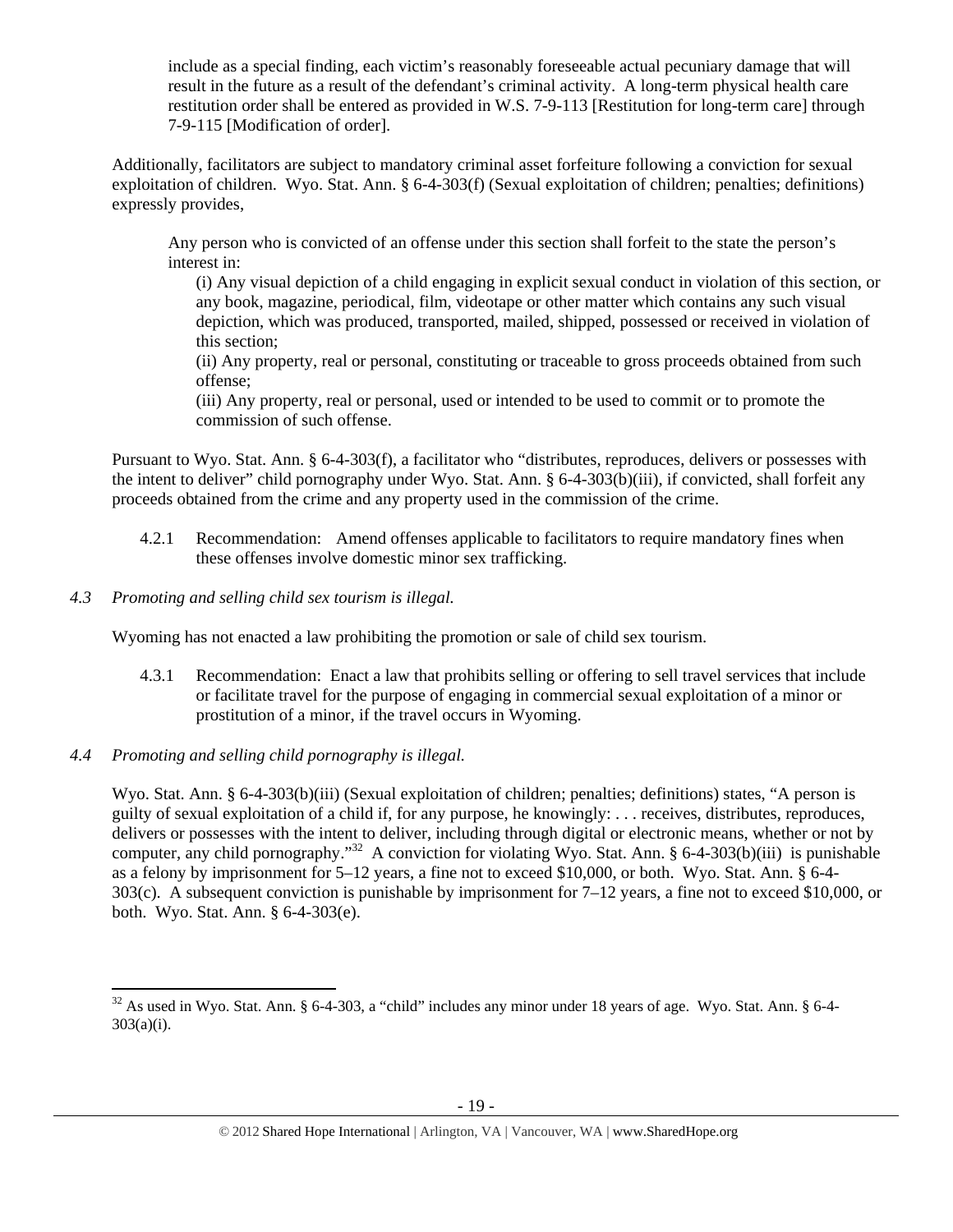include as a special finding, each victim's reasonably foreseeable actual pecuniary damage that will result in the future as a result of the defendant's criminal activity. A long-term physical health care restitution order shall be entered as provided in W.S. 7-9-113 [Restitution for long-term care] through 7-9-115 [Modification of order].

Additionally, facilitators are subject to mandatory criminal asset forfeiture following a conviction for sexual exploitation of children. Wyo. Stat. Ann. § 6-4-303(f) (Sexual exploitation of children; penalties; definitions) expressly provides,

> Any person who is convicted of an offense under this section shall forfeit to the state the person's interest in:
>
> (i) Any visual depiction of a child engaging in explicit sexual conduct in violation of this section, or any book, magazine, periodical, film, videotape or other matter which contains any such visual depiction, which was produced, transported, mailed, shipped, possessed or received in violation of this section;
>
> (ii) Any property, real or personal, constituting or traceable to gross proceeds obtained from such offense;
>
> (iii) Any property, real or personal, used or intended to be used to commit or to promote the commission of such offense.

Pursuant to Wyo. Stat. Ann. § 6-4-303(f), a facilitator who "distributes, reproduces, delivers or possesses with the intent to deliver" child pornography under Wyo. Stat. Ann. § 6-4-303(b)(iii), if convicted, shall forfeit any proceeds obtained from the crime and any property used in the commission of the crime.

4.2.1 Recommendation: Amend offenses applicable to facilitators to require mandatory fines when these offenses involve domestic minor sex trafficking.

*4.3 Promoting and selling child sex tourism is illegal.*

Wyoming has not enacted a law prohibiting the promotion or sale of child sex tourism.

4.3.1 Recommendation: Enact a law that prohibits selling or offering to sell travel services that include or facilitate travel for the purpose of engaging in commercial sexual exploitation of a minor or prostitution of a minor, if the travel occurs in Wyoming.

*4.4 Promoting and selling child pornography is illegal.*

Wyo. Stat. Ann. § 6-4-303(b)(iii) (Sexual exploitation of children; penalties; definitions) states, "A person is guilty of sexual exploitation of a child if, for any purpose, he knowingly: . . . receives, distributes, reproduces, delivers or possesses with the intent to deliver, including through digital or electronic means, whether or not by computer, any child pornography."[32] A conviction for violating Wyo. Stat. Ann. § 6-4-303(b)(iii) is punishable as a felony by imprisonment for 5–12 years, a fine not to exceed $10,000, or both. Wyo. Stat. Ann. § 6-4-303(c). A subsequent conviction is punishable by imprisonment for 7–12 years, a fine not to exceed $10,000, or both. Wyo. Stat. Ann. § 6-4-303(e).

[32] As used in Wyo. Stat. Ann. § 6-4-303, a "child" includes any minor under 18 years of age. Wyo. Stat. Ann. § 6-4-303(a)(i).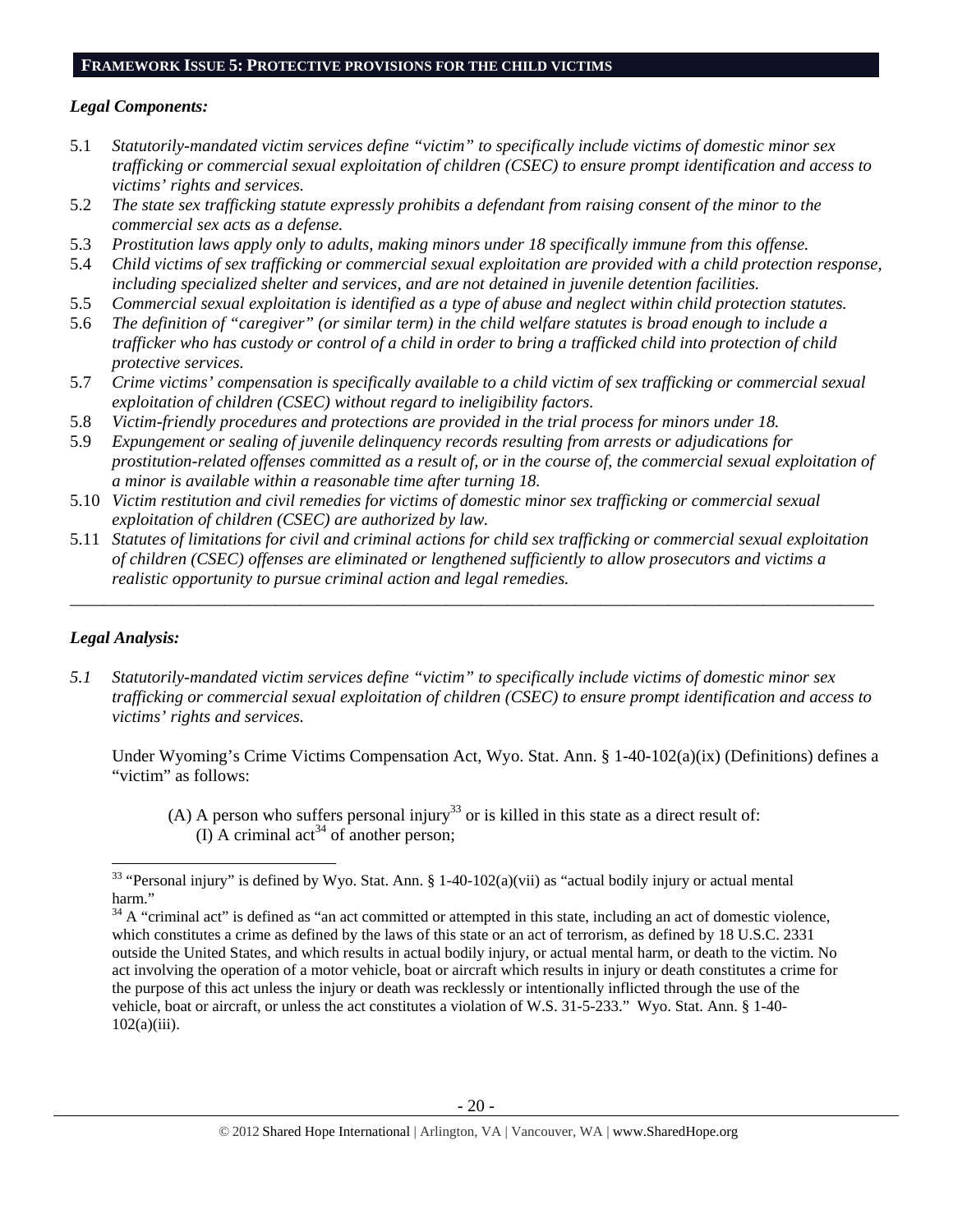## FRAMEWORK ISSUE 5: PROTECTIVE PROVISIONS FOR THE CHILD VICTIMS

***Legal Components:***

5.1 *Statutorily-mandated victim services define "victim" to specifically include victims of domestic minor sex trafficking or commercial sexual exploitation of children (CSEC) to ensure prompt identification and access to victims' rights and services.*

5.2 *The state sex trafficking statute expressly prohibits a defendant from raising consent of the minor to the commercial sex acts as a defense.*

5.3 *Prostitution laws apply only to adults, making minors under 18 specifically immune from this offense.*

5.4 *Child victims of sex trafficking or commercial sexual exploitation are provided with a child protection response, including specialized shelter and services, and are not detained in juvenile detention facilities.*

5.5 *Commercial sexual exploitation is identified as a type of abuse and neglect within child protection statutes.*

5.6 *The definition of "caregiver" (or similar term) in the child welfare statutes is broad enough to include a trafficker who has custody or control of a child in order to bring a trafficked child into protection of child protective services.*

5.7 *Crime victims' compensation is specifically available to a child victim of sex trafficking or commercial sexual exploitation of children (CSEC) without regard to ineligibility factors.*

5.8 *Victim-friendly procedures and protections are provided in the trial process for minors under 18.*

5.9 *Expungement or sealing of juvenile delinquency records resulting from arrests or adjudications for prostitution-related offenses committed as a result of, or in the course of, the commercial sexual exploitation of a minor is available within a reasonable time after turning 18.*

5.10 *Victim restitution and civil remedies for victims of domestic minor sex trafficking or commercial sexual exploitation of children (CSEC) are authorized by law.*

5.11 *Statutes of limitations for civil and criminal actions for child sex trafficking or commercial sexual exploitation of children (CSEC) offenses are eliminated or lengthened sufficiently to allow prosecutors and victims a realistic opportunity to pursue criminal action and legal remedies.*

---

***Legal Analysis:***

*5.1 Statutorily-mandated victim services define "victim" to specifically include victims of domestic minor sex trafficking or commercial sexual exploitation of children (CSEC) to ensure prompt identification and access to victims' rights and services.*

Under Wyoming's Crime Victims Compensation Act, Wyo. Stat. Ann. § 1-40-102(a)(ix) (Definitions) defines a "victim" as follows:

> (A) A person who suffers personal injury[33] or is killed in this state as a direct result of:
>
> (I) A criminal act[34] of another person;

---

[33] "Personal injury" is defined by Wyo. Stat. Ann. § 1-40-102(a)(vii) as "actual bodily injury or actual mental harm."

[34] A "criminal act" is defined as "an act committed or attempted in this state, including an act of domestic violence, which constitutes a crime as defined by the laws of this state or an act of terrorism, as defined by 18 U.S.C. 2331 outside the United States, and which results in actual bodily injury, or actual mental harm, or death to the victim. No act involving the operation of a motor vehicle, boat or aircraft which results in injury or death constitutes a crime for the purpose of this act unless the injury or death was recklessly or intentionally inflicted through the use of the vehicle, boat or aircraft, or unless the act constitutes a violation of W.S. 31-5-233." Wyo. Stat. Ann. § 1-40-102(a)(iii).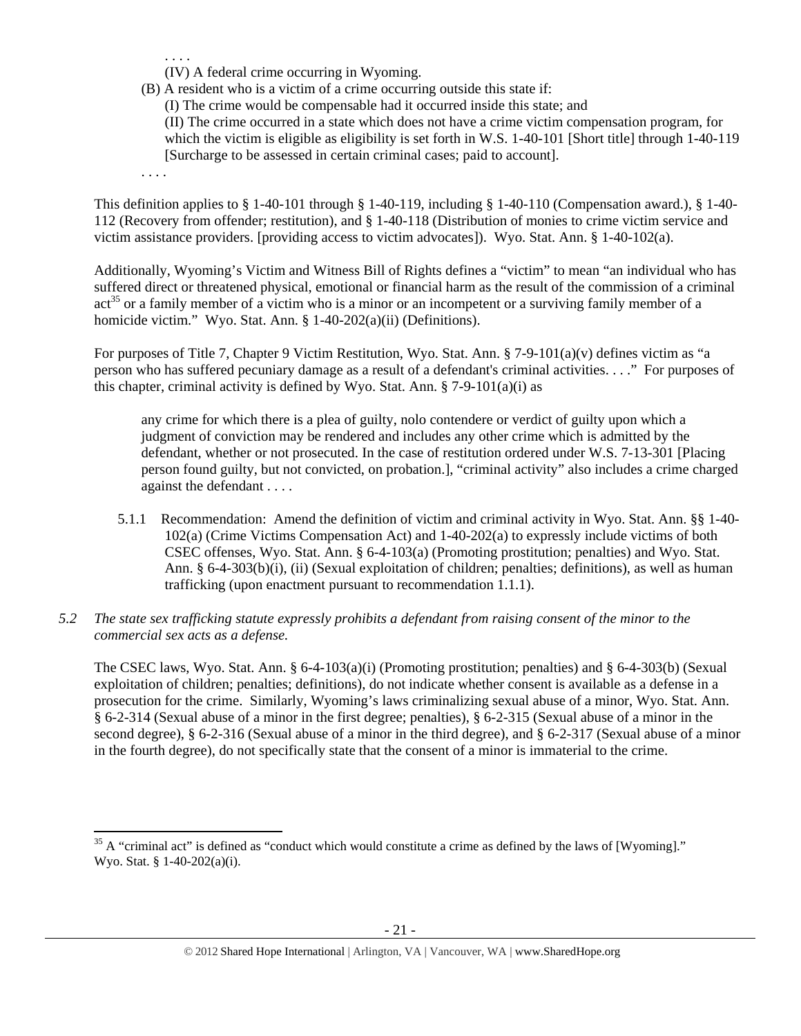. . . .

(IV) A federal crime occurring in Wyoming.

(B) A resident who is a victim of a crime occurring outside this state if:

(I) The crime would be compensable had it occurred inside this state; and

(II) The crime occurred in a state which does not have a crime victim compensation program, for which the victim is eligible as eligibility is set forth in W.S. 1-40-101 [Short title] through 1-40-119 [Surcharge to be assessed in certain criminal cases; paid to account].

. . . .

This definition applies to § 1-40-101 through § 1-40-119, including § 1-40-110 (Compensation award.), § 1-40-112 (Recovery from offender; restitution), and § 1-40-118 (Distribution of monies to crime victim service and victim assistance providers. [providing access to victim advocates]). Wyo. Stat. Ann. § 1-40-102(a).

Additionally, Wyoming's Victim and Witness Bill of Rights defines a "victim" to mean "an individual who has suffered direct or threatened physical, emotional or financial harm as the result of the commission of a criminal act[35] or a family member of a victim who is a minor or an incompetent or a surviving family member of a homicide victim." Wyo. Stat. Ann. § 1-40-202(a)(ii) (Definitions).

For purposes of Title 7, Chapter 9 Victim Restitution, Wyo. Stat. Ann. § 7-9-101(a)(v) defines victim as "a person who has suffered pecuniary damage as a result of a defendant's criminal activities. . . ." For purposes of this chapter, criminal activity is defined by Wyo. Stat. Ann. § 7-9-101(a)(i) as

> any crime for which there is a plea of guilty, nolo contendere or verdict of guilty upon which a judgment of conviction may be rendered and includes any other crime which is admitted by the defendant, whether or not prosecuted. In the case of restitution ordered under W.S. 7-13-301 [Placing person found guilty, but not convicted, on probation.], "criminal activity" also includes a crime charged against the defendant . . . .

5.1.1 Recommendation: Amend the definition of victim and criminal activity in Wyo. Stat. Ann. §§ 1-40-102(a) (Crime Victims Compensation Act) and 1-40-202(a) to expressly include victims of both CSEC offenses, Wyo. Stat. Ann. § 6-4-103(a) (Promoting prostitution; penalties) and Wyo. Stat. Ann. § 6-4-303(b)(i), (ii) (Sexual exploitation of children; penalties; definitions), as well as human trafficking (upon enactment pursuant to recommendation 1.1.1).

*5.2 The state sex trafficking statute expressly prohibits a defendant from raising consent of the minor to the commercial sex acts as a defense.*

The CSEC laws, Wyo. Stat. Ann. § 6-4-103(a)(i) (Promoting prostitution; penalties) and § 6-4-303(b) (Sexual exploitation of children; penalties; definitions), do not indicate whether consent is available as a defense in a prosecution for the crime. Similarly, Wyoming's laws criminalizing sexual abuse of a minor, Wyo. Stat. Ann. § 6-2-314 (Sexual abuse of a minor in the first degree; penalties), § 6-2-315 (Sexual abuse of a minor in the second degree), § 6-2-316 (Sexual abuse of a minor in the third degree), and § 6-2-317 (Sexual abuse of a minor in the fourth degree), do not specifically state that the consent of a minor is immaterial to the crime.

[35] A "criminal act" is defined as "conduct which would constitute a crime as defined by the laws of [Wyoming]." Wyo. Stat. § 1-40-202(a)(i).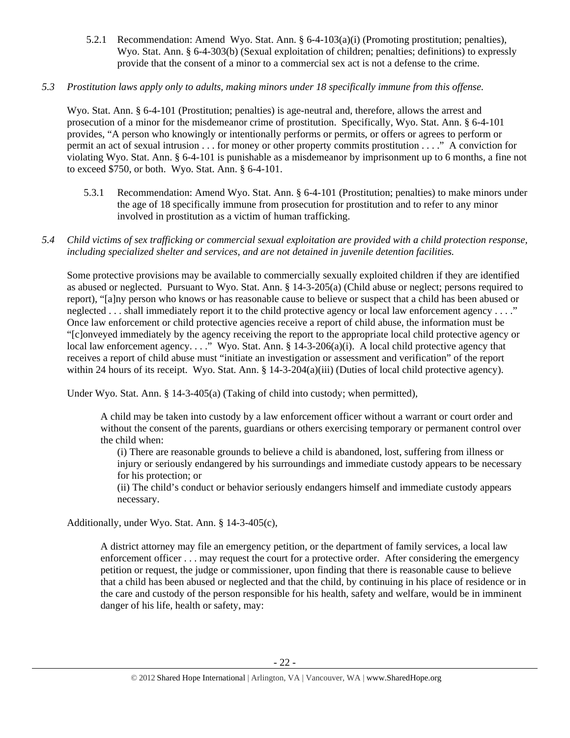5.2.1 Recommendation: Amend Wyo. Stat. Ann. § 6-4-103(a)(i) (Promoting prostitution; penalties), Wyo. Stat. Ann. § 6-4-303(b) (Sexual exploitation of children; penalties; definitions) to expressly provide that the consent of a minor to a commercial sex act is not a defense to the crime.

*5.3 Prostitution laws apply only to adults, making minors under 18 specifically immune from this offense.*

Wyo. Stat. Ann. § 6-4-101 (Prostitution; penalties) is age-neutral and, therefore, allows the arrest and prosecution of a minor for the misdemeanor crime of prostitution. Specifically, Wyo. Stat. Ann. § 6-4-101 provides, "A person who knowingly or intentionally performs or permits, or offers or agrees to perform or permit an act of sexual intrusion . . . for money or other property commits prostitution . . . ." A conviction for violating Wyo. Stat. Ann. § 6-4-101 is punishable as a misdemeanor by imprisonment up to 6 months, a fine not to exceed $750, or both. Wyo. Stat. Ann. § 6-4-101.

5.3.1 Recommendation: Amend Wyo. Stat. Ann. § 6-4-101 (Prostitution; penalties) to make minors under the age of 18 specifically immune from prosecution for prostitution and to refer to any minor involved in prostitution as a victim of human trafficking.

*5.4 Child victims of sex trafficking or commercial sexual exploitation are provided with a child protection response, including specialized shelter and services, and are not detained in juvenile detention facilities.*

Some protective provisions may be available to commercially sexually exploited children if they are identified as abused or neglected. Pursuant to Wyo. Stat. Ann. § 14-3-205(a) (Child abuse or neglect; persons required to report), "[a]ny person who knows or has reasonable cause to believe or suspect that a child has been abused or neglected . . . shall immediately report it to the child protective agency or local law enforcement agency . . . ." Once law enforcement or child protective agencies receive a report of child abuse, the information must be "[c]onveyed immediately by the agency receiving the report to the appropriate local child protective agency or local law enforcement agency. . . ." Wyo. Stat. Ann. § 14-3-206(a)(i). A local child protective agency that receives a report of child abuse must "initiate an investigation or assessment and verification" of the report within 24 hours of its receipt. Wyo. Stat. Ann. § 14-3-204(a)(iii) (Duties of local child protective agency).

Under Wyo. Stat. Ann. § 14-3-405(a) (Taking of child into custody; when permitted),

> A child may be taken into custody by a law enforcement officer without a warrant or court order and without the consent of the parents, guardians or others exercising temporary or permanent control over the child when:
>
> (i) There are reasonable grounds to believe a child is abandoned, lost, suffering from illness or injury or seriously endangered by his surroundings and immediate custody appears to be necessary for his protection; or
>
> (ii) The child's conduct or behavior seriously endangers himself and immediate custody appears necessary.

Additionally, under Wyo. Stat. Ann. § 14-3-405(c),

> A district attorney may file an emergency petition, or the department of family services, a local law enforcement officer . . . may request the court for a protective order. After considering the emergency petition or request, the judge or commissioner, upon finding that there is reasonable cause to believe that a child has been abused or neglected and that the child, by continuing in his place of residence or in the care and custody of the person responsible for his health, safety and welfare, would be in imminent danger of his life, health or safety, may: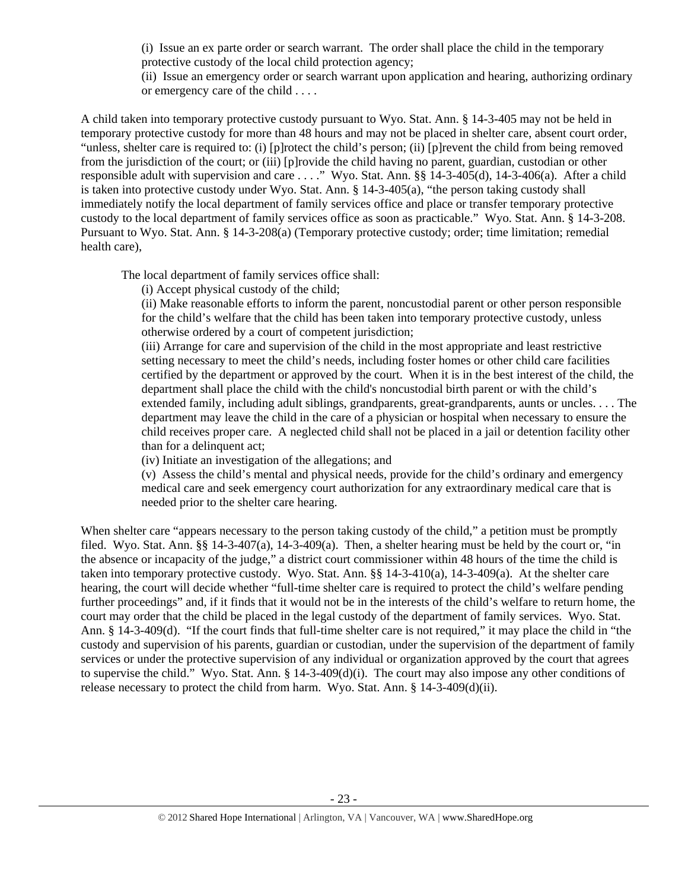> (i) Issue an ex parte order or search warrant. The order shall place the child in the temporary protective custody of the local child protection agency;
>
> (ii) Issue an emergency order or search warrant upon application and hearing, authorizing ordinary or emergency care of the child . . . .

A child taken into temporary protective custody pursuant to Wyo. Stat. Ann. § 14-3-405 may not be held in temporary protective custody for more than 48 hours and may not be placed in shelter care, absent court order, "unless, shelter care is required to: (i) [p]rotect the child's person; (ii) [p]revent the child from being removed from the jurisdiction of the court; or (iii) [p]rovide the child having no parent, guardian, custodian or other responsible adult with supervision and care . . . ." Wyo. Stat. Ann. §§ 14-3-405(d), 14-3-406(a). After a child is taken into protective custody under Wyo. Stat. Ann. § 14-3-405(a), "the person taking custody shall immediately notify the local department of family services office and place or transfer temporary protective custody to the local department of family services office as soon as practicable." Wyo. Stat. Ann. § 14-3-208. Pursuant to Wyo. Stat. Ann. § 14-3-208(a) (Temporary protective custody; order; time limitation; remedial health care),

> The local department of family services office shall:
>
> (i) Accept physical custody of the child;
>
> (ii) Make reasonable efforts to inform the parent, noncustodial parent or other person responsible for the child's welfare that the child has been taken into temporary protective custody, unless otherwise ordered by a court of competent jurisdiction;
>
> (iii) Arrange for care and supervision of the child in the most appropriate and least restrictive setting necessary to meet the child's needs, including foster homes or other child care facilities certified by the department or approved by the court. When it is in the best interest of the child, the department shall place the child with the child's noncustodial birth parent or with the child's extended family, including adult siblings, grandparents, great-grandparents, aunts or uncles. . . . The department may leave the child in the care of a physician or hospital when necessary to ensure the child receives proper care. A neglected child shall not be placed in a jail or detention facility other than for a delinquent act;
>
> (iv) Initiate an investigation of the allegations; and
>
> (v) Assess the child's mental and physical needs, provide for the child's ordinary and emergency medical care and seek emergency court authorization for any extraordinary medical care that is needed prior to the shelter care hearing.

When shelter care "appears necessary to the person taking custody of the child," a petition must be promptly filed. Wyo. Stat. Ann. §§ 14-3-407(a), 14-3-409(a). Then, a shelter hearing must be held by the court or, "in the absence or incapacity of the judge," a district court commissioner within 48 hours of the time the child is taken into temporary protective custody. Wyo. Stat. Ann. §§ 14-3-410(a), 14-3-409(a). At the shelter care hearing, the court will decide whether "full-time shelter care is required to protect the child's welfare pending further proceedings" and, if it finds that it would not be in the interests of the child's welfare to return home, the court may order that the child be placed in the legal custody of the department of family services. Wyo. Stat. Ann. § 14-3-409(d). "If the court finds that full-time shelter care is not required," it may place the child in "the custody and supervision of his parents, guardian or custodian, under the supervision of the department of family services or under the protective supervision of any individual or organization approved by the court that agrees to supervise the child." Wyo. Stat. Ann. § 14-3-409(d)(i). The court may also impose any other conditions of release necessary to protect the child from harm. Wyo. Stat. Ann. § 14-3-409(d)(ii).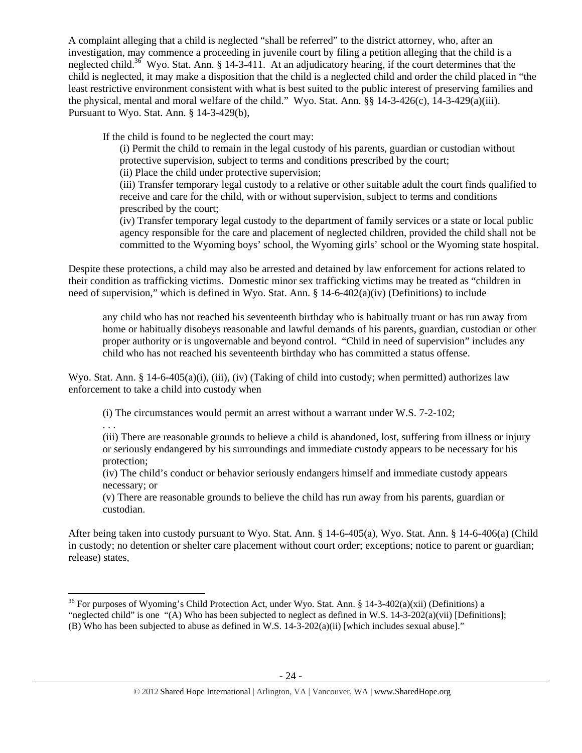A complaint alleging that a child is neglected "shall be referred" to the district attorney, who, after an investigation, may commence a proceeding in juvenile court by filing a petition alleging that the child is a neglected child.[36] Wyo. Stat. Ann. § 14-3-411. At an adjudicatory hearing, if the court determines that the child is neglected, it may make a disposition that the child is a neglected child and order the child placed in "the least restrictive environment consistent with what is best suited to the public interest of preserving families and the physical, mental and moral welfare of the child." Wyo. Stat. Ann. §§ 14-3-426(c), 14-3-429(a)(iii). Pursuant to Wyo. Stat. Ann. § 14-3-429(b),

> If the child is found to be neglected the court may:
>
> (i) Permit the child to remain in the legal custody of his parents, guardian or custodian without protective supervision, subject to terms and conditions prescribed by the court;
>
> (ii) Place the child under protective supervision;
>
> (iii) Transfer temporary legal custody to a relative or other suitable adult the court finds qualified to receive and care for the child, with or without supervision, subject to terms and conditions prescribed by the court;
>
> (iv) Transfer temporary legal custody to the department of family services or a state or local public agency responsible for the care and placement of neglected children, provided the child shall not be committed to the Wyoming boys' school, the Wyoming girls' school or the Wyoming state hospital.

Despite these protections, a child may also be arrested and detained by law enforcement for actions related to their condition as trafficking victims. Domestic minor sex trafficking victims may be treated as "children in need of supervision," which is defined in Wyo. Stat. Ann. § 14-6-402(a)(iv) (Definitions) to include

> any child who has not reached his seventeenth birthday who is habitually truant or has run away from home or habitually disobeys reasonable and lawful demands of his parents, guardian, custodian or other proper authority or is ungovernable and beyond control. "Child in need of supervision" includes any child who has not reached his seventeenth birthday who has committed a status offense.

Wyo. Stat. Ann. § 14-6-405(a)(i), (iii), (iv) (Taking of child into custody; when permitted) authorizes law enforcement to take a child into custody when

> (i) The circumstances would permit an arrest without a warrant under W.S. 7-2-102;
>
> . . .
>
> (iii) There are reasonable grounds to believe a child is abandoned, lost, suffering from illness or injury or seriously endangered by his surroundings and immediate custody appears to be necessary for his protection;
>
> (iv) The child's conduct or behavior seriously endangers himself and immediate custody appears necessary; or
>
> (v) There are reasonable grounds to believe the child has run away from his parents, guardian or custodian.

After being taken into custody pursuant to Wyo. Stat. Ann. § 14-6-405(a), Wyo. Stat. Ann. § 14-6-406(a) (Child in custody; no detention or shelter care placement without court order; exceptions; notice to parent or guardian; release) states,

---

[36] For purposes of Wyoming's Child Protection Act, under Wyo. Stat. Ann. § 14-3-402(a)(xii) (Definitions) a "neglected child" is one "(A) Who has been subjected to neglect as defined in W.S. 14-3-202(a)(vii) [Definitions]; (B) Who has been subjected to abuse as defined in W.S. 14-3-202(a)(ii) [which includes sexual abuse]."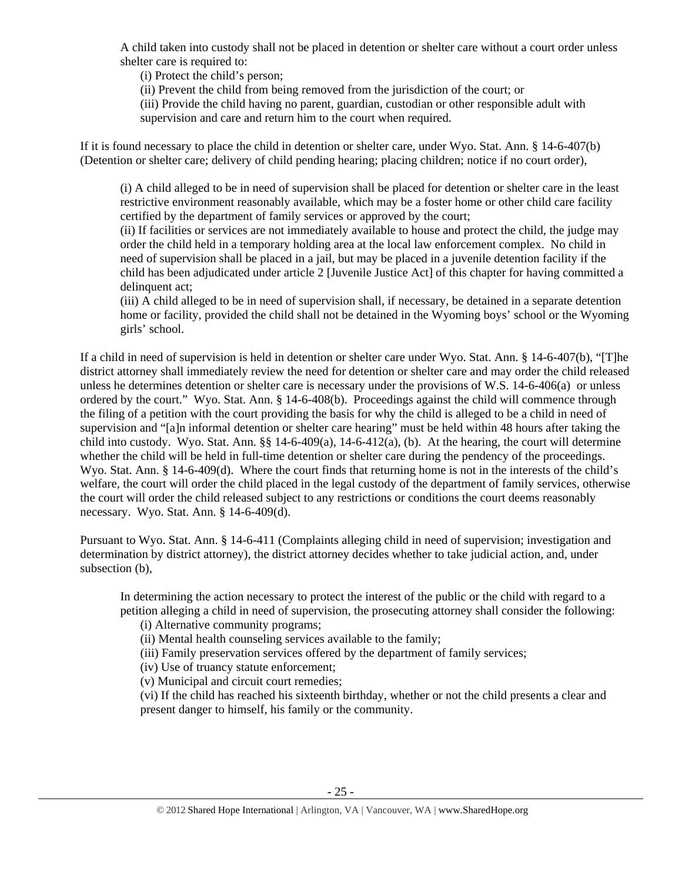A child taken into custody shall not be placed in detention or shelter care without a court order unless shelter care is required to:

(i) Protect the child's person;

(ii) Prevent the child from being removed from the jurisdiction of the court; or

(iii) Provide the child having no parent, guardian, custodian or other responsible adult with supervision and care and return him to the court when required.

If it is found necessary to place the child in detention or shelter care, under Wyo. Stat. Ann. § 14-6-407(b) (Detention or shelter care; delivery of child pending hearing; placing children; notice if no court order),

> (i) A child alleged to be in need of supervision shall be placed for detention or shelter care in the least restrictive environment reasonably available, which may be a foster home or other child care facility certified by the department of family services or approved by the court;
>
> (ii) If facilities or services are not immediately available to house and protect the child, the judge may order the child held in a temporary holding area at the local law enforcement complex. No child in need of supervision shall be placed in a jail, but may be placed in a juvenile detention facility if the child has been adjudicated under article 2 [Juvenile Justice Act] of this chapter for having committed a delinquent act;
>
> (iii) A child alleged to be in need of supervision shall, if necessary, be detained in a separate detention home or facility, provided the child shall not be detained in the Wyoming boys' school or the Wyoming girls' school.

If a child in need of supervision is held in detention or shelter care under Wyo. Stat. Ann. § 14-6-407(b), "[T]he district attorney shall immediately review the need for detention or shelter care and may order the child released unless he determines detention or shelter care is necessary under the provisions of W.S. 14-6-406(a) or unless ordered by the court." Wyo. Stat. Ann. § 14-6-408(b). Proceedings against the child will commence through the filing of a petition with the court providing the basis for why the child is alleged to be a child in need of supervision and "[a]n informal detention or shelter care hearing" must be held within 48 hours after taking the child into custody. Wyo. Stat. Ann. §§ 14-6-409(a), 14-6-412(a), (b). At the hearing, the court will determine whether the child will be held in full-time detention or shelter care during the pendency of the proceedings. Wyo. Stat. Ann. § 14-6-409(d). Where the court finds that returning home is not in the interests of the child's welfare, the court will order the child placed in the legal custody of the department of family services, otherwise the court will order the child released subject to any restrictions or conditions the court deems reasonably necessary. Wyo. Stat. Ann. § 14-6-409(d).

Pursuant to Wyo. Stat. Ann. § 14-6-411 (Complaints alleging child in need of supervision; investigation and determination by district attorney), the district attorney decides whether to take judicial action, and, under subsection (b),

> In determining the action necessary to protect the interest of the public or the child with regard to a petition alleging a child in need of supervision, the prosecuting attorney shall consider the following:
>
> (i) Alternative community programs;
>
> (ii) Mental health counseling services available to the family;
>
> (iii) Family preservation services offered by the department of family services;
>
> (iv) Use of truancy statute enforcement;
>
> (v) Municipal and circuit court remedies;
>
> (vi) If the child has reached his sixteenth birthday, whether or not the child presents a clear and present danger to himself, his family or the community.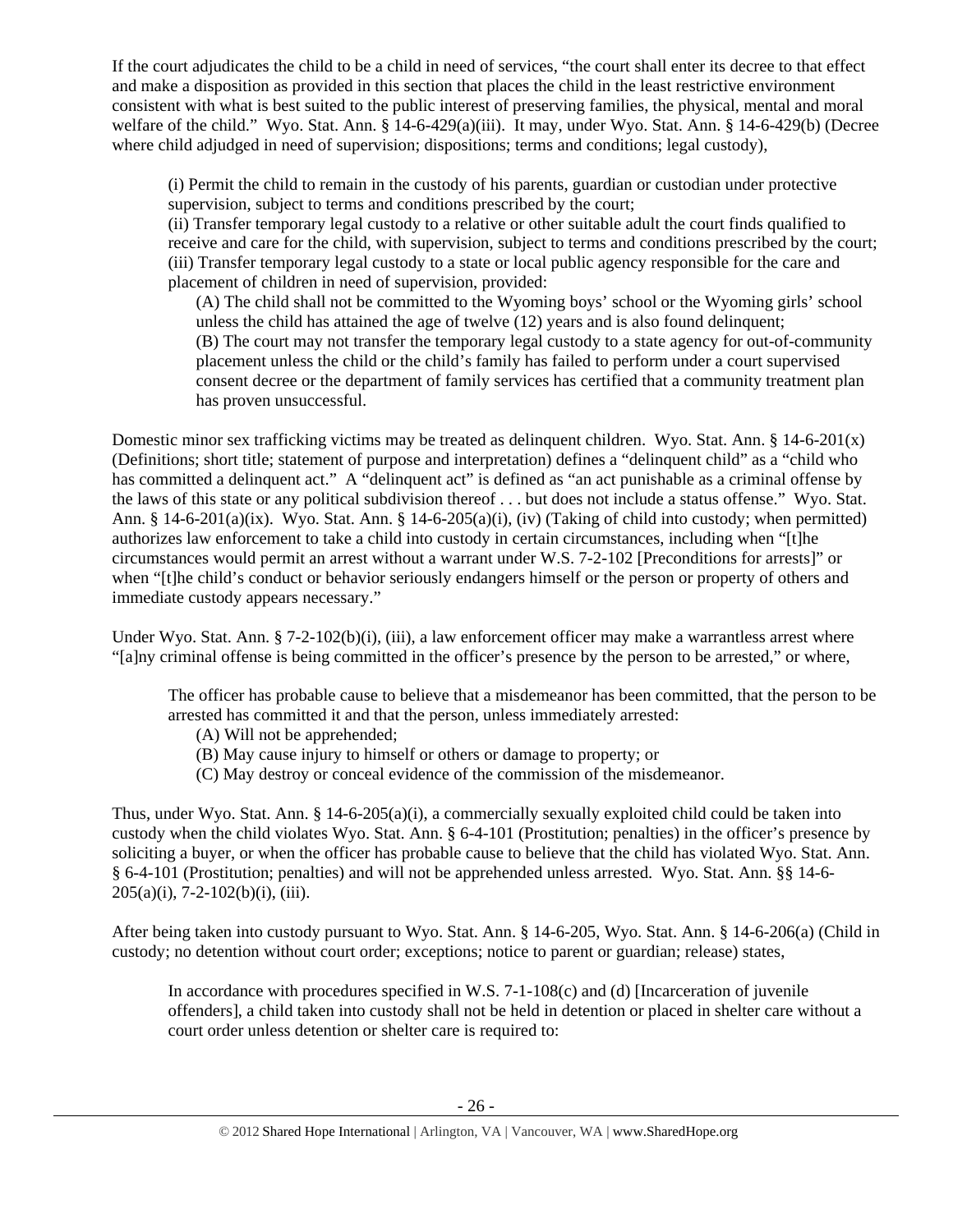If the court adjudicates the child to be a child in need of services, "the court shall enter its decree to that effect and make a disposition as provided in this section that places the child in the least restrictive environment consistent with what is best suited to the public interest of preserving families, the physical, mental and moral welfare of the child." Wyo. Stat. Ann. § 14-6-429(a)(iii). It may, under Wyo. Stat. Ann. § 14-6-429(b) (Decree where child adjudged in need of supervision; dispositions; terms and conditions; legal custody),

> (i) Permit the child to remain in the custody of his parents, guardian or custodian under protective supervision, subject to terms and conditions prescribed by the court;
> (ii) Transfer temporary legal custody to a relative or other suitable adult the court finds qualified to receive and care for the child, with supervision, subject to terms and conditions prescribed by the court;
> (iii) Transfer temporary legal custody to a state or local public agency responsible for the care and placement of children in need of supervision, provided:
>> (A) The child shall not be committed to the Wyoming boys' school or the Wyoming girls' school unless the child has attained the age of twelve (12) years and is also found delinquent;
>> (B) The court may not transfer the temporary legal custody to a state agency for out-of-community placement unless the child or the child's family has failed to perform under a court supervised consent decree or the department of family services has certified that a community treatment plan has proven unsuccessful.

Domestic minor sex trafficking victims may be treated as delinquent children. Wyo. Stat. Ann. § 14-6-201(x) (Definitions; short title; statement of purpose and interpretation) defines a "delinquent child" as a "child who has committed a delinquent act." A "delinquent act" is defined as "an act punishable as a criminal offense by the laws of this state or any political subdivision thereof . . . but does not include a status offense." Wyo. Stat. Ann. § 14-6-201(a)(ix). Wyo. Stat. Ann. § 14-6-205(a)(i), (iv) (Taking of child into custody; when permitted) authorizes law enforcement to take a child into custody in certain circumstances, including when "[t]he circumstances would permit an arrest without a warrant under W.S. 7-2-102 [Preconditions for arrests]" or when "[t]he child's conduct or behavior seriously endangers himself or the person or property of others and immediate custody appears necessary."

Under Wyo. Stat. Ann. § 7-2-102(b)(i), (iii), a law enforcement officer may make a warrantless arrest where "[a]ny criminal offense is being committed in the officer's presence by the person to be arrested," or where,

> The officer has probable cause to believe that a misdemeanor has been committed, that the person to be arrested has committed it and that the person, unless immediately arrested:
>> (A) Will not be apprehended;
>> (B) May cause injury to himself or others or damage to property; or
>> (C) May destroy or conceal evidence of the commission of the misdemeanor.

Thus, under Wyo. Stat. Ann. § 14-6-205(a)(i), a commercially sexually exploited child could be taken into custody when the child violates Wyo. Stat. Ann. § 6-4-101 (Prostitution; penalties) in the officer's presence by soliciting a buyer, or when the officer has probable cause to believe that the child has violated Wyo. Stat. Ann. § 6-4-101 (Prostitution; penalties) and will not be apprehended unless arrested. Wyo. Stat. Ann. §§ 14-6-205(a)(i), 7-2-102(b)(i), (iii).

After being taken into custody pursuant to Wyo. Stat. Ann. § 14-6-205, Wyo. Stat. Ann. § 14-6-206(a) (Child in custody; no detention without court order; exceptions; notice to parent or guardian; release) states,

> In accordance with procedures specified in W.S. 7-1-108(c) and (d) [Incarceration of juvenile offenders], a child taken into custody shall not be held in detention or placed in shelter care without a court order unless detention or shelter care is required to: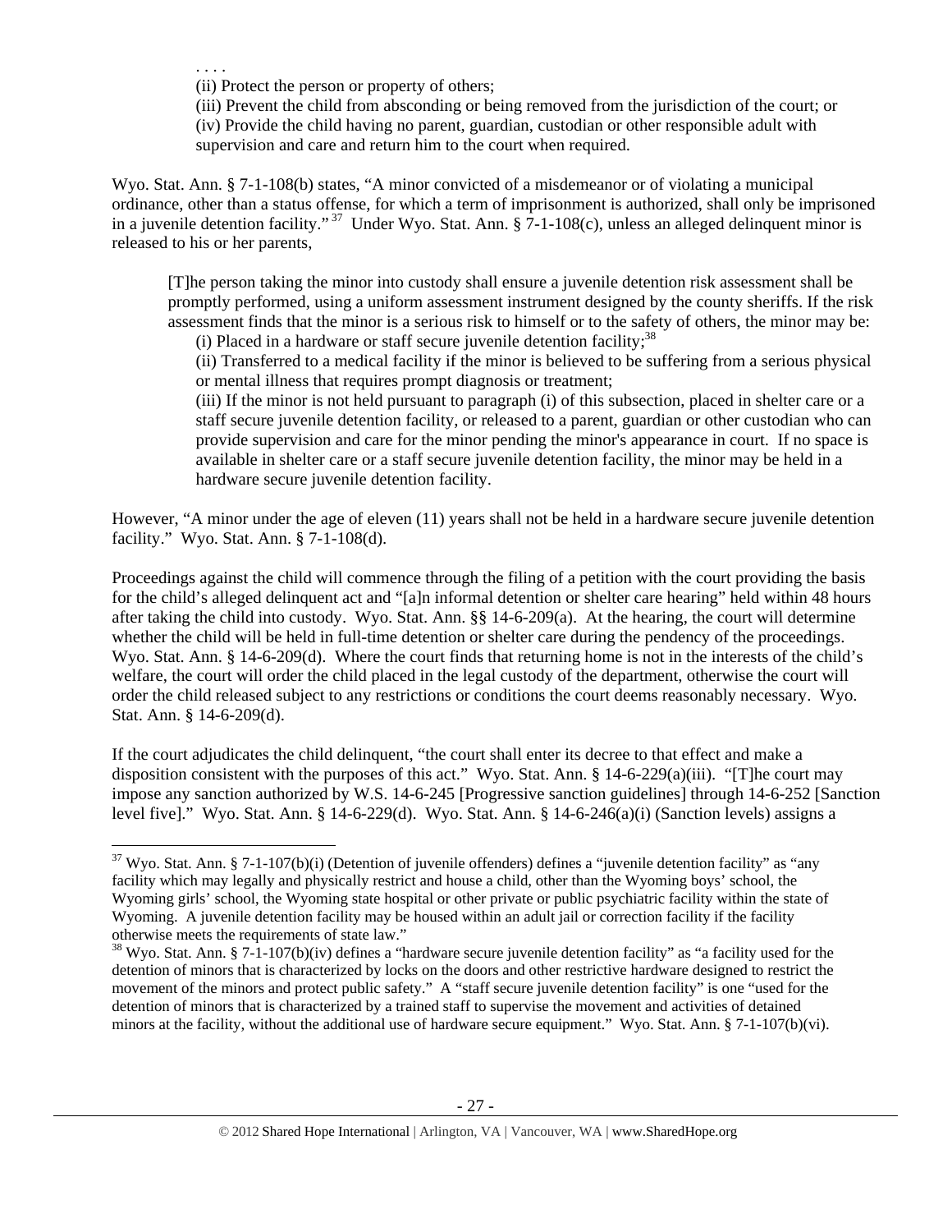. . . .

(ii) Protect the person or property of others;

(iii) Prevent the child from absconding or being removed from the jurisdiction of the court; or

(iv) Provide the child having no parent, guardian, custodian or other responsible adult with supervision and care and return him to the court when required.

Wyo. Stat. Ann. § 7-1-108(b) states, "A minor convicted of a misdemeanor or of violating a municipal ordinance, other than a status offense, for which a term of imprisonment is authorized, shall only be imprisoned in a juvenile detention facility." [37] Under Wyo. Stat. Ann. § 7-1-108(c), unless an alleged delinquent minor is released to his or her parents,

> [T]he person taking the minor into custody shall ensure a juvenile detention risk assessment shall be promptly performed, using a uniform assessment instrument designed by the county sheriffs. If the risk assessment finds that the minor is a serious risk to himself or to the safety of others, the minor may be:
>
> (i) Placed in a hardware or staff secure juvenile detention facility;[38]
>
> (ii) Transferred to a medical facility if the minor is believed to be suffering from a serious physical or mental illness that requires prompt diagnosis or treatment;
>
> (iii) If the minor is not held pursuant to paragraph (i) of this subsection, placed in shelter care or a staff secure juvenile detention facility, or released to a parent, guardian or other custodian who can provide supervision and care for the minor pending the minor's appearance in court. If no space is available in shelter care or a staff secure juvenile detention facility, the minor may be held in a hardware secure juvenile detention facility.

However, "A minor under the age of eleven (11) years shall not be held in a hardware secure juvenile detention facility." Wyo. Stat. Ann. § 7-1-108(d).

Proceedings against the child will commence through the filing of a petition with the court providing the basis for the child's alleged delinquent act and "[a]n informal detention or shelter care hearing" held within 48 hours after taking the child into custody. Wyo. Stat. Ann. §§ 14-6-209(a). At the hearing, the court will determine whether the child will be held in full-time detention or shelter care during the pendency of the proceedings. Wyo. Stat. Ann. § 14-6-209(d). Where the court finds that returning home is not in the interests of the child's welfare, the court will order the child placed in the legal custody of the department, otherwise the court will order the child released subject to any restrictions or conditions the court deems reasonably necessary. Wyo. Stat. Ann. § 14-6-209(d).

If the court adjudicates the child delinquent, "the court shall enter its decree to that effect and make a disposition consistent with the purposes of this act." Wyo. Stat. Ann. § 14-6-229(a)(iii). "[T]he court may impose any sanction authorized by W.S. 14-6-245 [Progressive sanction guidelines] through 14-6-252 [Sanction level five]." Wyo. Stat. Ann. § 14-6-229(d). Wyo. Stat. Ann. § 14-6-246(a)(i) (Sanction levels) assigns a

---

[37] Wyo. Stat. Ann. § 7-1-107(b)(i) (Detention of juvenile offenders) defines a "juvenile detention facility" as "any facility which may legally and physically restrict and house a child, other than the Wyoming boys' school, the Wyoming girls' school, the Wyoming state hospital or other private or public psychiatric facility within the state of Wyoming. A juvenile detention facility may be housed within an adult jail or correction facility if the facility otherwise meets the requirements of state law."

[38] Wyo. Stat. Ann. § 7-1-107(b)(iv) defines a "hardware secure juvenile detention facility" as "a facility used for the detention of minors that is characterized by locks on the doors and other restrictive hardware designed to restrict the movement of the minors and protect public safety." A "staff secure juvenile detention facility" is one "used for the detention of minors that is characterized by a trained staff to supervise the movement and activities of detained minors at the facility, without the additional use of hardware secure equipment." Wyo. Stat. Ann. § 7-1-107(b)(vi).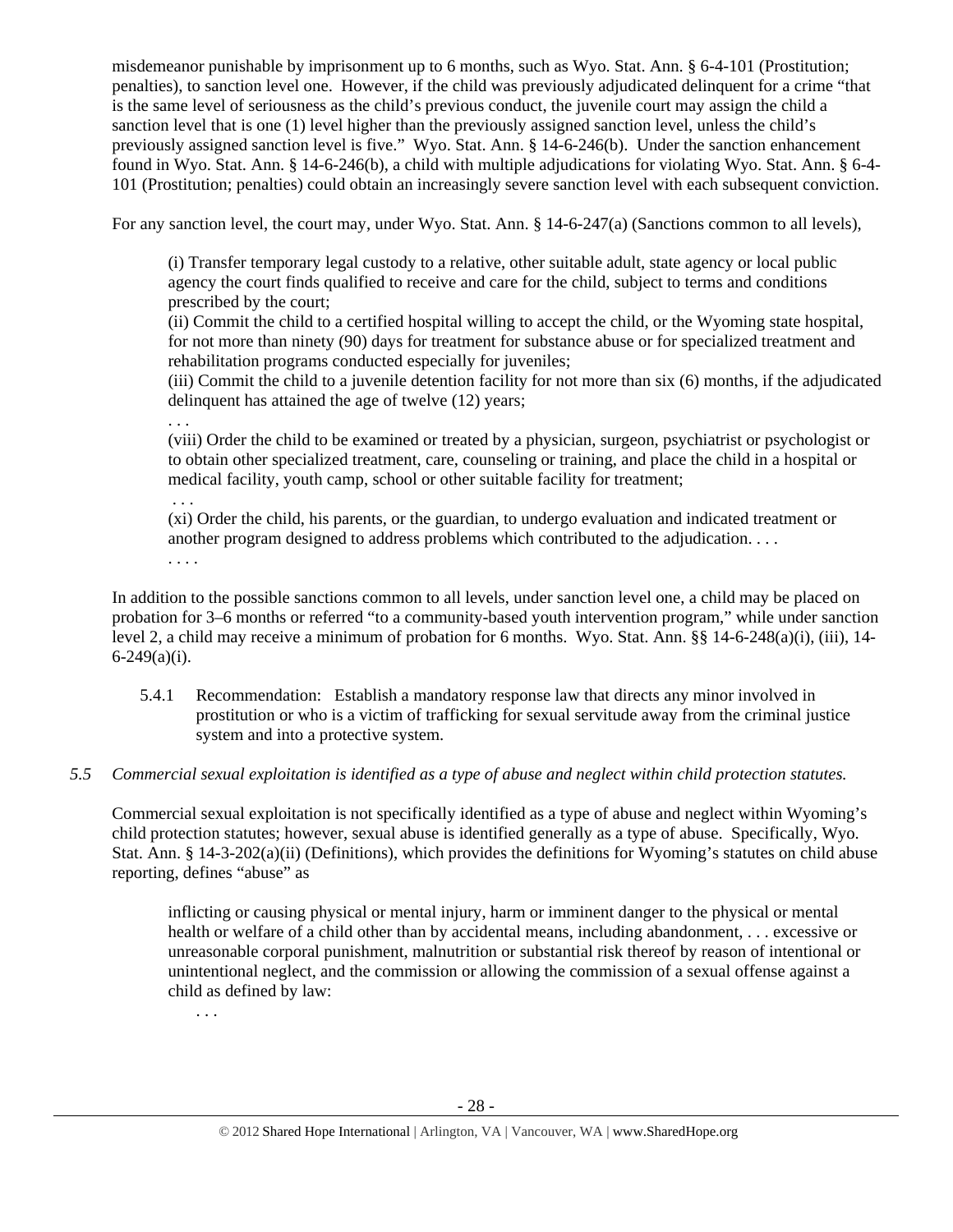misdemeanor punishable by imprisonment up to 6 months, such as Wyo. Stat. Ann. § 6-4-101 (Prostitution; penalties), to sanction level one. However, if the child was previously adjudicated delinquent for a crime "that is the same level of seriousness as the child's previous conduct, the juvenile court may assign the child a sanction level that is one (1) level higher than the previously assigned sanction level, unless the child's previously assigned sanction level is five." Wyo. Stat. Ann. § 14-6-246(b). Under the sanction enhancement found in Wyo. Stat. Ann. § 14-6-246(b), a child with multiple adjudications for violating Wyo. Stat. Ann. § 6-4-101 (Prostitution; penalties) could obtain an increasingly severe sanction level with each subsequent conviction.

For any sanction level, the court may, under Wyo. Stat. Ann. § 14-6-247(a) (Sanctions common to all levels),

> (i) Transfer temporary legal custody to a relative, other suitable adult, state agency or local public agency the court finds qualified to receive and care for the child, subject to terms and conditions prescribed by the court;
> (ii) Commit the child to a certified hospital willing to accept the child, or the Wyoming state hospital, for not more than ninety (90) days for treatment for substance abuse or for specialized treatment and rehabilitation programs conducted especially for juveniles;
> (iii) Commit the child to a juvenile detention facility for not more than six (6) months, if the adjudicated delinquent has attained the age of twelve (12) years;
> . . .
> (viii) Order the child to be examined or treated by a physician, surgeon, psychiatrist or psychologist or to obtain other specialized treatment, care, counseling or training, and place the child in a hospital or medical facility, youth camp, school or other suitable facility for treatment;
> . . .
> (xi) Order the child, his parents, or the guardian, to undergo evaluation and indicated treatment or another program designed to address problems which contributed to the adjudication. . . .
> . . . .

In addition to the possible sanctions common to all levels, under sanction level one, a child may be placed on probation for 3–6 months or referred "to a community-based youth intervention program," while under sanction level 2, a child may receive a minimum of probation for 6 months. Wyo. Stat. Ann. §§ 14-6-248(a)(i), (iii), 14-6-249(a)(i).

5.4.1 Recommendation: Establish a mandatory response law that directs any minor involved in prostitution or who is a victim of trafficking for sexual servitude away from the criminal justice system and into a protective system.

*5.5 Commercial sexual exploitation is identified as a type of abuse and neglect within child protection statutes.*

Commercial sexual exploitation is not specifically identified as a type of abuse and neglect within Wyoming's child protection statutes; however, sexual abuse is identified generally as a type of abuse. Specifically, Wyo. Stat. Ann. § 14-3-202(a)(ii) (Definitions), which provides the definitions for Wyoming's statutes on child abuse reporting, defines "abuse" as

> inflicting or causing physical or mental injury, harm or imminent danger to the physical or mental health or welfare of a child other than by accidental means, including abandonment, . . . excessive or unreasonable corporal punishment, malnutrition or substantial risk thereof by reason of intentional or unintentional neglect, and the commission or allowing the commission of a sexual offense against a child as defined by law:
> . . .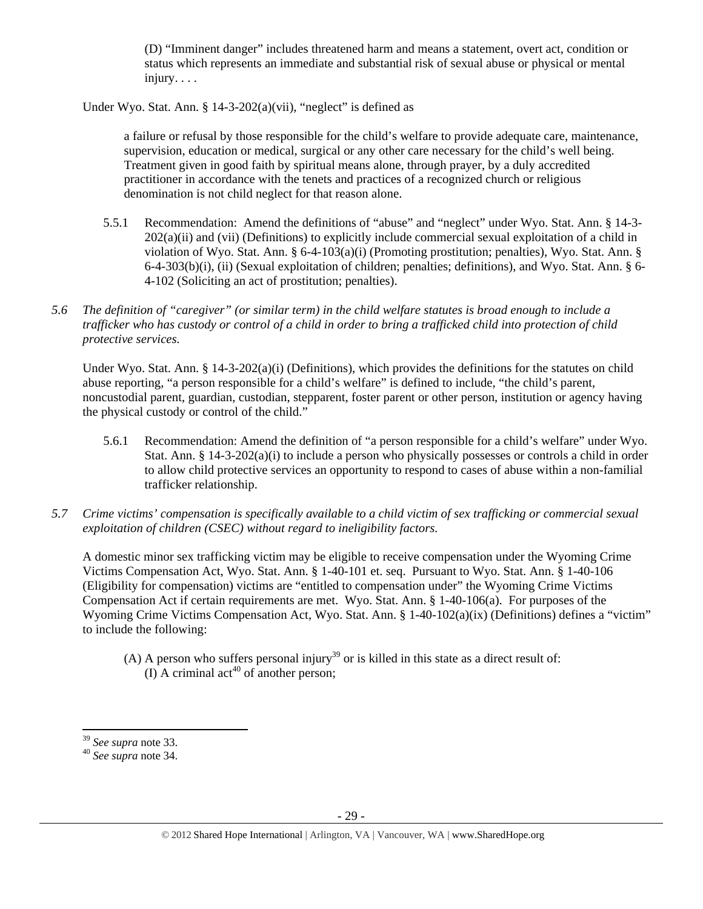(D) "Imminent danger" includes threatened harm and means a statement, overt act, condition or status which represents an immediate and substantial risk of sexual abuse or physical or mental injury. . . .

Under Wyo. Stat. Ann. § 14-3-202(a)(vii), "neglect" is defined as

> a failure or refusal by those responsible for the child's welfare to provide adequate care, maintenance, supervision, education or medical, surgical or any other care necessary for the child's well being. Treatment given in good faith by spiritual means alone, through prayer, by a duly accredited practitioner in accordance with the tenets and practices of a recognized church or religious denomination is not child neglect for that reason alone.

5.5.1 Recommendation: Amend the definitions of "abuse" and "neglect" under Wyo. Stat. Ann. § 14-3-202(a)(ii) and (vii) (Definitions) to explicitly include commercial sexual exploitation of a child in violation of Wyo. Stat. Ann. § 6-4-103(a)(i) (Promoting prostitution; penalties), Wyo. Stat. Ann. § 6-4-303(b)(i), (ii) (Sexual exploitation of children; penalties; definitions), and Wyo. Stat. Ann. § 6-4-102 (Soliciting an act of prostitution; penalties).

*5.6 The definition of "caregiver" (or similar term) in the child welfare statutes is broad enough to include a trafficker who has custody or control of a child in order to bring a trafficked child into protection of child protective services.*

Under Wyo. Stat. Ann. § 14-3-202(a)(i) (Definitions), which provides the definitions for the statutes on child abuse reporting, "a person responsible for a child's welfare" is defined to include, "the child's parent, noncustodial parent, guardian, custodian, stepparent, foster parent or other person, institution or agency having the physical custody or control of the child."

5.6.1 Recommendation: Amend the definition of "a person responsible for a child's welfare" under Wyo. Stat. Ann. § 14-3-202(a)(i) to include a person who physically possesses or controls a child in order to allow child protective services an opportunity to respond to cases of abuse within a non-familial trafficker relationship.

*5.7 Crime victims' compensation is specifically available to a child victim of sex trafficking or commercial sexual exploitation of children (CSEC) without regard to ineligibility factors.*

A domestic minor sex trafficking victim may be eligible to receive compensation under the Wyoming Crime Victims Compensation Act, Wyo. Stat. Ann. § 1-40-101 et. seq. Pursuant to Wyo. Stat. Ann. § 1-40-106 (Eligibility for compensation) victims are "entitled to compensation under" the Wyoming Crime Victims Compensation Act if certain requirements are met. Wyo. Stat. Ann. § 1-40-106(a). For purposes of the Wyoming Crime Victims Compensation Act, Wyo. Stat. Ann. § 1-40-102(a)(ix) (Definitions) defines a "victim" to include the following:

> (A) A person who suffers personal injury[39] or is killed in this state as a direct result of:
> (I) A criminal act[40] of another person;

[39] *See supra* note 33.
[40] *See supra* note 34.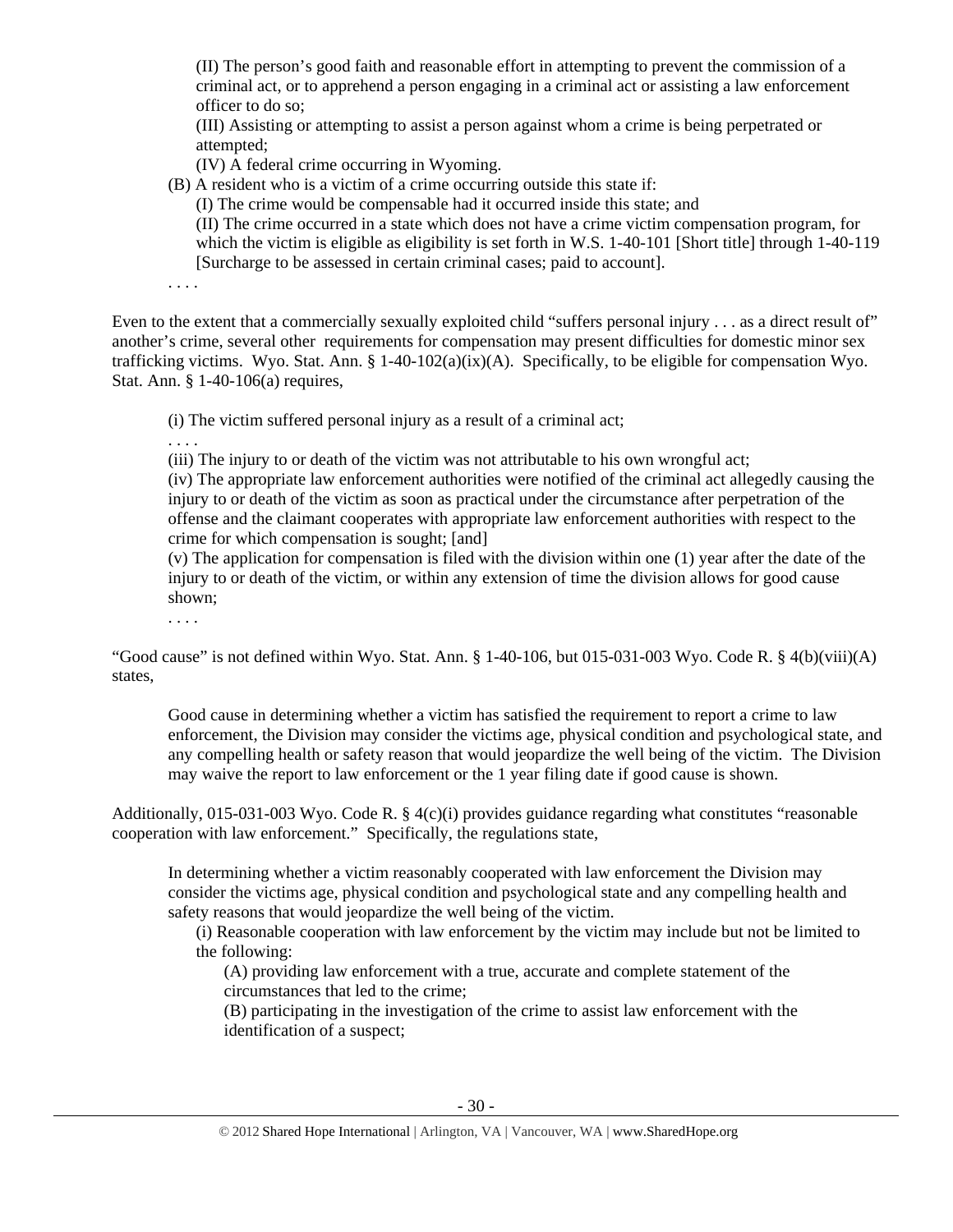(II) The person's good faith and reasonable effort in attempting to prevent the commission of a criminal act, or to apprehend a person engaging in a criminal act or assisting a law enforcement officer to do so;

(III) Assisting or attempting to assist a person against whom a crime is being perpetrated or attempted;

(IV) A federal crime occurring in Wyoming.

(B) A resident who is a victim of a crime occurring outside this state if:

(I) The crime would be compensable had it occurred inside this state; and

(II) The crime occurred in a state which does not have a crime victim compensation program, for which the victim is eligible as eligibility is set forth in W.S. 1-40-101 [Short title] through 1-40-119 [Surcharge to be assessed in certain criminal cases; paid to account].

. . . .

Even to the extent that a commercially sexually exploited child "suffers personal injury . . . as a direct result of" another's crime, several other requirements for compensation may present difficulties for domestic minor sex trafficking victims. Wyo. Stat. Ann. § 1-40-102(a)(ix)(A). Specifically, to be eligible for compensation Wyo. Stat. Ann. § 1-40-106(a) requires,

> (i) The victim suffered personal injury as a result of a criminal act;
>
> . . . .
>
> (iii) The injury to or death of the victim was not attributable to his own wrongful act;
>
> (iv) The appropriate law enforcement authorities were notified of the criminal act allegedly causing the injury to or death of the victim as soon as practical under the circumstance after perpetration of the offense and the claimant cooperates with appropriate law enforcement authorities with respect to the crime for which compensation is sought; [and]
>
> (v) The application for compensation is filed with the division within one (1) year after the date of the injury to or death of the victim, or within any extension of time the division allows for good cause shown;
>
> . . . .

"Good cause" is not defined within Wyo. Stat. Ann. § 1-40-106, but 015-031-003 Wyo. Code R. § 4(b)(viii)(A) states,

> Good cause in determining whether a victim has satisfied the requirement to report a crime to law enforcement, the Division may consider the victims age, physical condition and psychological state, and any compelling health or safety reason that would jeopardize the well being of the victim. The Division may waive the report to law enforcement or the 1 year filing date if good cause is shown.

Additionally, 015-031-003 Wyo. Code R. § 4(c)(i) provides guidance regarding what constitutes "reasonable cooperation with law enforcement." Specifically, the regulations state,

> In determining whether a victim reasonably cooperated with law enforcement the Division may consider the victims age, physical condition and psychological state and any compelling health and safety reasons that would jeopardize the well being of the victim.
>
> (i) Reasonable cooperation with law enforcement by the victim may include but not be limited to the following:
>
> (A) providing law enforcement with a true, accurate and complete statement of the circumstances that led to the crime;
>
> (B) participating in the investigation of the crime to assist law enforcement with the identification of a suspect;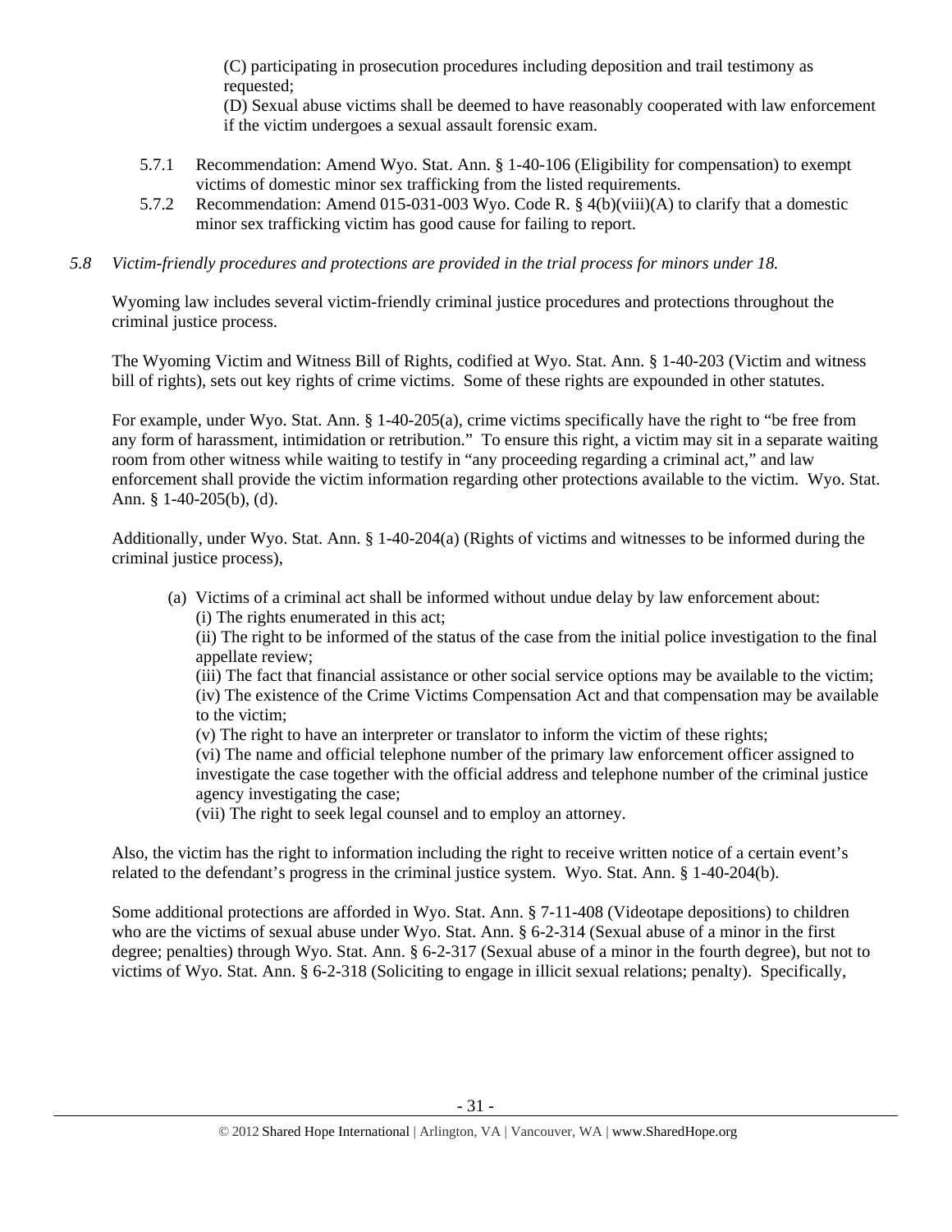(C) participating in prosecution procedures including deposition and trail testimony as requested;
(D) Sexual abuse victims shall be deemed to have reasonably cooperated with law enforcement if the victim undergoes a sexual assault forensic exam.

5.7.1 Recommendation: Amend Wyo. Stat. Ann. § 1-40-106 (Eligibility for compensation) to exempt victims of domestic minor sex trafficking from the listed requirements.

5.7.2 Recommendation: Amend 015-031-003 Wyo. Code R. § 4(b)(viii)(A) to clarify that a domestic minor sex trafficking victim has good cause for failing to report.

*5.8 Victim-friendly procedures and protections are provided in the trial process for minors under 18.*

Wyoming law includes several victim-friendly criminal justice procedures and protections throughout the criminal justice process.

The Wyoming Victim and Witness Bill of Rights, codified at Wyo. Stat. Ann. § 1-40-203 (Victim and witness bill of rights), sets out key rights of crime victims. Some of these rights are expounded in other statutes.

For example, under Wyo. Stat. Ann. § 1-40-205(a), crime victims specifically have the right to "be free from any form of harassment, intimidation or retribution." To ensure this right, a victim may sit in a separate waiting room from other witness while waiting to testify in "any proceeding regarding a criminal act," and law enforcement shall provide the victim information regarding other protections available to the victim. Wyo. Stat. Ann. § 1-40-205(b), (d).

Additionally, under Wyo. Stat. Ann. § 1-40-204(a) (Rights of victims and witnesses to be informed during the criminal justice process),

> (a) Victims of a criminal act shall be informed without undue delay by law enforcement about:
> (i) The rights enumerated in this act;
> (ii) The right to be informed of the status of the case from the initial police investigation to the final appellate review;
> (iii) The fact that financial assistance or other social service options may be available to the victim;
> (iv) The existence of the Crime Victims Compensation Act and that compensation may be available to the victim;
> (v) The right to have an interpreter or translator to inform the victim of these rights;
> (vi) The name and official telephone number of the primary law enforcement officer assigned to investigate the case together with the official address and telephone number of the criminal justice agency investigating the case;
> (vii) The right to seek legal counsel and to employ an attorney.

Also, the victim has the right to information including the right to receive written notice of a certain event's related to the defendant's progress in the criminal justice system. Wyo. Stat. Ann. § 1-40-204(b).

Some additional protections are afforded in Wyo. Stat. Ann. § 7-11-408 (Videotape depositions) to children who are the victims of sexual abuse under Wyo. Stat. Ann. § 6-2-314 (Sexual abuse of a minor in the first degree; penalties) through Wyo. Stat. Ann. § 6-2-317 (Sexual abuse of a minor in the fourth degree), but not to victims of Wyo. Stat. Ann. § 6-2-318 (Soliciting to engage in illicit sexual relations; penalty). Specifically,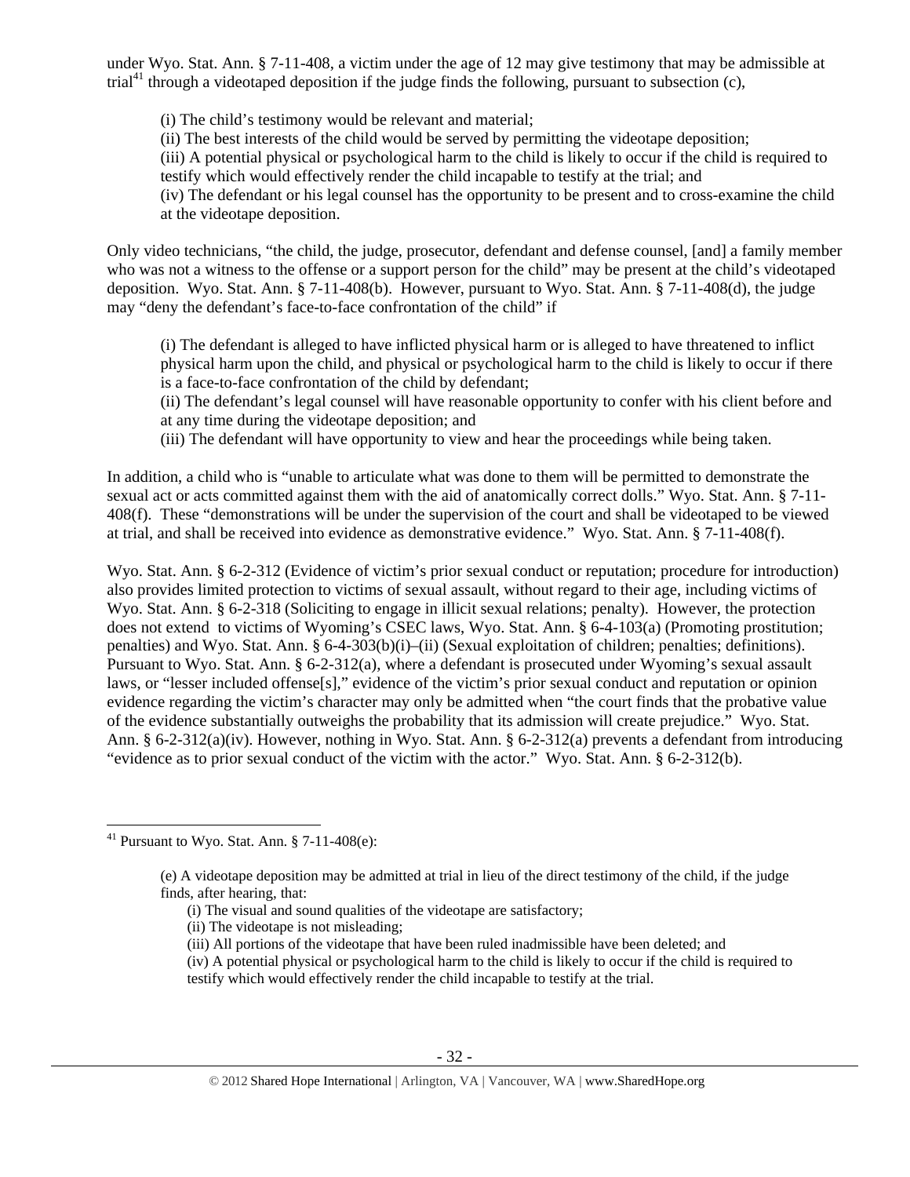under Wyo. Stat. Ann. § 7-11-408, a victim under the age of 12 may give testimony that may be admissible at trial[41] through a videotaped deposition if the judge finds the following, pursuant to subsection (c),

> (i) The child's testimony would be relevant and material;
> (ii) The best interests of the child would be served by permitting the videotape deposition;
> (iii) A potential physical or psychological harm to the child is likely to occur if the child is required to testify which would effectively render the child incapable to testify at the trial; and
> (iv) The defendant or his legal counsel has the opportunity to be present and to cross-examine the child at the videotape deposition.

Only video technicians, "the child, the judge, prosecutor, defendant and defense counsel, [and] a family member who was not a witness to the offense or a support person for the child" may be present at the child's videotaped deposition. Wyo. Stat. Ann. § 7-11-408(b). However, pursuant to Wyo. Stat. Ann. § 7-11-408(d), the judge may "deny the defendant's face-to-face confrontation of the child" if

> (i) The defendant is alleged to have inflicted physical harm or is alleged to have threatened to inflict physical harm upon the child, and physical or psychological harm to the child is likely to occur if there is a face-to-face confrontation of the child by defendant;
> (ii) The defendant's legal counsel will have reasonable opportunity to confer with his client before and at any time during the videotape deposition; and
> (iii) The defendant will have opportunity to view and hear the proceedings while being taken.

In addition, a child who is "unable to articulate what was done to them will be permitted to demonstrate the sexual act or acts committed against them with the aid of anatomically correct dolls." Wyo. Stat. Ann. § 7-11-408(f). These "demonstrations will be under the supervision of the court and shall be videotaped to be viewed at trial, and shall be received into evidence as demonstrative evidence." Wyo. Stat. Ann. § 7-11-408(f).

Wyo. Stat. Ann. § 6-2-312 (Evidence of victim's prior sexual conduct or reputation; procedure for introduction) also provides limited protection to victims of sexual assault, without regard to their age, including victims of Wyo. Stat. Ann. § 6-2-318 (Soliciting to engage in illicit sexual relations; penalty). However, the protection does not extend to victims of Wyoming's CSEC laws, Wyo. Stat. Ann. § 6-4-103(a) (Promoting prostitution; penalties) and Wyo. Stat. Ann. § 6-4-303(b)(i)–(ii) (Sexual exploitation of children; penalties; definitions). Pursuant to Wyo. Stat. Ann. § 6-2-312(a), where a defendant is prosecuted under Wyoming's sexual assault laws, or "lesser included offense[s]," evidence of the victim's prior sexual conduct and reputation or opinion evidence regarding the victim's character may only be admitted when "the court finds that the probative value of the evidence substantially outweighs the probability that its admission will create prejudice." Wyo. Stat. Ann. § 6-2-312(a)(iv). However, nothing in Wyo. Stat. Ann. § 6-2-312(a) prevents a defendant from introducing "evidence as to prior sexual conduct of the victim with the actor." Wyo. Stat. Ann. § 6-2-312(b).

---

[41] Pursuant to Wyo. Stat. Ann. § 7-11-408(e):

> (e) A videotape deposition may be admitted at trial in lieu of the direct testimony of the child, if the judge finds, after hearing, that:
> (i) The visual and sound qualities of the videotape are satisfactory;
> (ii) The videotape is not misleading;
> (iii) All portions of the videotape that have been ruled inadmissible have been deleted; and
> (iv) A potential physical or psychological harm to the child is likely to occur if the child is required to testify which would effectively render the child incapable to testify at the trial.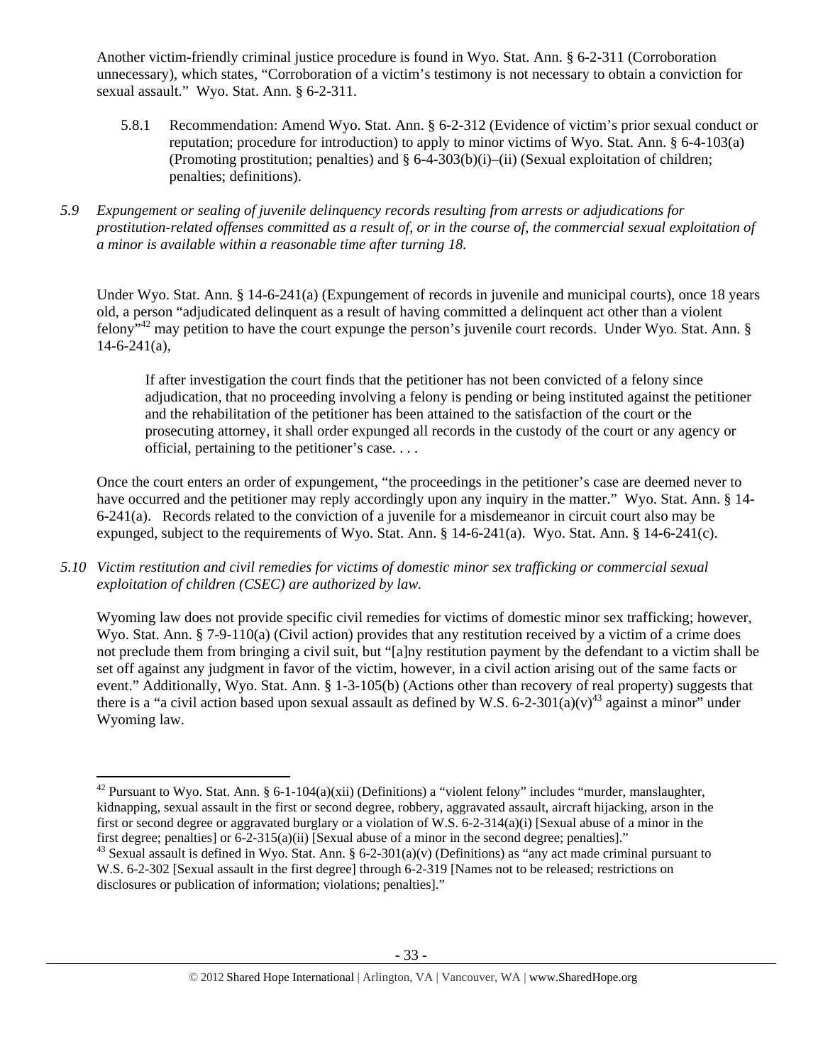Another victim-friendly criminal justice procedure is found in Wyo. Stat. Ann. § 6-2-311 (Corroboration unnecessary), which states, "Corroboration of a victim's testimony is not necessary to obtain a conviction for sexual assault." Wyo. Stat. Ann. § 6-2-311.

5.8.1 Recommendation: Amend Wyo. Stat. Ann. § 6-2-312 (Evidence of victim's prior sexual conduct or reputation; procedure for introduction) to apply to minor victims of Wyo. Stat. Ann. § 6-4-103(a) (Promoting prostitution; penalties) and § 6-4-303(b)(i)–(ii) (Sexual exploitation of children; penalties; definitions).

*5.9 Expungement or sealing of juvenile delinquency records resulting from arrests or adjudications for prostitution-related offenses committed as a result of, or in the course of, the commercial sexual exploitation of a minor is available within a reasonable time after turning 18.*

Under Wyo. Stat. Ann. § 14-6-241(a) (Expungement of records in juvenile and municipal courts), once 18 years old, a person "adjudicated delinquent as a result of having committed a delinquent act other than a violent felony"[42] may petition to have the court expunge the person's juvenile court records. Under Wyo. Stat. Ann. § 14-6-241(a),

> If after investigation the court finds that the petitioner has not been convicted of a felony since adjudication, that no proceeding involving a felony is pending or being instituted against the petitioner and the rehabilitation of the petitioner has been attained to the satisfaction of the court or the prosecuting attorney, it shall order expunged all records in the custody of the court or any agency or official, pertaining to the petitioner's case. . . .

Once the court enters an order of expungement, "the proceedings in the petitioner's case are deemed never to have occurred and the petitioner may reply accordingly upon any inquiry in the matter." Wyo. Stat. Ann. § 14-6-241(a). Records related to the conviction of a juvenile for a misdemeanor in circuit court also may be expunged, subject to the requirements of Wyo. Stat. Ann. § 14-6-241(a). Wyo. Stat. Ann. § 14-6-241(c).

*5.10 Victim restitution and civil remedies for victims of domestic minor sex trafficking or commercial sexual exploitation of children (CSEC) are authorized by law.*

Wyoming law does not provide specific civil remedies for victims of domestic minor sex trafficking; however, Wyo. Stat. Ann. § 7-9-110(a) (Civil action) provides that any restitution received by a victim of a crime does not preclude them from bringing a civil suit, but "[a]ny restitution payment by the defendant to a victim shall be set off against any judgment in favor of the victim, however, in a civil action arising out of the same facts or event." Additionally, Wyo. Stat. Ann. § 1-3-105(b) (Actions other than recovery of real property) suggests that there is a "a civil action based upon sexual assault as defined by W.S. 6-2-301(a)(v)[43] against a minor" under Wyoming law.

---

[42] Pursuant to Wyo. Stat. Ann. § 6-1-104(a)(xii) (Definitions) a "violent felony" includes "murder, manslaughter, kidnapping, sexual assault in the first or second degree, robbery, aggravated assault, aircraft hijacking, arson in the first or second degree or aggravated burglary or a violation of W.S. 6-2-314(a)(i) [Sexual abuse of a minor in the first degree; penalties] or 6-2-315(a)(ii) [Sexual abuse of a minor in the second degree; penalties]."

[43] Sexual assault is defined in Wyo. Stat. Ann. § 6-2-301(a)(v) (Definitions) as "any act made criminal pursuant to W.S. 6-2-302 [Sexual assault in the first degree] through 6-2-319 [Names not to be released; restrictions on disclosures or publication of information; violations; penalties]."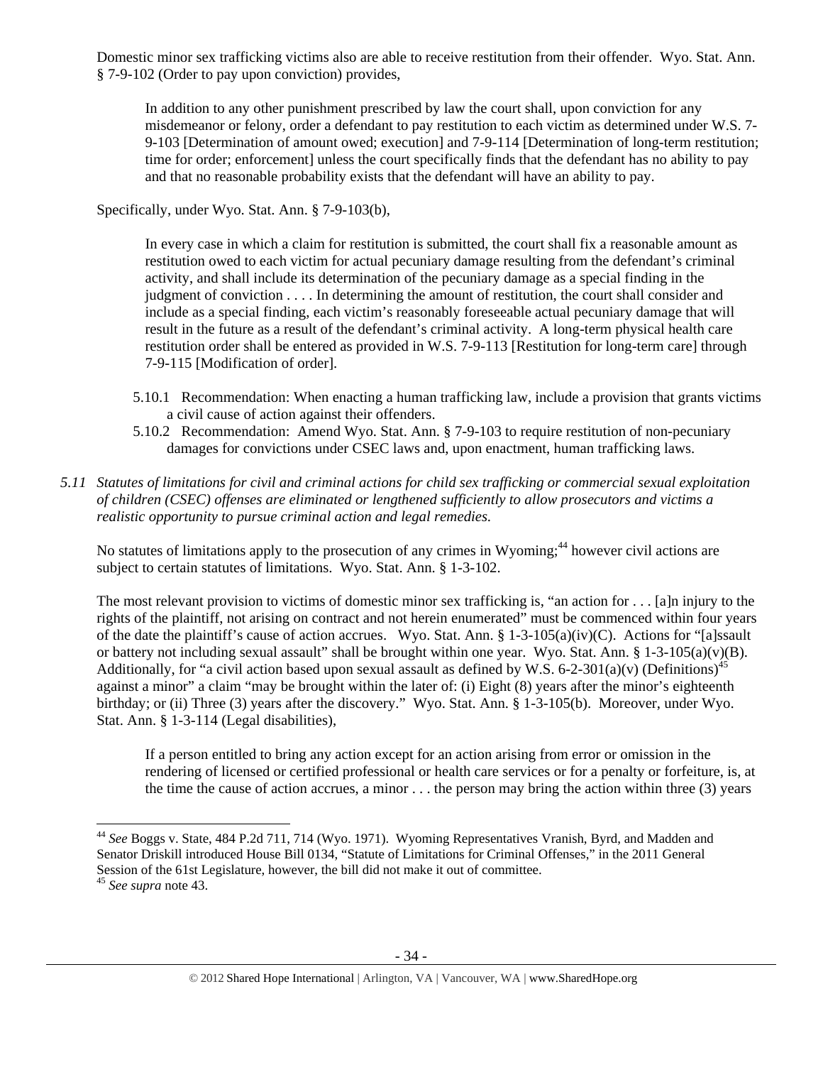Domestic minor sex trafficking victims also are able to receive restitution from their offender. Wyo. Stat. Ann. § 7-9-102 (Order to pay upon conviction) provides,

> In addition to any other punishment prescribed by law the court shall, upon conviction for any misdemeanor or felony, order a defendant to pay restitution to each victim as determined under W.S. 7-9-103 [Determination of amount owed; execution] and 7-9-114 [Determination of long-term restitution; time for order; enforcement] unless the court specifically finds that the defendant has no ability to pay and that no reasonable probability exists that the defendant will have an ability to pay.

Specifically, under Wyo. Stat. Ann. § 7-9-103(b),

> In every case in which a claim for restitution is submitted, the court shall fix a reasonable amount as restitution owed to each victim for actual pecuniary damage resulting from the defendant's criminal activity, and shall include its determination of the pecuniary damage as a special finding in the judgment of conviction . . . . In determining the amount of restitution, the court shall consider and include as a special finding, each victim's reasonably foreseeable actual pecuniary damage that will result in the future as a result of the defendant's criminal activity. A long-term physical health care restitution order shall be entered as provided in W.S. 7-9-113 [Restitution for long-term care] through 7-9-115 [Modification of order].

- 5.10.1 Recommendation: When enacting a human trafficking law, include a provision that grants victims a civil cause of action against their offenders.
- 5.10.2 Recommendation: Amend Wyo. Stat. Ann. § 7-9-103 to require restitution of non-pecuniary damages for convictions under CSEC laws and, upon enactment, human trafficking laws.

*5.11 Statutes of limitations for civil and criminal actions for child sex trafficking or commercial sexual exploitation of children (CSEC) offenses are eliminated or lengthened sufficiently to allow prosecutors and victims a realistic opportunity to pursue criminal action and legal remedies.*

No statutes of limitations apply to the prosecution of any crimes in Wyoming;[44] however civil actions are subject to certain statutes of limitations. Wyo. Stat. Ann. § 1-3-102.

The most relevant provision to victims of domestic minor sex trafficking is, "an action for . . . [a]n injury to the rights of the plaintiff, not arising on contract and not herein enumerated" must be commenced within four years of the date the plaintiff's cause of action accrues. Wyo. Stat. Ann. § 1-3-105(a)(iv)(C). Actions for "[a]ssault or battery not including sexual assault" shall be brought within one year. Wyo. Stat. Ann. § 1-3-105(a)(v)(B). Additionally, for "a civil action based upon sexual assault as defined by W.S. 6-2-301(a)(v) (Definitions)[45] against a minor" a claim "may be brought within the later of: (i) Eight (8) years after the minor's eighteenth birthday; or (ii) Three (3) years after the discovery." Wyo. Stat. Ann. § 1-3-105(b). Moreover, under Wyo. Stat. Ann. § 1-3-114 (Legal disabilities),

> If a person entitled to bring any action except for an action arising from error or omission in the rendering of licensed or certified professional or health care services or for a penalty or forfeiture, is, at the time the cause of action accrues, a minor . . . the person may bring the action within three (3) years

[44] *See* Boggs v. State, 484 P.2d 711, 714 (Wyo. 1971). Wyoming Representatives Vranish, Byrd, and Madden and Senator Driskill introduced House Bill 0134, "Statute of Limitations for Criminal Offenses," in the 2011 General Session of the 61st Legislature, however, the bill did not make it out of committee.

[45] *See supra* note 43.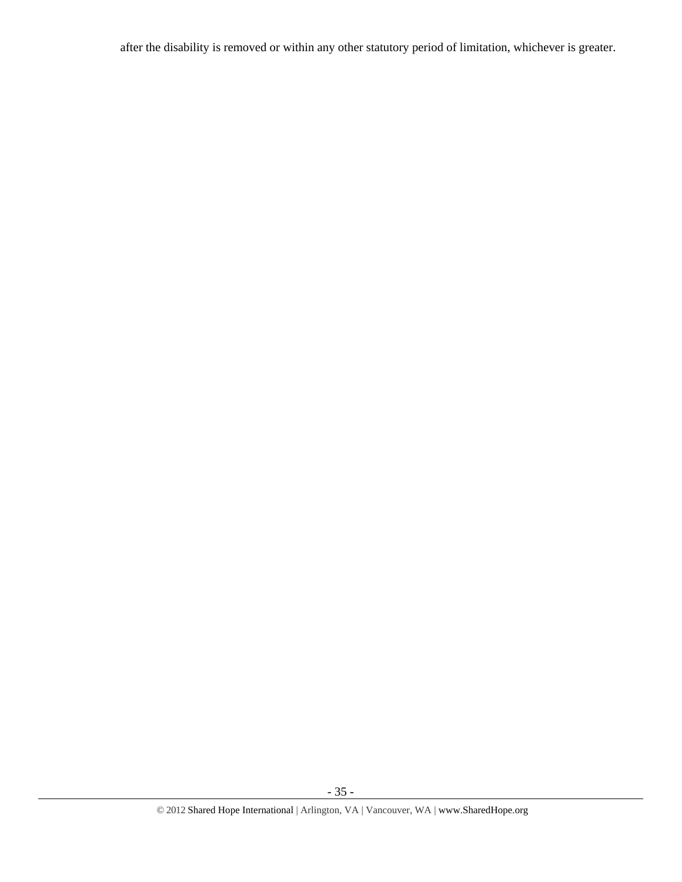after the disability is removed or within any other statutory period of limitation, whichever is greater.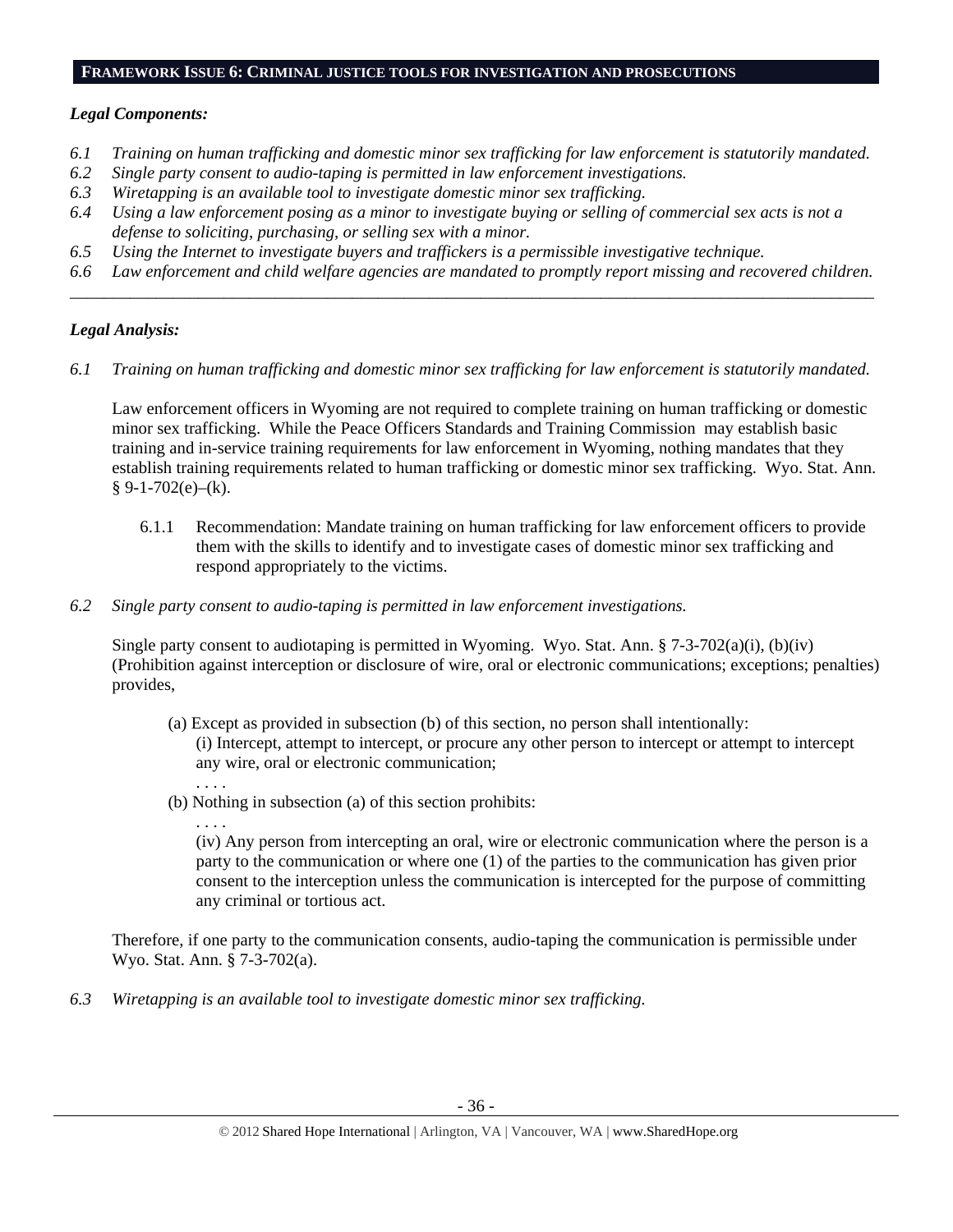## FRAMEWORK ISSUE 6: CRIMINAL JUSTICE TOOLS FOR INVESTIGATION AND PROSECUTIONS

***Legal Components:***

*6.1 Training on human trafficking and domestic minor sex trafficking for law enforcement is statutorily mandated.*
*6.2 Single party consent to audio-taping is permitted in law enforcement investigations.*
*6.3 Wiretapping is an available tool to investigate domestic minor sex trafficking.*
*6.4 Using a law enforcement posing as a minor to investigate buying or selling of commercial sex acts is not a defense to soliciting, purchasing, or selling sex with a minor.*
*6.5 Using the Internet to investigate buyers and traffickers is a permissible investigative technique.*
*6.6 Law enforcement and child welfare agencies are mandated to promptly report missing and recovered children.*

---

***Legal Analysis:***

*6.1 Training on human trafficking and domestic minor sex trafficking for law enforcement is statutorily mandated.*

Law enforcement officers in Wyoming are not required to complete training on human trafficking or domestic minor sex trafficking. While the Peace Officers Standards and Training Commission may establish basic training and in-service training requirements for law enforcement in Wyoming, nothing mandates that they establish training requirements related to human trafficking or domestic minor sex trafficking. Wyo. Stat. Ann. § 9-1-702(e)–(k).

6.1.1 Recommendation: Mandate training on human trafficking for law enforcement officers to provide them with the skills to identify and to investigate cases of domestic minor sex trafficking and respond appropriately to the victims.

*6.2 Single party consent to audio-taping is permitted in law enforcement investigations.*

Single party consent to audiotaping is permitted in Wyoming. Wyo. Stat. Ann. § 7-3-702(a)(i), (b)(iv) (Prohibition against interception or disclosure of wire, oral or electronic communications; exceptions; penalties) provides,

> (a) Except as provided in subsection (b) of this section, no person shall intentionally:
> (i) Intercept, attempt to intercept, or procure any other person to intercept or attempt to intercept any wire, oral or electronic communication;
> . . . .
> (b) Nothing in subsection (a) of this section prohibits:
> . . . .
> (iv) Any person from intercepting an oral, wire or electronic communication where the person is a party to the communication or where one (1) of the parties to the communication has given prior consent to the interception unless the communication is intercepted for the purpose of committing any criminal or tortious act.

Therefore, if one party to the communication consents, audio-taping the communication is permissible under Wyo. Stat. Ann. § 7-3-702(a).

*6.3 Wiretapping is an available tool to investigate domestic minor sex trafficking.*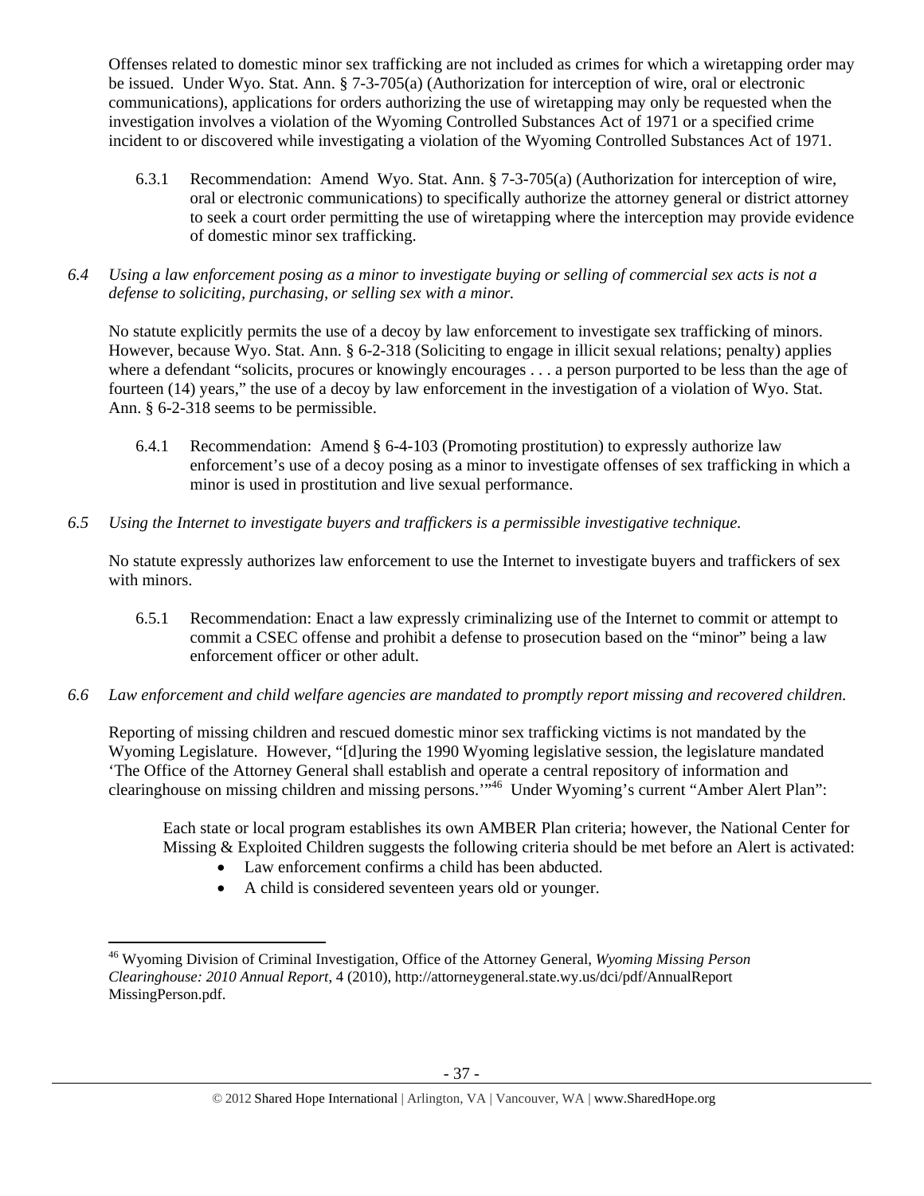Offenses related to domestic minor sex trafficking are not included as crimes for which a wiretapping order may be issued. Under Wyo. Stat. Ann. § 7-3-705(a) (Authorization for interception of wire, oral or electronic communications), applications for orders authorizing the use of wiretapping may only be requested when the investigation involves a violation of the Wyoming Controlled Substances Act of 1971 or a specified crime incident to or discovered while investigating a violation of the Wyoming Controlled Substances Act of 1971.

6.3.1 Recommendation: Amend Wyo. Stat. Ann. § 7-3-705(a) (Authorization for interception of wire, oral or electronic communications) to specifically authorize the attorney general or district attorney to seek a court order permitting the use of wiretapping where the interception may provide evidence of domestic minor sex trafficking.

*6.4 Using a law enforcement posing as a minor to investigate buying or selling of commercial sex acts is not a defense to soliciting, purchasing, or selling sex with a minor.*

No statute explicitly permits the use of a decoy by law enforcement to investigate sex trafficking of minors. However, because Wyo. Stat. Ann. § 6-2-318 (Soliciting to engage in illicit sexual relations; penalty) applies where a defendant "solicits, procures or knowingly encourages . . . a person purported to be less than the age of fourteen (14) years," the use of a decoy by law enforcement in the investigation of a violation of Wyo. Stat. Ann. § 6-2-318 seems to be permissible.

6.4.1 Recommendation: Amend § 6-4-103 (Promoting prostitution) to expressly authorize law enforcement's use of a decoy posing as a minor to investigate offenses of sex trafficking in which a minor is used in prostitution and live sexual performance.

*6.5 Using the Internet to investigate buyers and traffickers is a permissible investigative technique.*

No statute expressly authorizes law enforcement to use the Internet to investigate buyers and traffickers of sex with minors.

6.5.1 Recommendation: Enact a law expressly criminalizing use of the Internet to commit or attempt to commit a CSEC offense and prohibit a defense to prosecution based on the "minor" being a law enforcement officer or other adult.

*6.6 Law enforcement and child welfare agencies are mandated to promptly report missing and recovered children.*

Reporting of missing children and rescued domestic minor sex trafficking victims is not mandated by the Wyoming Legislature. However, "[d]uring the 1990 Wyoming legislative session, the legislature mandated 'The Office of the Attorney General shall establish and operate a central repository of information and clearinghouse on missing children and missing persons.'"[46] Under Wyoming's current "Amber Alert Plan":

> Each state or local program establishes its own AMBER Plan criteria; however, the National Center for Missing & Exploited Children suggests the following criteria should be met before an Alert is activated:
>
> - Law enforcement confirms a child has been abducted.
> - A child is considered seventeen years old or younger.

[46] Wyoming Division of Criminal Investigation, Office of the Attorney General, *Wyoming Missing Person Clearinghouse: 2010 Annual Report*, 4 (2010), http://attorneygeneral.state.wy.us/dci/pdf/AnnualReport MissingPerson.pdf.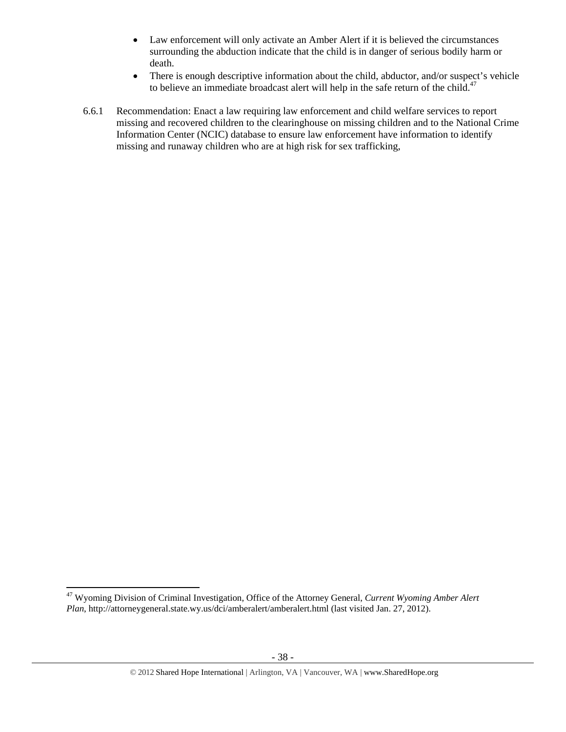- Law enforcement will only activate an Amber Alert if it is believed the circumstances surrounding the abduction indicate that the child is in danger of serious bodily harm or death.
- There is enough descriptive information about the child, abductor, and/or suspect's vehicle to believe an immediate broadcast alert will help in the safe return of the child.[47]

6.6.1 Recommendation: Enact a law requiring law enforcement and child welfare services to report missing and recovered children to the clearinghouse on missing children and to the National Crime Information Center (NCIC) database to ensure law enforcement have information to identify missing and runaway children who are at high risk for sex trafficking,

[47] Wyoming Division of Criminal Investigation, Office of the Attorney General, *Current Wyoming Amber Alert Plan*, http://attorneygeneral.state.wy.us/dci/amberalert/amberalert.html (last visited Jan. 27, 2012).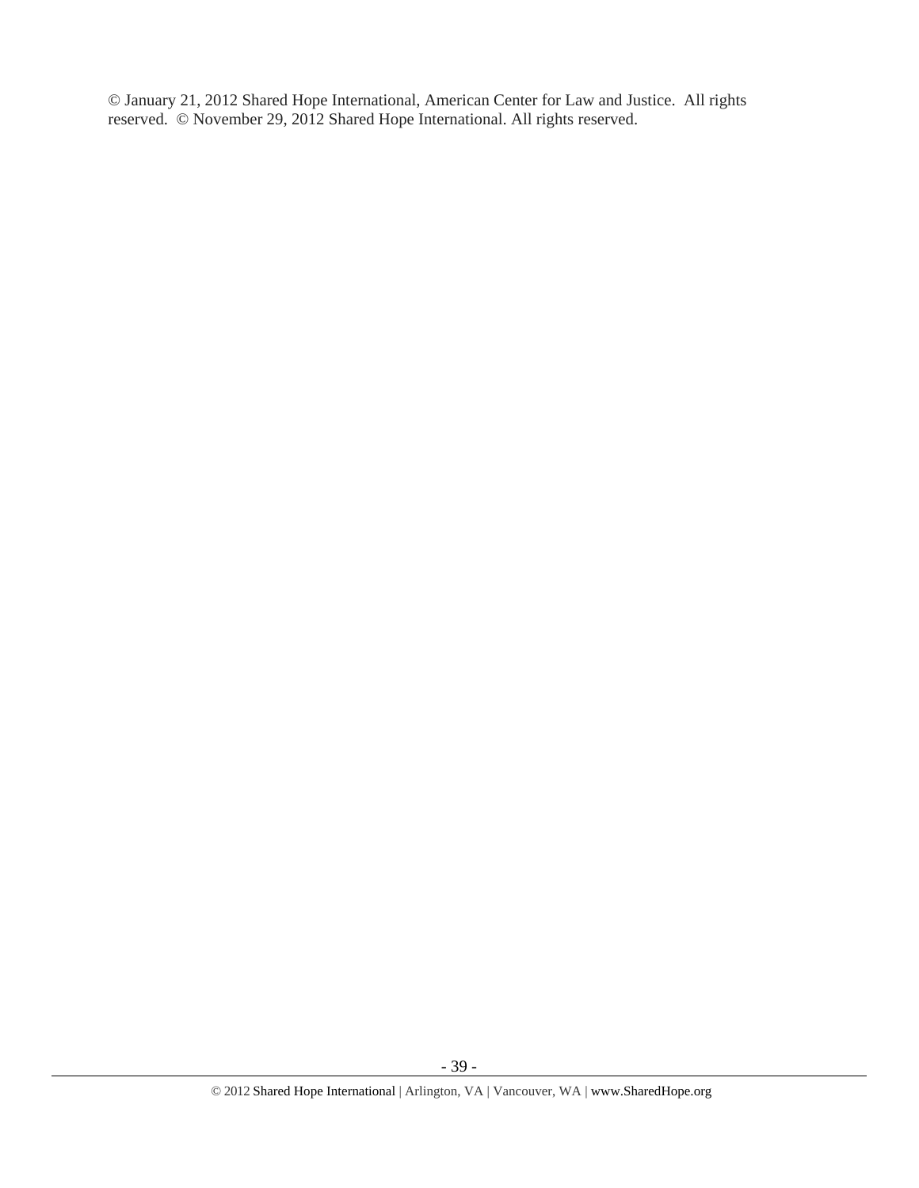© January 21, 2012 Shared Hope International, American Center for Law and Justice. All rights reserved. © November 29, 2012 Shared Hope International. All rights reserved.